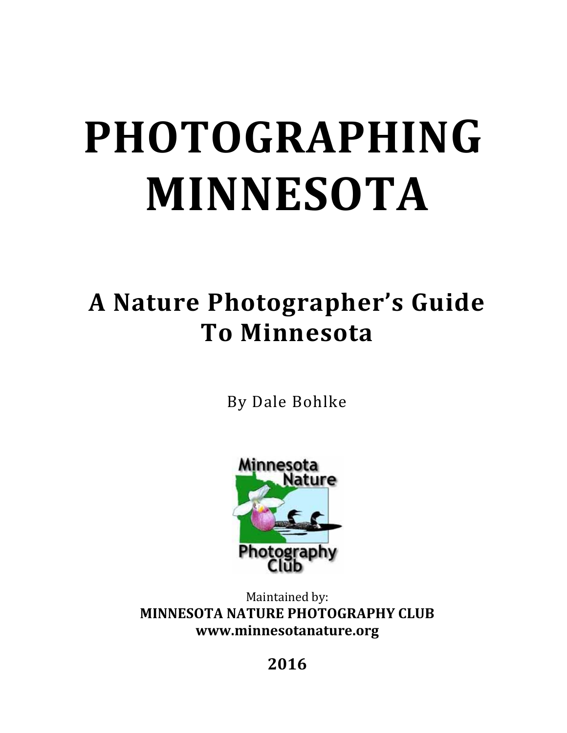# PHOTOGRAPHING MINNESOTA

## A Nature Photographer's Guide To Minnesota

By Dale Bohlke

Maintained by:
**MINNESOTA NATURE PHOTOGRAPHY CLUB**
**www.minnesotanature.org**

**2016**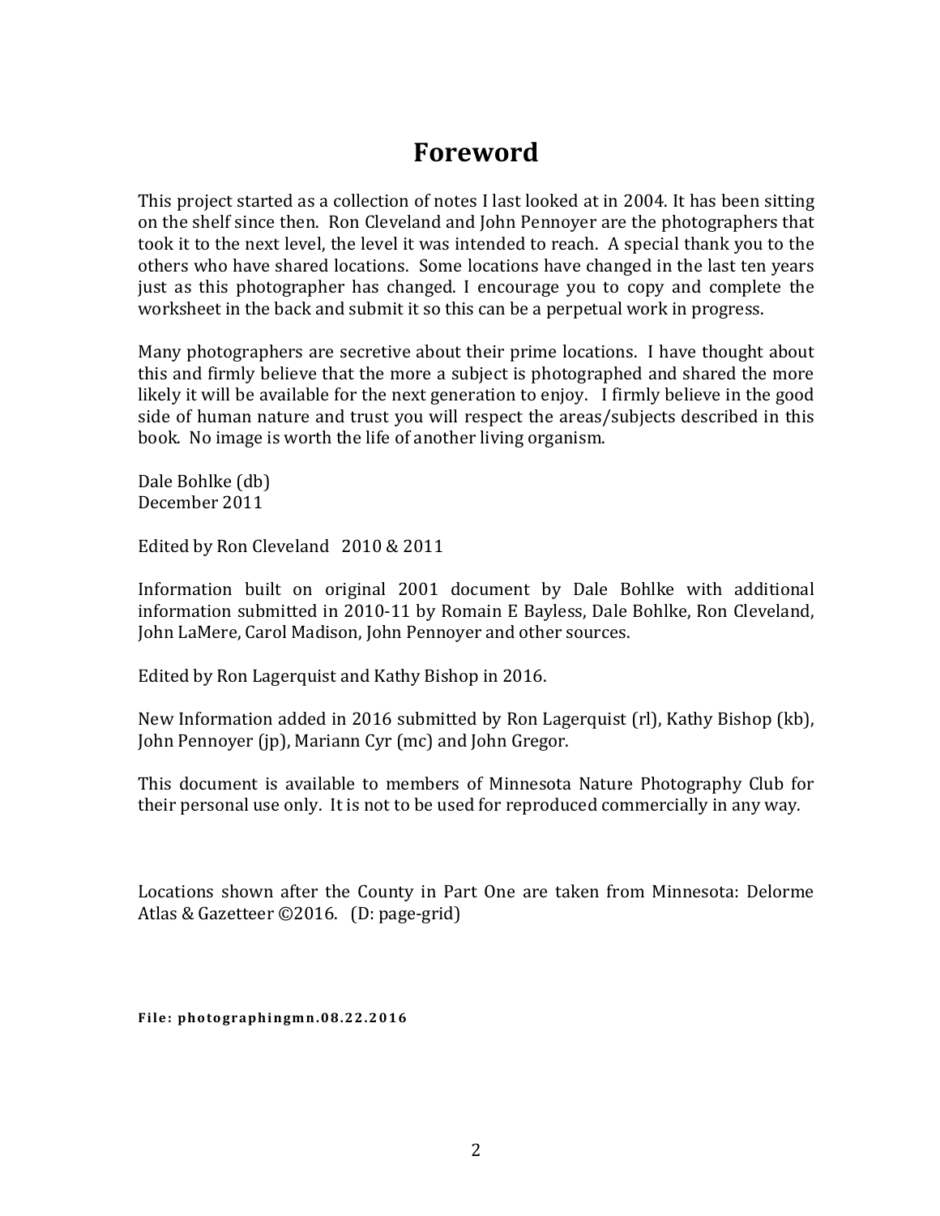# Foreword

This project started as a collection of notes I last looked at in 2004. It has been sitting on the shelf since then. Ron Cleveland and John Pennoyer are the photographers that took it to the next level, the level it was intended to reach. A special thank you to the others who have shared locations. Some locations have changed in the last ten years just as this photographer has changed. I encourage you to copy and complete the worksheet in the back and submit it so this can be a perpetual work in progress.

Many photographers are secretive about their prime locations. I have thought about this and firmly believe that the more a subject is photographed and shared the more likely it will be available for the next generation to enjoy. I firmly believe in the good side of human nature and trust you will respect the areas/subjects described in this book. No image is worth the life of another living organism.

Dale Bohlke (db)
December 2011

Edited by Ron Cleveland 2010 & 2011

Information built on original 2001 document by Dale Bohlke with additional information submitted in 2010-11 by Romain E Bayless, Dale Bohlke, Ron Cleveland, John LaMere, Carol Madison, John Pennoyer and other sources.

Edited by Ron Lagerquist and Kathy Bishop in 2016.

New Information added in 2016 submitted by Ron Lagerquist (rl), Kathy Bishop (kb), John Pennoyer (jp), Mariann Cyr (mc) and John Gregor.

This document is available to members of Minnesota Nature Photography Club for their personal use only. It is not to be used for reproduced commercially in any way.

Locations shown after the County in Part One are taken from Minnesota: Delorme Atlas & Gazetteer ©2016. (D: page-grid)

**File: photographingmn.08.22.2016**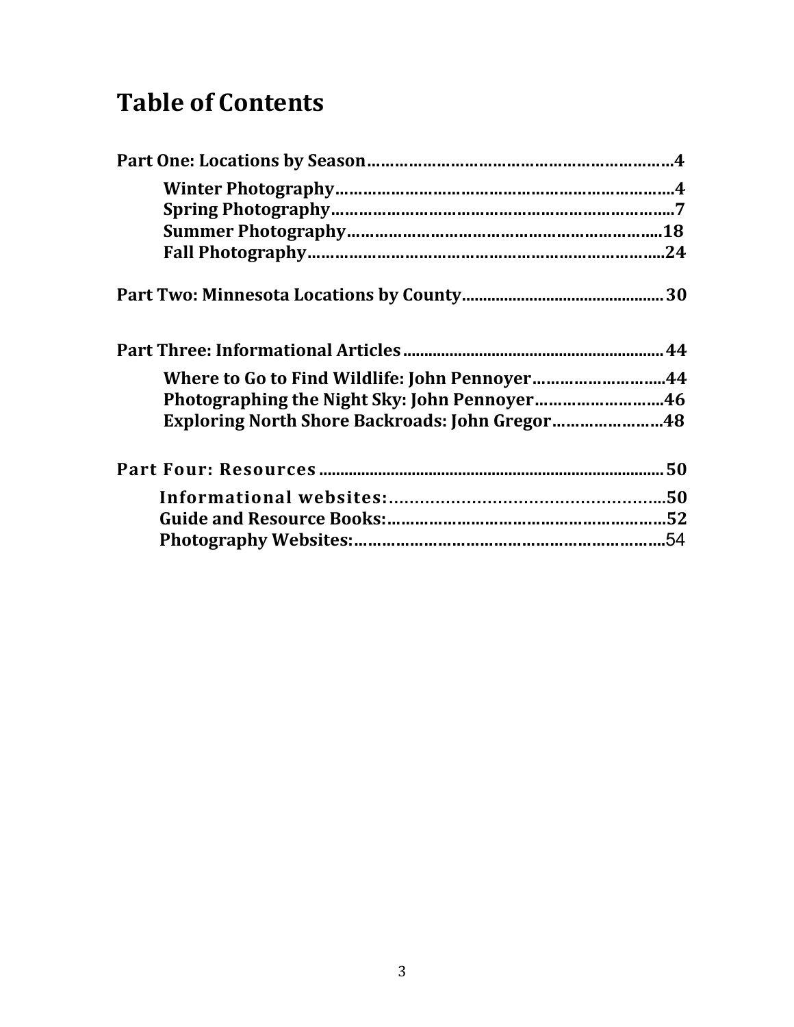# Table of Contents

**Part One: Locations by Season**……………………………………………………….4

- **Winter Photography**……………………………………………………………….4
- **Spring Photography**………………………………………………………………..7
- **Summer Photography**……………………………………………………………18
- **Fall Photography**…………………………………………………………………..24

**Part Two: Minnesota Locations by County**............................................... 30

**Part Three: Informational Articles**............................................................ 44

- **Where to Go to Find Wildlife: John Pennoyer**………………………..44
- **Photographing the Night Sky: John Pennoyer**………………………46
- **Exploring North Shore Backroads: John Gregor**…………………..48

**Part Four: Resources**.................................................................................. 50

- **Informational websites:**……………………………………………….50
- **Guide and Resource Books:**…………………………………………………52
- **Photography Websites:**………………………………………………………54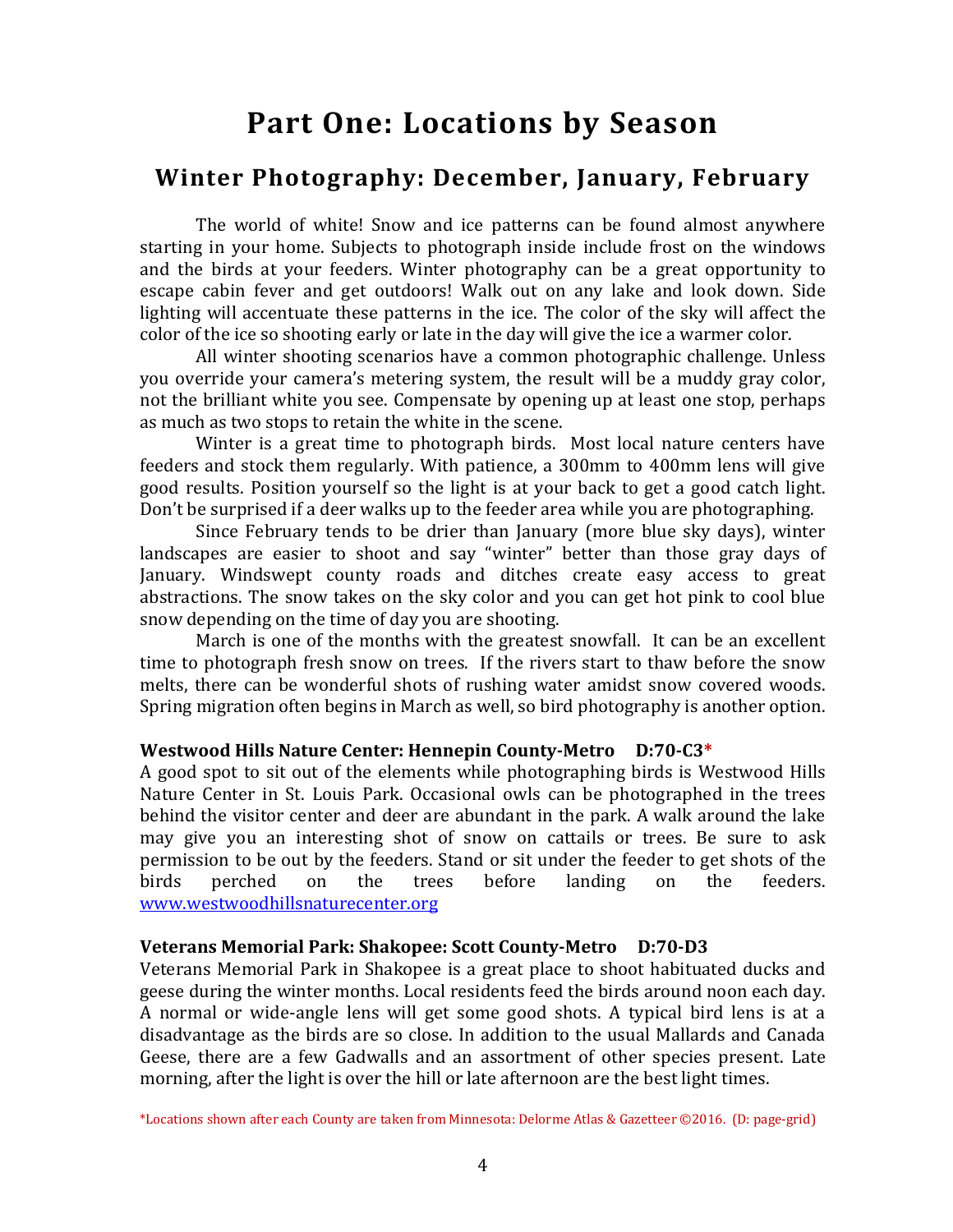# Part One: Locations by Season

## Winter Photography: December, January, February

The world of white! Snow and ice patterns can be found almost anywhere starting in your home. Subjects to photograph inside include frost on the windows and the birds at your feeders. Winter photography can be a great opportunity to escape cabin fever and get outdoors! Walk out on any lake and look down. Side lighting will accentuate these patterns in the ice. The color of the sky will affect the color of the ice so shooting early or late in the day will give the ice a warmer color.

All winter shooting scenarios have a common photographic challenge. Unless you override your camera's metering system, the result will be a muddy gray color, not the brilliant white you see. Compensate by opening up at least one stop, perhaps as much as two stops to retain the white in the scene.

Winter is a great time to photograph birds. Most local nature centers have feeders and stock them regularly. With patience, a 300mm to 400mm lens will give good results. Position yourself so the light is at your back to get a good catch light. Don't be surprised if a deer walks up to the feeder area while you are photographing.

Since February tends to be drier than January (more blue sky days), winter landscapes are easier to shoot and say "winter" better than those gray days of January. Windswept county roads and ditches create easy access to great abstractions. The snow takes on the sky color and you can get hot pink to cool blue snow depending on the time of day you are shooting.

March is one of the months with the greatest snowfall. It can be an excellent time to photograph fresh snow on trees. If the rivers start to thaw before the snow melts, there can be wonderful shots of rushing water amidst snow covered woods. Spring migration often begins in March as well, so bird photography is another option.

**Westwood Hills Nature Center: Hennepin County-Metro D:70-C3***

A good spot to sit out of the elements while photographing birds is Westwood Hills Nature Center in St. Louis Park. Occasional owls can be photographed in the trees behind the visitor center and deer are abundant in the park. A walk around the lake may give you an interesting shot of snow on cattails or trees. Be sure to ask permission to be out by the feeders. Stand or sit under the feeder to get shots of the birds perched on the trees before landing on the feeders. www.westwoodhillsnaturecenter.org

**Veterans Memorial Park: Shakopee: Scott County-Metro D:70-D3**

Veterans Memorial Park in Shakopee is a great place to shoot habituated ducks and geese during the winter months. Local residents feed the birds around noon each day. A normal or wide-angle lens will get some good shots. A typical bird lens is at a disadvantage as the birds are so close. In addition to the usual Mallards and Canada Geese, there are a few Gadwalls and an assortment of other species present. Late morning, after the light is over the hill or late afternoon are the best light times.

*Locations shown after each County are taken from Minnesota: Delorme Atlas & Gazetteer ©2016. (D: page-grid)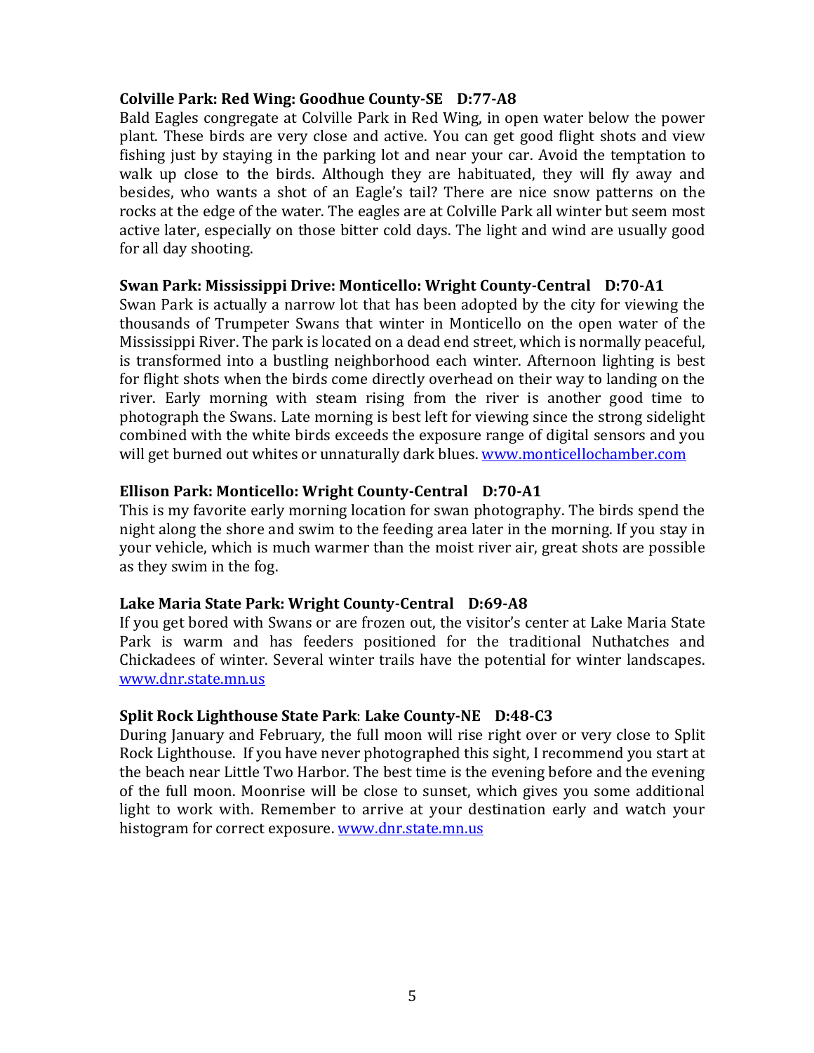**Colville Park: Red Wing: Goodhue County-SE    D:77-A8**

Bald Eagles congregate at Colville Park in Red Wing, in open water below the power plant. These birds are very close and active. You can get good flight shots and view fishing just by staying in the parking lot and near your car. Avoid the temptation to walk up close to the birds. Although they are habituated, they will fly away and besides, who wants a shot of an Eagle's tail? There are nice snow patterns on the rocks at the edge of the water. The eagles are at Colville Park all winter but seem most active later, especially on those bitter cold days. The light and wind are usually good for all day shooting.

**Swan Park: Mississippi Drive: Monticello: Wright County-Central    D:70-A1**

Swan Park is actually a narrow lot that has been adopted by the city for viewing the thousands of Trumpeter Swans that winter in Monticello on the open water of the Mississippi River. The park is located on a dead end street, which is normally peaceful, is transformed into a bustling neighborhood each winter. Afternoon lighting is best for flight shots when the birds come directly overhead on their way to landing on the river. Early morning with steam rising from the river is another good time to photograph the Swans. Late morning is best left for viewing since the strong sidelight combined with the white birds exceeds the exposure range of digital sensors and you will get burned out whites or unnaturally dark blues. [www.monticellochamber.com](http://www.monticellochamber.com)

**Ellison Park: Monticello: Wright County-Central    D:70-A1**

This is my favorite early morning location for swan photography. The birds spend the night along the shore and swim to the feeding area later in the morning. If you stay in your vehicle, which is much warmer than the moist river air, great shots are possible as they swim in the fog.

**Lake Maria State Park: Wright County-Central    D:69-A8**

If you get bored with Swans or are frozen out, the visitor's center at Lake Maria State Park is warm and has feeders positioned for the traditional Nuthatches and Chickadees of winter. Several winter trails have the potential for winter landscapes. [www.dnr.state.mn.us](http://www.dnr.state.mn.us)

**Split Rock Lighthouse State Park: Lake County-NE    D:48-C3**

During January and February, the full moon will rise right over or very close to Split Rock Lighthouse. If you have never photographed this sight, I recommend you start at the beach near Little Two Harbor. The best time is the evening before and the evening of the full moon. Moonrise will be close to sunset, which gives you some additional light to work with. Remember to arrive at your destination early and watch your histogram for correct exposure. [www.dnr.state.mn.us](http://www.dnr.state.mn.us)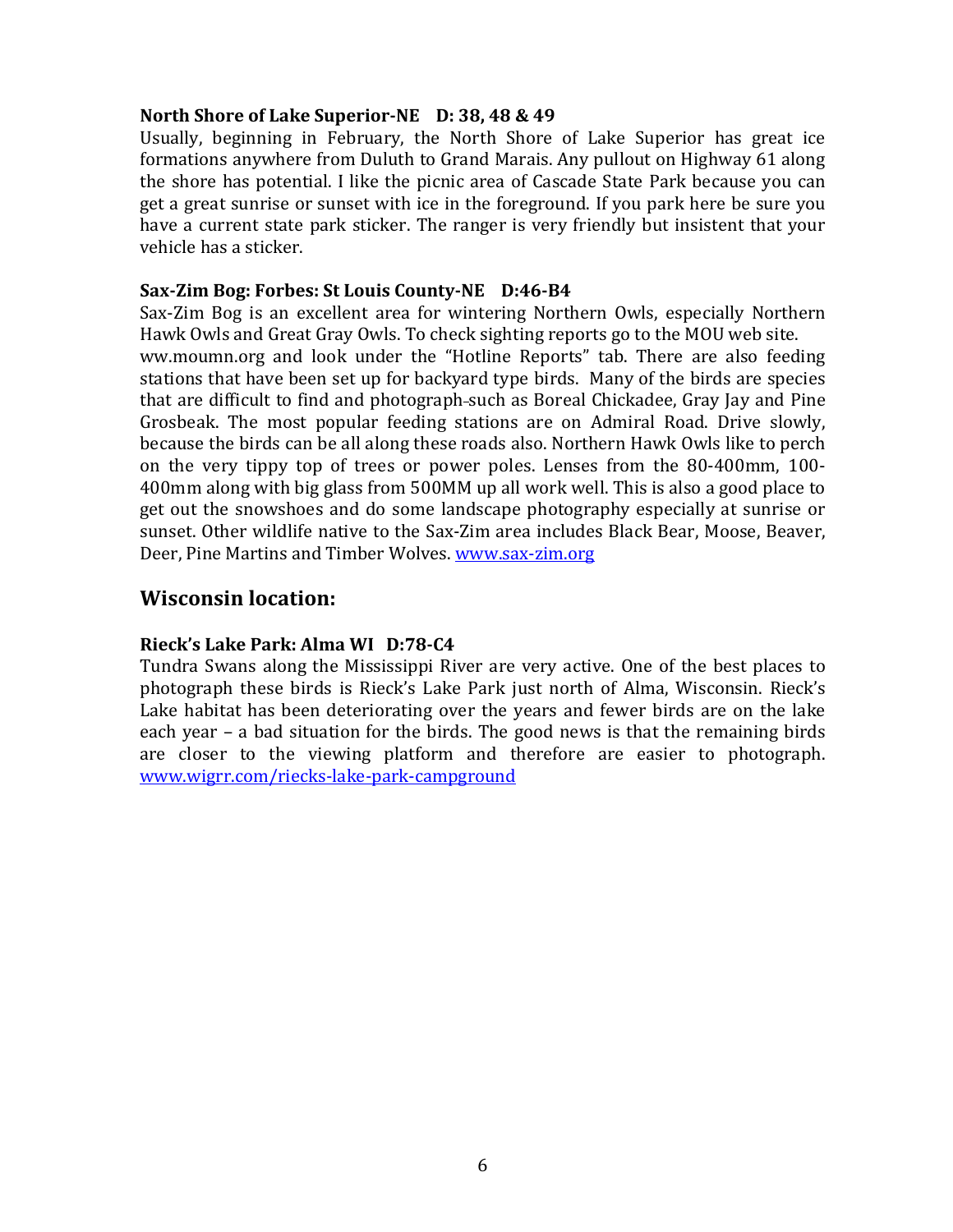**North Shore of Lake Superior-NE D: 38, 48 & 49**

Usually, beginning in February, the North Shore of Lake Superior has great ice formations anywhere from Duluth to Grand Marais. Any pullout on Highway 61 along the shore has potential. I like the picnic area of Cascade State Park because you can get a great sunrise or sunset with ice in the foreground. If you park here be sure you have a current state park sticker. The ranger is very friendly but insistent that your vehicle has a sticker.

**Sax-Zim Bog: Forbes: St Louis County-NE D:46-B4**

Sax-Zim Bog is an excellent area for wintering Northern Owls, especially Northern Hawk Owls and Great Gray Owls. To check sighting reports go to the MOU web site. ww.moumn.org and look under the "Hotline Reports" tab. There are also feeding stations that have been set up for backyard type birds. Many of the birds are species that are difficult to find and photograph-such as Boreal Chickadee, Gray Jay and Pine Grosbeak. The most popular feeding stations are on Admiral Road. Drive slowly, because the birds can be all along these roads also. Northern Hawk Owls like to perch on the very tippy top of trees or power poles. Lenses from the 80-400mm, 100-400mm along with big glass from 500MM up all work well. This is also a good place to get out the snowshoes and do some landscape photography especially at sunrise or sunset. Other wildlife native to the Sax-Zim area includes Black Bear, Moose, Beaver, Deer, Pine Martins and Timber Wolves. www.sax-zim.org

## Wisconsin location:

**Rieck's Lake Park: Alma WI D:78-C4**

Tundra Swans along the Mississippi River are very active. One of the best places to photograph these birds is Rieck's Lake Park just north of Alma, Wisconsin. Rieck's Lake habitat has been deteriorating over the years and fewer birds are on the lake each year – a bad situation for the birds. The good news is that the remaining birds are closer to the viewing platform and therefore are easier to photograph. www.wigrr.com/riecks-lake-park-campground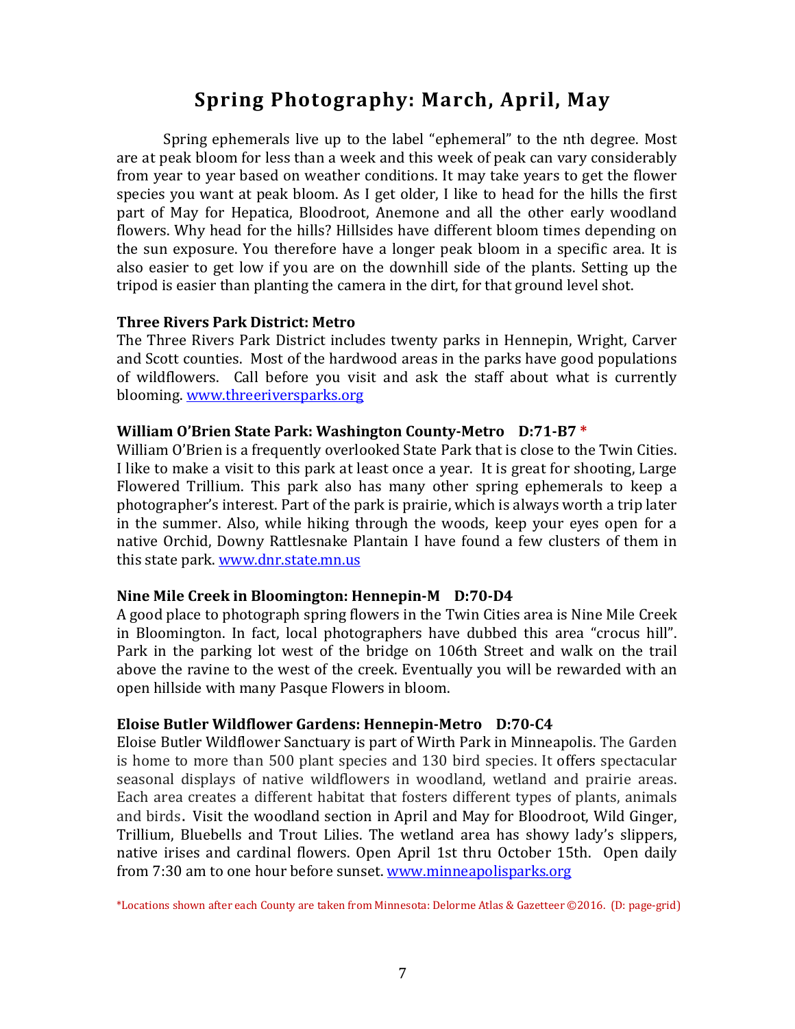# Spring Photography: March, April, May

Spring ephemerals live up to the label "ephemeral" to the nth degree. Most are at peak bloom for less than a week and this week of peak can vary considerably from year to year based on weather conditions. It may take years to get the flower species you want at peak bloom. As I get older, I like to head for the hills the first part of May for Hepatica, Bloodroot, Anemone and all the other early woodland flowers. Why head for the hills? Hillsides have different bloom times depending on the sun exposure. You therefore have a longer peak bloom in a specific area. It is also easier to get low if you are on the downhill side of the plants. Setting up the tripod is easier than planting the camera in the dirt, for that ground level shot.

**Three Rivers Park District: Metro**

The Three Rivers Park District includes twenty parks in Hennepin, Wright, Carver and Scott counties. Most of the hardwood areas in the parks have good populations of wildflowers. Call before you visit and ask the staff about what is currently blooming. www.threeriversparks.org

**William O'Brien State Park: Washington County-Metro D:71-B7 ***

William O'Brien is a frequently overlooked State Park that is close to the Twin Cities. I like to make a visit to this park at least once a year. It is great for shooting, Large Flowered Trillium. This park also has many other spring ephemerals to keep a photographer's interest. Part of the park is prairie, which is always worth a trip later in the summer. Also, while hiking through the woods, keep your eyes open for a native Orchid, Downy Rattlesnake Plantain I have found a few clusters of them in this state park. www.dnr.state.mn.us

**Nine Mile Creek in Bloomington: Hennepin-M D:70-D4**

A good place to photograph spring flowers in the Twin Cities area is Nine Mile Creek in Bloomington. In fact, local photographers have dubbed this area "crocus hill". Park in the parking lot west of the bridge on 106th Street and walk on the trail above the ravine to the west of the creek. Eventually you will be rewarded with an open hillside with many Pasque Flowers in bloom.

**Eloise Butler Wildflower Gardens: Hennepin-Metro D:70-C4**

Eloise Butler Wildflower Sanctuary is part of Wirth Park in Minneapolis. The Garden is home to more than 500 plant species and 130 bird species. It offers spectacular seasonal displays of native wildflowers in woodland, wetland and prairie areas. Each area creates a different habitat that fosters different types of plants, animals and birds. Visit the woodland section in April and May for Bloodroot, Wild Ginger, Trillium, Bluebells and Trout Lilies. The wetland area has showy lady's slippers, native irises and cardinal flowers. Open April 1st thru October 15th. Open daily from 7:30 am to one hour before sunset. www.minneapolisparks.org

*Locations shown after each County are taken from Minnesota: Delorme Atlas & Gazetteer ©2016. (D: page-grid)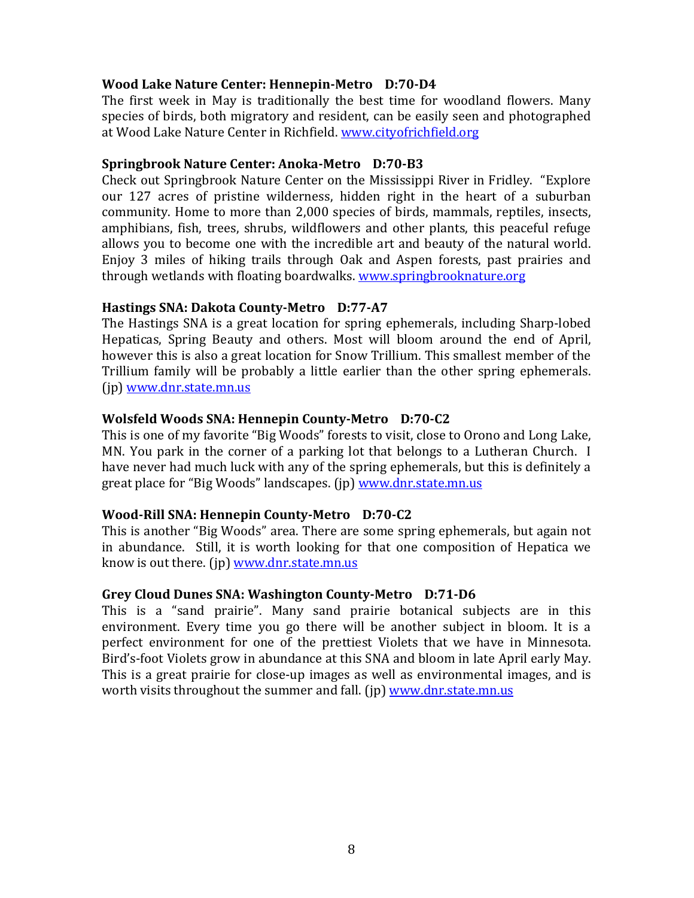**Wood Lake Nature Center: Hennepin-Metro D:70-D4**

The first week in May is traditionally the best time for woodland flowers. Many species of birds, both migratory and resident, can be easily seen and photographed at Wood Lake Nature Center in Richfield. www.cityofrichfield.org

**Springbrook Nature Center: Anoka-Metro D:70-B3**

Check out Springbrook Nature Center on the Mississippi River in Fridley. "Explore our 127 acres of pristine wilderness, hidden right in the heart of a suburban community. Home to more than 2,000 species of birds, mammals, reptiles, insects, amphibians, fish, trees, shrubs, wildflowers and other plants, this peaceful refuge allows you to become one with the incredible art and beauty of the natural world. Enjoy 3 miles of hiking trails through Oak and Aspen forests, past prairies and through wetlands with floating boardwalks. www.springbrooknature.org

**Hastings SNA: Dakota County-Metro D:77-A7**

The Hastings SNA is a great location for spring ephemerals, including Sharp-lobed Hepaticas, Spring Beauty and others. Most will bloom around the end of April, however this is also a great location for Snow Trillium. This smallest member of the Trillium family will be probably a little earlier than the other spring ephemerals. (jp) www.dnr.state.mn.us

**Wolsfeld Woods SNA: Hennepin County-Metro D:70-C2**

This is one of my favorite "Big Woods" forests to visit, close to Orono and Long Lake, MN. You park in the corner of a parking lot that belongs to a Lutheran Church. I have never had much luck with any of the spring ephemerals, but this is definitely a great place for "Big Woods" landscapes. (jp) www.dnr.state.mn.us

**Wood-Rill SNA: Hennepin County-Metro D:70-C2**

This is another "Big Woods" area. There are some spring ephemerals, but again not in abundance. Still, it is worth looking for that one composition of Hepatica we know is out there. (jp) www.dnr.state.mn.us

**Grey Cloud Dunes SNA: Washington County-Metro D:71-D6**

This is a "sand prairie". Many sand prairie botanical subjects are in this environment. Every time you go there will be another subject in bloom. It is a perfect environment for one of the prettiest Violets that we have in Minnesota. Bird's-foot Violets grow in abundance at this SNA and bloom in late April early May. This is a great prairie for close-up images as well as environmental images, and is worth visits throughout the summer and fall. (jp) www.dnr.state.mn.us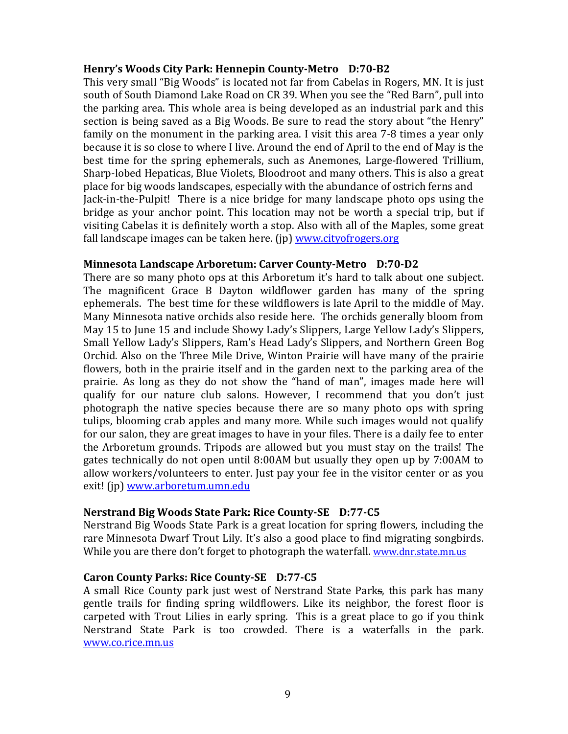**Henry's Woods City Park: Hennepin County-Metro D:70-B2**

This very small "Big Woods" is located not far from Cabelas in Rogers, MN. It is just south of South Diamond Lake Road on CR 39. When you see the "Red Barn", pull into the parking area. This whole area is being developed as an industrial park and this section is being saved as a Big Woods. Be sure to read the story about "the Henry" family on the monument in the parking area. I visit this area 7-8 times a year only because it is so close to where I live. Around the end of April to the end of May is the best time for the spring ephemerals, such as Anemones, Large-flowered Trillium, Sharp-lobed Hepaticas, Blue Violets, Bloodroot and many others. This is also a great place for big woods landscapes, especially with the abundance of ostrich ferns and Jack-in-the-Pulpit! There is a nice bridge for many landscape photo ops using the bridge as your anchor point. This location may not be worth a special trip, but if visiting Cabelas it is definitely worth a stop. Also with all of the Maples, some great fall landscape images can be taken here. (jp) www.cityofrogers.org

**Minnesota Landscape Arboretum: Carver County-Metro D:70-D2**

There are so many photo ops at this Arboretum it's hard to talk about one subject. The magnificent Grace B Dayton wildflower garden has many of the spring ephemerals. The best time for these wildflowers is late April to the middle of May. Many Minnesota native orchids also reside here. The orchids generally bloom from May 15 to June 15 and include Showy Lady's Slippers, Large Yellow Lady's Slippers, Small Yellow Lady's Slippers, Ram's Head Lady's Slippers, and Northern Green Bog Orchid. Also on the Three Mile Drive, Winton Prairie will have many of the prairie flowers, both in the prairie itself and in the garden next to the parking area of the prairie. As long as they do not show the "hand of man", images made here will qualify for our nature club salons. However, I recommend that you don't just photograph the native species because there are so many photo ops with spring tulips, blooming crab apples and many more. While such images would not qualify for our salon, they are great images to have in your files. There is a daily fee to enter the Arboretum grounds. Tripods are allowed but you must stay on the trails! The gates technically do not open until 8:00AM but usually they open up by 7:00AM to allow workers/volunteers to enter. Just pay your fee in the visitor center or as you exit! (jp) www.arboretum.umn.edu

**Nerstrand Big Woods State Park: Rice County-SE D:77-C5**

Nerstrand Big Woods State Park is a great location for spring flowers, including the rare Minnesota Dwarf Trout Lily. It's also a good place to find migrating songbirds. While you are there don't forget to photograph the waterfall. www.dnr.state.mn.us

**Caron County Parks: Rice County-SE D:77-C5**

A small Rice County park just west of Nerstrand State Parks, this park has many gentle trails for finding spring wildflowers. Like its neighbor, the forest floor is carpeted with Trout Lilies in early spring. This is a great place to go if you think Nerstrand State Park is too crowded. There is a waterfalls in the park. www.co.rice.mn.us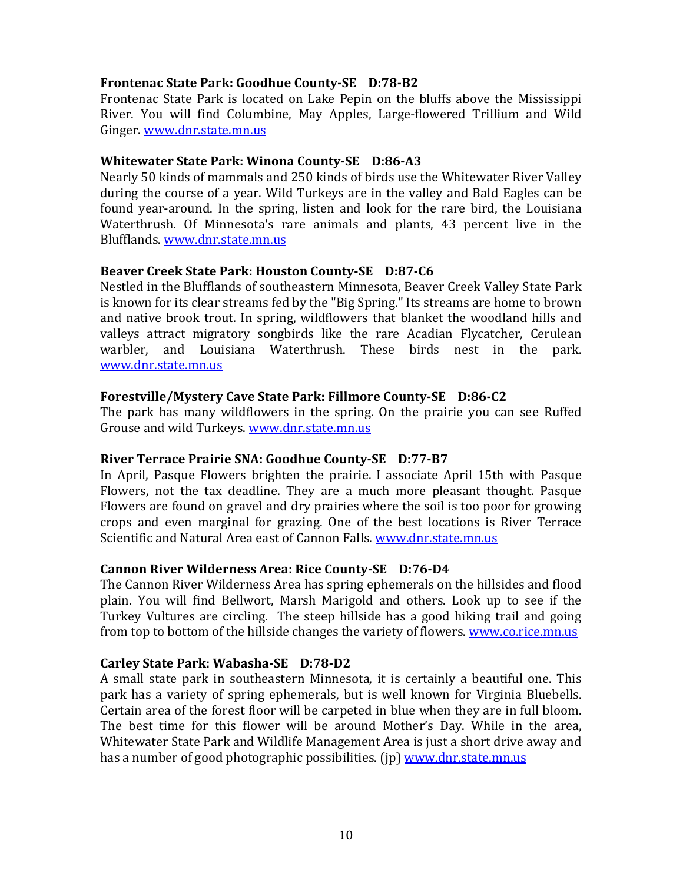**Frontenac State Park: Goodhue County-SE D:78-B2**
Frontenac State Park is located on Lake Pepin on the bluffs above the Mississippi River. You will find Columbine, May Apples, Large-flowered Trillium and Wild Ginger. www.dnr.state.mn.us

**Whitewater State Park: Winona County-SE D:86-A3**
Nearly 50 kinds of mammals and 250 kinds of birds use the Whitewater River Valley during the course of a year. Wild Turkeys are in the valley and Bald Eagles can be found year-around. In the spring, listen and look for the rare bird, the Louisiana Waterthrush. Of Minnesota's rare animals and plants, 43 percent live in the Blufflands. www.dnr.state.mn.us

**Beaver Creek State Park: Houston County-SE D:87-C6**
Nestled in the Blufflands of southeastern Minnesota, Beaver Creek Valley State Park is known for its clear streams fed by the "Big Spring." Its streams are home to brown and native brook trout. In spring, wildflowers that blanket the woodland hills and valleys attract migratory songbirds like the rare Acadian Flycatcher, Cerulean warbler, and Louisiana Waterthrush. These birds nest in the park. www.dnr.state.mn.us

**Forestville/Mystery Cave State Park: Fillmore County-SE D:86-C2**
The park has many wildflowers in the spring. On the prairie you can see Ruffed Grouse and wild Turkeys. www.dnr.state.mn.us

**River Terrace Prairie SNA: Goodhue County-SE D:77-B7**
In April, Pasque Flowers brighten the prairie. I associate April 15th with Pasque Flowers, not the tax deadline. They are a much more pleasant thought. Pasque Flowers are found on gravel and dry prairies where the soil is too poor for growing crops and even marginal for grazing. One of the best locations is River Terrace Scientific and Natural Area east of Cannon Falls. www.dnr.state.mn.us

**Cannon River Wilderness Area: Rice County-SE D:76-D4**
The Cannon River Wilderness Area has spring ephemerals on the hillsides and flood plain. You will find Bellwort, Marsh Marigold and others. Look up to see if the Turkey Vultures are circling. The steep hillside has a good hiking trail and going from top to bottom of the hillside changes the variety of flowers. www.co.rice.mn.us

**Carley State Park: Wabasha-SE D:78-D2**
A small state park in southeastern Minnesota, it is certainly a beautiful one. This park has a variety of spring ephemerals, but is well known for Virginia Bluebells. Certain area of the forest floor will be carpeted in blue when they are in full bloom. The best time for this flower will be around Mother's Day. While in the area, Whitewater State Park and Wildlife Management Area is just a short drive away and has a number of good photographic possibilities. (jp) www.dnr.state.mn.us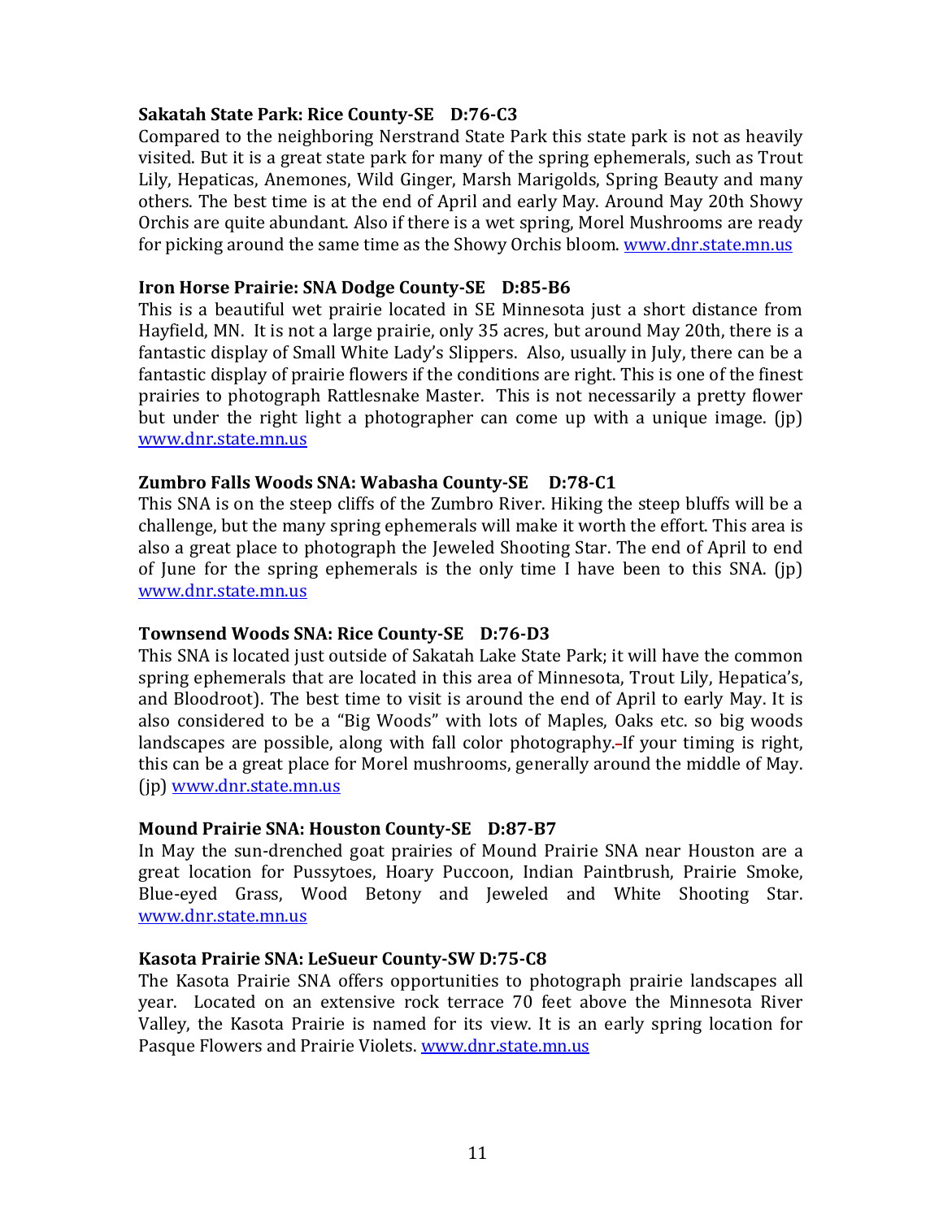**Sakatah State Park: Rice County-SE D:76-C3**

Compared to the neighboring Nerstrand State Park this state park is not as heavily visited. But it is a great state park for many of the spring ephemerals, such as Trout Lily, Hepaticas, Anemones, Wild Ginger, Marsh Marigolds, Spring Beauty and many others. The best time is at the end of April and early May. Around May 20th Showy Orchis are quite abundant. Also if there is a wet spring, Morel Mushrooms are ready for picking around the same time as the Showy Orchis bloom. www.dnr.state.mn.us

**Iron Horse Prairie: SNA Dodge County-SE D:85-B6**

This is a beautiful wet prairie located in SE Minnesota just a short distance from Hayfield, MN. It is not a large prairie, only 35 acres, but around May 20th, there is a fantastic display of Small White Lady's Slippers. Also, usually in July, there can be a fantastic display of prairie flowers if the conditions are right. This is one of the finest prairies to photograph Rattlesnake Master. This is not necessarily a pretty flower but under the right light a photographer can come up with a unique image. (jp) www.dnr.state.mn.us

**Zumbro Falls Woods SNA: Wabasha County-SE D:78-C1**

This SNA is on the steep cliffs of the Zumbro River. Hiking the steep bluffs will be a challenge, but the many spring ephemerals will make it worth the effort. This area is also a great place to photograph the Jeweled Shooting Star. The end of April to end of June for the spring ephemerals is the only time I have been to this SNA. (jp) www.dnr.state.mn.us

**Townsend Woods SNA: Rice County-SE D:76-D3**

This SNA is located just outside of Sakatah Lake State Park; it will have the common spring ephemerals that are located in this area of Minnesota, Trout Lily, Hepatica's, and Bloodroot). The best time to visit is around the end of April to early May. It is also considered to be a "Big Woods" with lots of Maples, Oaks etc. so big woods landscapes are possible, along with fall color photography. If your timing is right, this can be a great place for Morel mushrooms, generally around the middle of May. (jp) www.dnr.state.mn.us

**Mound Prairie SNA: Houston County-SE D:87-B7**

In May the sun-drenched goat prairies of Mound Prairie SNA near Houston are a great location for Pussytoes, Hoary Puccoon, Indian Paintbrush, Prairie Smoke, Blue-eyed Grass, Wood Betony and Jeweled and White Shooting Star. www.dnr.state.mn.us

**Kasota Prairie SNA: LeSueur County-SW D:75-C8**

The Kasota Prairie SNA offers opportunities to photograph prairie landscapes all year. Located on an extensive rock terrace 70 feet above the Minnesota River Valley, the Kasota Prairie is named for its view. It is an early spring location for Pasque Flowers and Prairie Violets. www.dnr.state.mn.us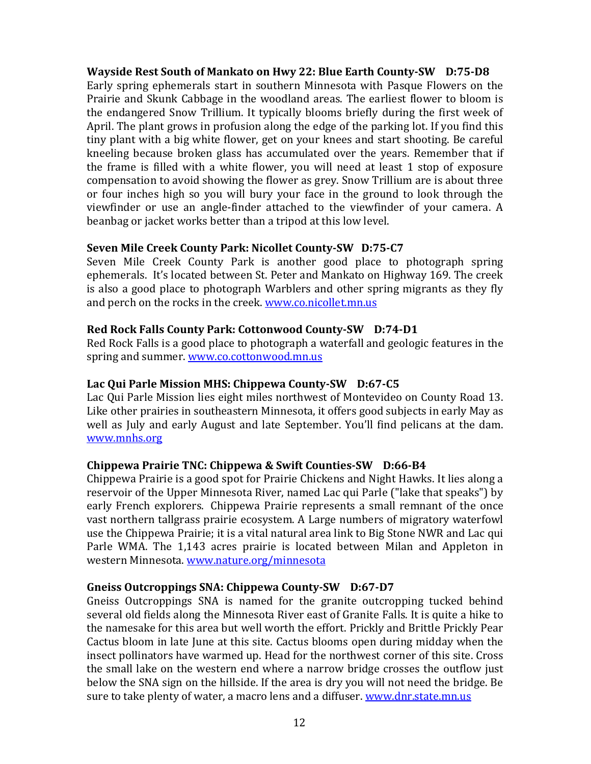**Wayside Rest South of Mankato on Hwy 22: Blue Earth County-SW D:75-D8**

Early spring ephemerals start in southern Minnesota with Pasque Flowers on the Prairie and Skunk Cabbage in the woodland areas. The earliest flower to bloom is the endangered Snow Trillium. It typically blooms briefly during the first week of April. The plant grows in profusion along the edge of the parking lot. If you find this tiny plant with a big white flower, get on your knees and start shooting. Be careful kneeling because broken glass has accumulated over the years. Remember that if the frame is filled with a white flower, you will need at least 1 stop of exposure compensation to avoid showing the flower as grey. Snow Trillium are is about three or four inches high so you will bury your face in the ground to look through the viewfinder or use an angle-finder attached to the viewfinder of your camera. A beanbag or jacket works better than a tripod at this low level.

**Seven Mile Creek County Park: Nicollet County-SW D:75-C7**

Seven Mile Creek County Park is another good place to photograph spring ephemerals. It's located between St. Peter and Mankato on Highway 169. The creek is also a good place to photograph Warblers and other spring migrants as they fly and perch on the rocks in the creek. www.co.nicollet.mn.us

**Red Rock Falls County Park: Cottonwood County-SW D:74-D1**

Red Rock Falls is a good place to photograph a waterfall and geologic features in the spring and summer. www.co.cottonwood.mn.us

**Lac Qui Parle Mission MHS: Chippewa County-SW D:67-C5**

Lac Qui Parle Mission lies eight miles northwest of Montevideo on County Road 13. Like other prairies in southeastern Minnesota, it offers good subjects in early May as well as July and early August and late September. You'll find pelicans at the dam. www.mnhs.org

**Chippewa Prairie TNC: Chippewa & Swift Counties-SW D:66-B4**

Chippewa Prairie is a good spot for Prairie Chickens and Night Hawks. It lies along a reservoir of the Upper Minnesota River, named Lac qui Parle ("lake that speaks") by early French explorers. Chippewa Prairie represents a small remnant of the once vast northern tallgrass prairie ecosystem. A Large numbers of migratory waterfowl use the Chippewa Prairie; it is a vital natural area link to Big Stone NWR and Lac qui Parle WMA. The 1,143 acres prairie is located between Milan and Appleton in western Minnesota. www.nature.org/minnesota

**Gneiss Outcroppings SNA: Chippewa County-SW D:67-D7**

Gneiss Outcroppings SNA is named for the granite outcropping tucked behind several old fields along the Minnesota River east of Granite Falls. It is quite a hike to the namesake for this area but well worth the effort. Prickly and Brittle Prickly Pear Cactus bloom in late June at this site. Cactus blooms open during midday when the insect pollinators have warmed up. Head for the northwest corner of this site. Cross the small lake on the western end where a narrow bridge crosses the outflow just below the SNA sign on the hillside. If the area is dry you will not need the bridge. Be sure to take plenty of water, a macro lens and a diffuser. www.dnr.state.mn.us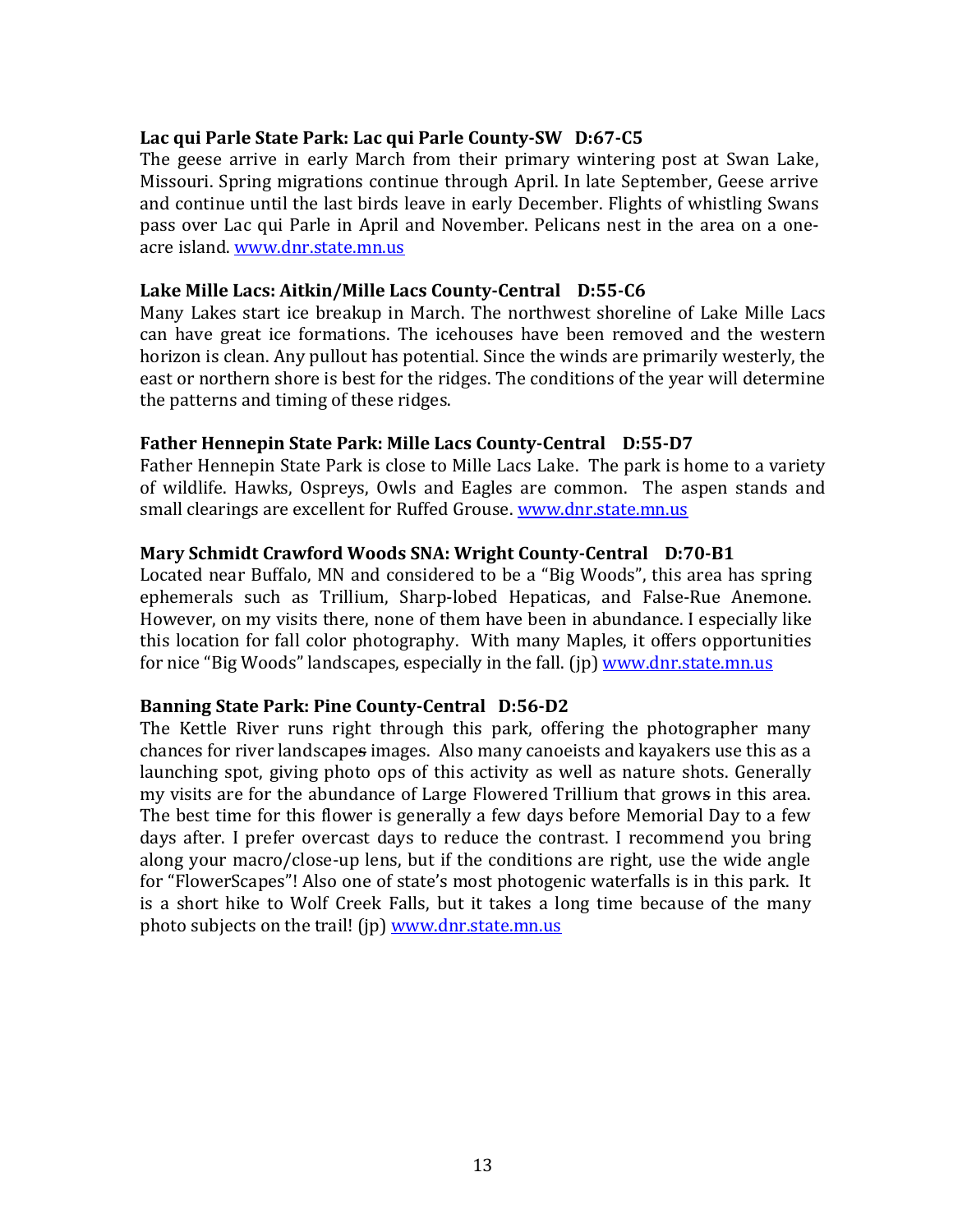**Lac qui Parle State Park: Lac qui Parle County-SW D:67-C5**
The geese arrive in early March from their primary wintering post at Swan Lake, Missouri. Spring migrations continue through April. In late September, Geese arrive and continue until the last birds leave in early December. Flights of whistling Swans pass over Lac qui Parle in April and November. Pelicans nest in the area on a one-acre island. www.dnr.state.mn.us

**Lake Mille Lacs: Aitkin/Mille Lacs County-Central D:55-C6**
Many Lakes start ice breakup in March. The northwest shoreline of Lake Mille Lacs can have great ice formations. The icehouses have been removed and the western horizon is clean. Any pullout has potential. Since the winds are primarily westerly, the east or northern shore is best for the ridges. The conditions of the year will determine the patterns and timing of these ridges.

**Father Hennepin State Park: Mille Lacs County-Central D:55-D7**
Father Hennepin State Park is close to Mille Lacs Lake. The park is home to a variety of wildlife. Hawks, Ospreys, Owls and Eagles are common. The aspen stands and small clearings are excellent for Ruffed Grouse. www.dnr.state.mn.us

**Mary Schmidt Crawford Woods SNA: Wright County-Central D:70-B1**
Located near Buffalo, MN and considered to be a "Big Woods", this area has spring ephemerals such as Trillium, Sharp-lobed Hepaticas, and False-Rue Anemone. However, on my visits there, none of them have been in abundance. I especially like this location for fall color photography. With many Maples, it offers opportunities for nice "Big Woods" landscapes, especially in the fall. (jp) www.dnr.state.mn.us

**Banning State Park: Pine County-Central D:56-D2**
The Kettle River runs right through this park, offering the photographer many chances for river ~~landscapes~~ landscape images. Also many canoeists and kayakers use this as a launching spot, giving photo ops of this activity as well as nature shots. Generally my visits are for the abundance of Large Flowered Trillium that ~~grows~~ grow in this area. The best time for this flower is generally a few days before Memorial Day to a few days after. I prefer overcast days to reduce the contrast. I recommend you bring along your macro/close-up lens, but if the conditions are right, use the wide angle for "FlowerScapes"! Also one of state's most photogenic waterfalls is in this park. It is a short hike to Wolf Creek Falls, but it takes a long time because of the many photo subjects on the trail! (jp) www.dnr.state.mn.us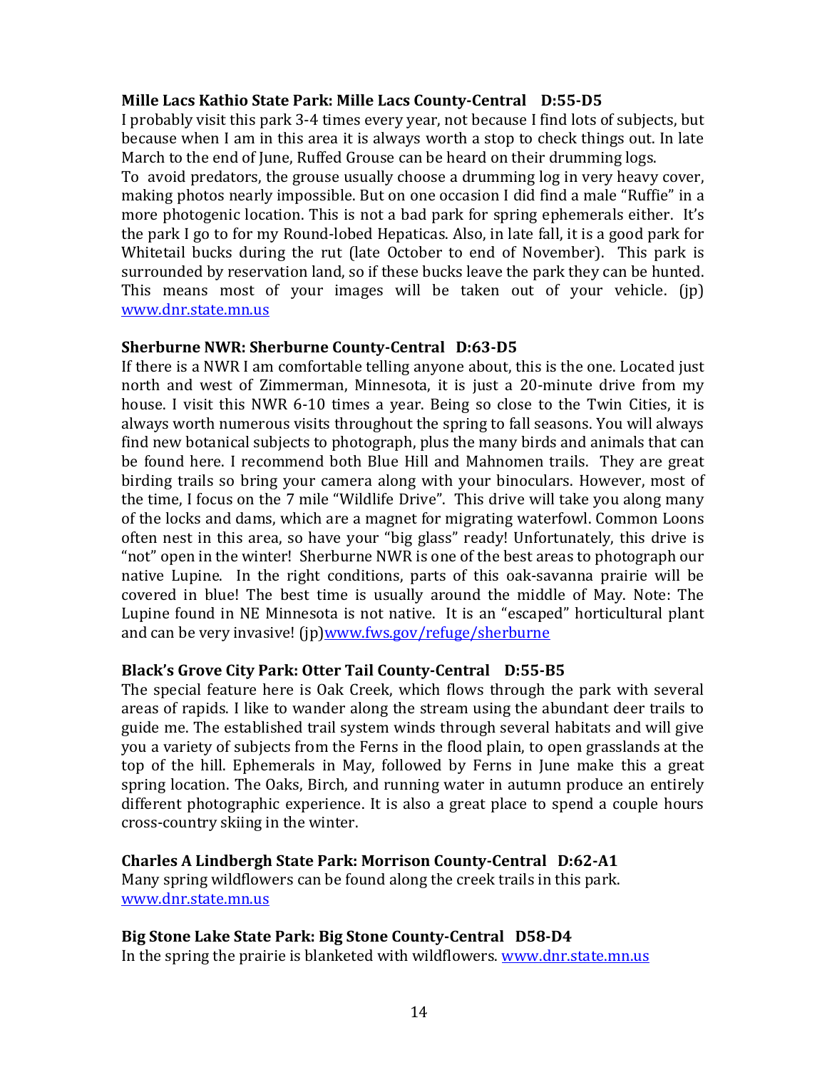**Mille Lacs Kathio State Park: Mille Lacs County-Central D:55-D5**

I probably visit this park 3-4 times every year, not because I find lots of subjects, but because when I am in this area it is always worth a stop to check things out. In late March to the end of June, Ruffed Grouse can be heard on their drumming logs.
To avoid predators, the grouse usually choose a drumming log in very heavy cover, making photos nearly impossible. But on one occasion I did find a male "Ruffie" in a more photogenic location. This is not a bad park for spring ephemerals either. It's the park I go to for my Round-lobed Hepaticas. Also, in late fall, it is a good park for Whitetail bucks during the rut (late October to end of November). This park is surrounded by reservation land, so if these bucks leave the park they can be hunted. This means most of your images will be taken out of your vehicle. (jp) www.dnr.state.mn.us

**Sherburne NWR: Sherburne County-Central D:63-D5**

If there is a NWR I am comfortable telling anyone about, this is the one. Located just north and west of Zimmerman, Minnesota, it is just a 20-minute drive from my house. I visit this NWR 6-10 times a year. Being so close to the Twin Cities, it is always worth numerous visits throughout the spring to fall seasons. You will always find new botanical subjects to photograph, plus the many birds and animals that can be found here. I recommend both Blue Hill and Mahnomen trails. They are great birding trails so bring your camera along with your binoculars. However, most of the time, I focus on the 7 mile "Wildlife Drive". This drive will take you along many of the locks and dams, which are a magnet for migrating waterfowl. Common Loons often nest in this area, so have your "big glass" ready! Unfortunately, this drive is "not" open in the winter! Sherburne NWR is one of the best areas to photograph our native Lupine. In the right conditions, parts of this oak-savanna prairie will be covered in blue! The best time is usually around the middle of May. Note: The Lupine found in NE Minnesota is not native. It is an "escaped" horticultural plant and can be very invasive! (jp)www.fws.gov/refuge/sherburne

**Black's Grove City Park: Otter Tail County-Central D:55-B5**

The special feature here is Oak Creek, which flows through the park with several areas of rapids. I like to wander along the stream using the abundant deer trails to guide me. The established trail system winds through several habitats and will give you a variety of subjects from the Ferns in the flood plain, to open grasslands at the top of the hill. Ephemerals in May, followed by Ferns in June make this a great spring location. The Oaks, Birch, and running water in autumn produce an entirely different photographic experience. It is also a great place to spend a couple hours cross-country skiing in the winter.

**Charles A Lindbergh State Park: Morrison County-Central D:62-A1**

Many spring wildflowers can be found along the creek trails in this park.
www.dnr.state.mn.us

**Big Stone Lake State Park: Big Stone County-Central D58-D4**

In the spring the prairie is blanketed with wildflowers. www.dnr.state.mn.us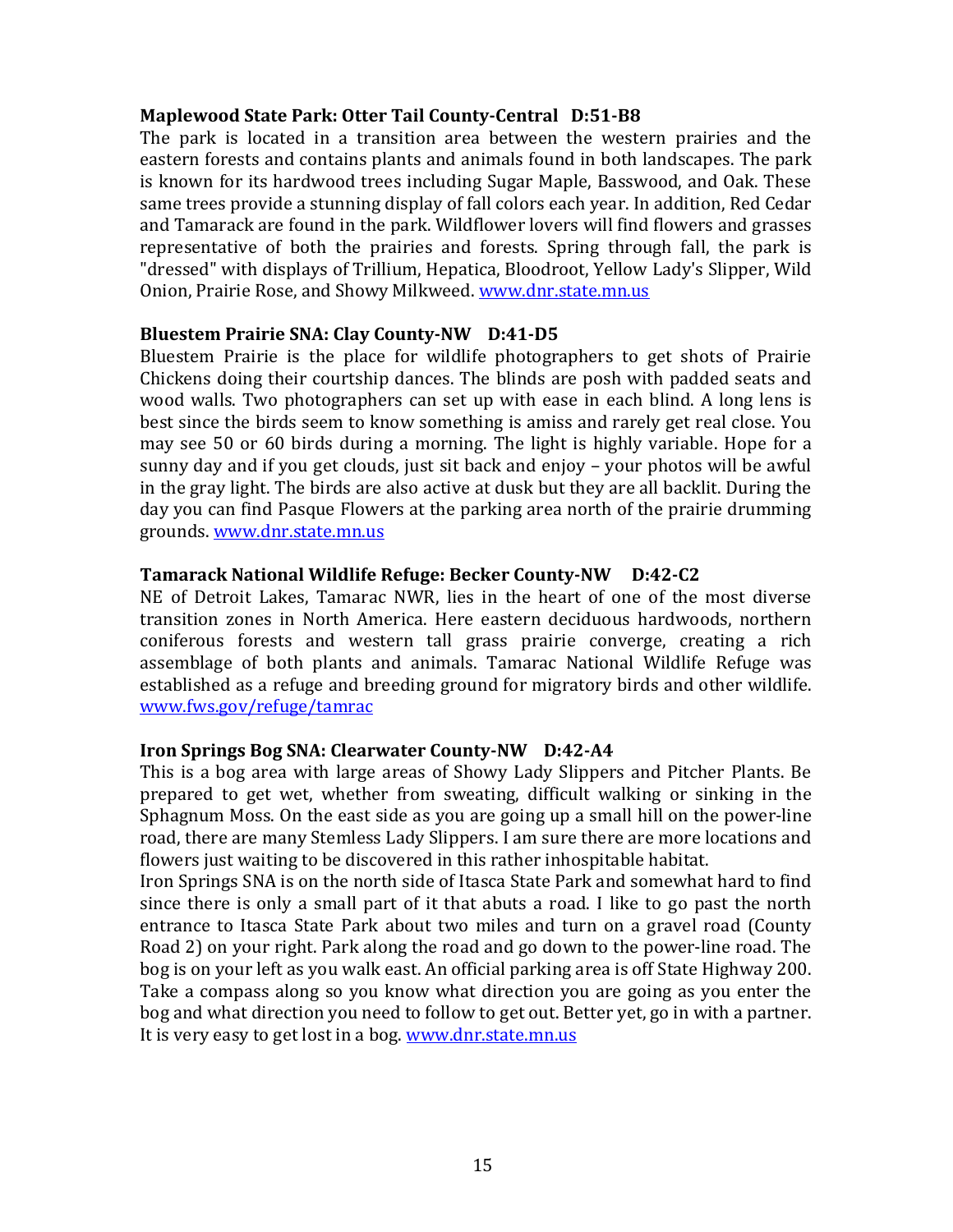**Maplewood State Park: Otter Tail County-Central   D:51-B8**

The park is located in a transition area between the western prairies and the eastern forests and contains plants and animals found in both landscapes. The park is known for its hardwood trees including Sugar Maple, Basswood, and Oak. These same trees provide a stunning display of fall colors each year. In addition, Red Cedar and Tamarack are found in the park. Wildflower lovers will find flowers and grasses representative of both the prairies and forests. Spring through fall, the park is "dressed" with displays of Trillium, Hepatica, Bloodroot, Yellow Lady's Slipper, Wild Onion, Prairie Rose, and Showy Milkweed. www.dnr.state.mn.us

**Bluestem Prairie SNA: Clay County-NW   D:41-D5**

Bluestem Prairie is the place for wildlife photographers to get shots of Prairie Chickens doing their courtship dances. The blinds are posh with padded seats and wood walls. Two photographers can set up with ease in each blind. A long lens is best since the birds seem to know something is amiss and rarely get real close. You may see 50 or 60 birds during a morning. The light is highly variable. Hope for a sunny day and if you get clouds, just sit back and enjoy – your photos will be awful in the gray light. The birds are also active at dusk but they are all backlit. During the day you can find Pasque Flowers at the parking area north of the prairie drumming grounds. www.dnr.state.mn.us

**Tamarack National Wildlife Refuge: Becker County-NW   D:42-C2**

NE of Detroit Lakes, Tamarac NWR, lies in the heart of one of the most diverse transition zones in North America. Here eastern deciduous hardwoods, northern coniferous forests and western tall grass prairie converge, creating a rich assemblage of both plants and animals. Tamarac National Wildlife Refuge was established as a refuge and breeding ground for migratory birds and other wildlife. www.fws.gov/refuge/tamrac

**Iron Springs Bog SNA: Clearwater County-NW   D:42-A4**

This is a bog area with large areas of Showy Lady Slippers and Pitcher Plants. Be prepared to get wet, whether from sweating, difficult walking or sinking in the Sphagnum Moss. On the east side as you are going up a small hill on the power-line road, there are many Stemless Lady Slippers. I am sure there are more locations and flowers just waiting to be discovered in this rather inhospitable habitat.

Iron Springs SNA is on the north side of Itasca State Park and somewhat hard to find since there is only a small part of it that abuts a road. I like to go past the north entrance to Itasca State Park about two miles and turn on a gravel road (County Road 2) on your right. Park along the road and go down to the power-line road. The bog is on your left as you walk east. An official parking area is off State Highway 200. Take a compass along so you know what direction you are going as you enter the bog and what direction you need to follow to get out. Better yet, go in with a partner. It is very easy to get lost in a bog. www.dnr.state.mn.us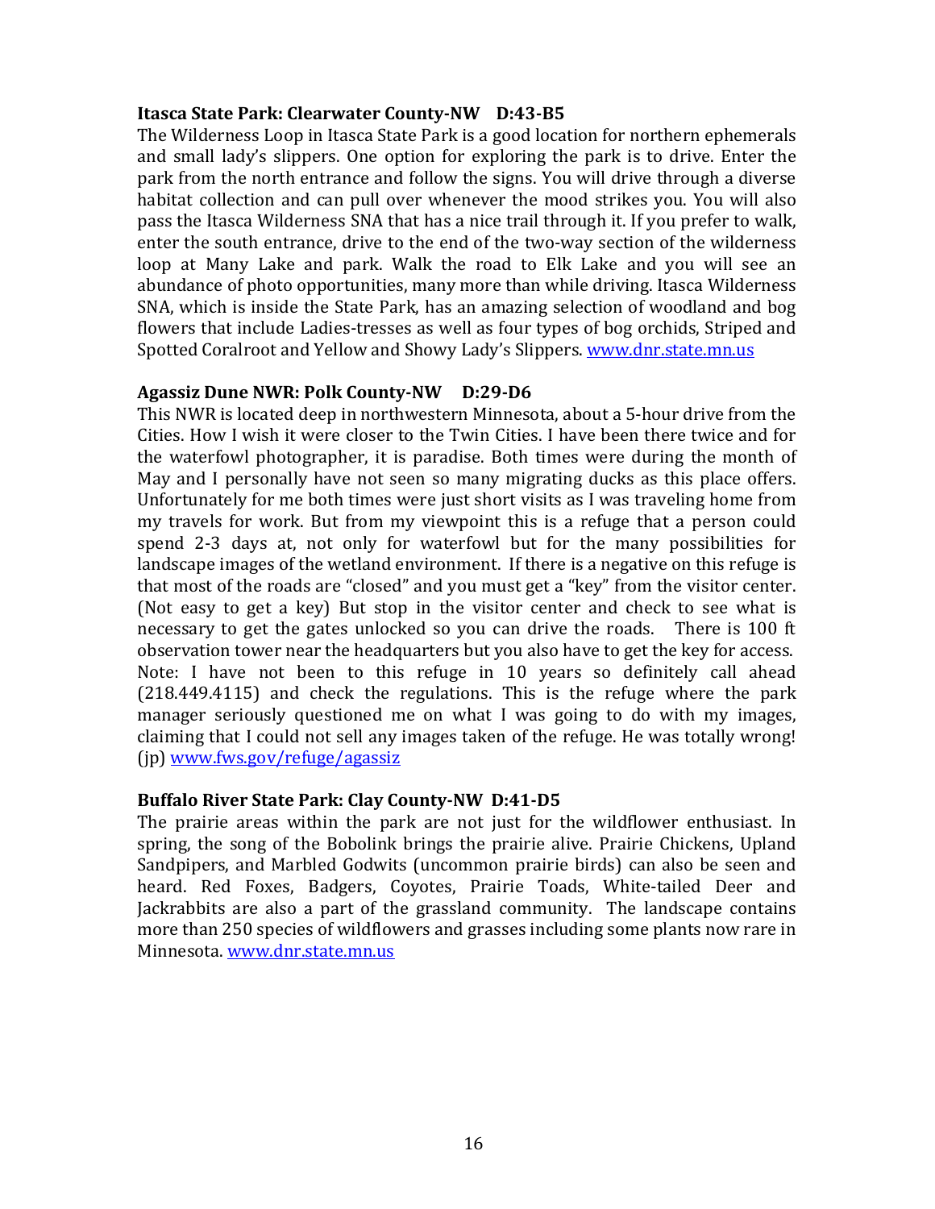**Itasca State Park: Clearwater County-NW D:43-B5**

The Wilderness Loop in Itasca State Park is a good location for northern ephemerals and small lady's slippers. One option for exploring the park is to drive. Enter the park from the north entrance and follow the signs. You will drive through a diverse habitat collection and can pull over whenever the mood strikes you. You will also pass the Itasca Wilderness SNA that has a nice trail through it. If you prefer to walk, enter the south entrance, drive to the end of the two-way section of the wilderness loop at Many Lake and park. Walk the road to Elk Lake and you will see an abundance of photo opportunities, many more than while driving. Itasca Wilderness SNA, which is inside the State Park, has an amazing selection of woodland and bog flowers that include Ladies-tresses as well as four types of bog orchids, Striped and Spotted Coralroot and Yellow and Showy Lady's Slippers. www.dnr.state.mn.us

**Agassiz Dune NWR: Polk County-NW D:29-D6**

This NWR is located deep in northwestern Minnesota, about a 5-hour drive from the Cities. How I wish it were closer to the Twin Cities. I have been there twice and for the waterfowl photographer, it is paradise. Both times were during the month of May and I personally have not seen so many migrating ducks as this place offers. Unfortunately for me both times were just short visits as I was traveling home from my travels for work. But from my viewpoint this is a refuge that a person could spend 2-3 days at, not only for waterfowl but for the many possibilities for landscape images of the wetland environment. If there is a negative on this refuge is that most of the roads are "closed" and you must get a "key" from the visitor center. (Not easy to get a key) But stop in the visitor center and check to see what is necessary to get the gates unlocked so you can drive the roads. There is 100 ft observation tower near the headquarters but you also have to get the key for access. Note: I have not been to this refuge in 10 years so definitely call ahead (218.449.4115) and check the regulations. This is the refuge where the park manager seriously questioned me on what I was going to do with my images, claiming that I could not sell any images taken of the refuge. He was totally wrong! (jp) www.fws.gov/refuge/agassiz

**Buffalo River State Park: Clay County-NW D:41-D5**

The prairie areas within the park are not just for the wildflower enthusiast. In spring, the song of the Bobolink brings the prairie alive. Prairie Chickens, Upland Sandpipers, and Marbled Godwits (uncommon prairie birds) can also be seen and heard. Red Foxes, Badgers, Coyotes, Prairie Toads, White-tailed Deer and Jackrabbits are also a part of the grassland community. The landscape contains more than 250 species of wildflowers and grasses including some plants now rare in Minnesota. www.dnr.state.mn.us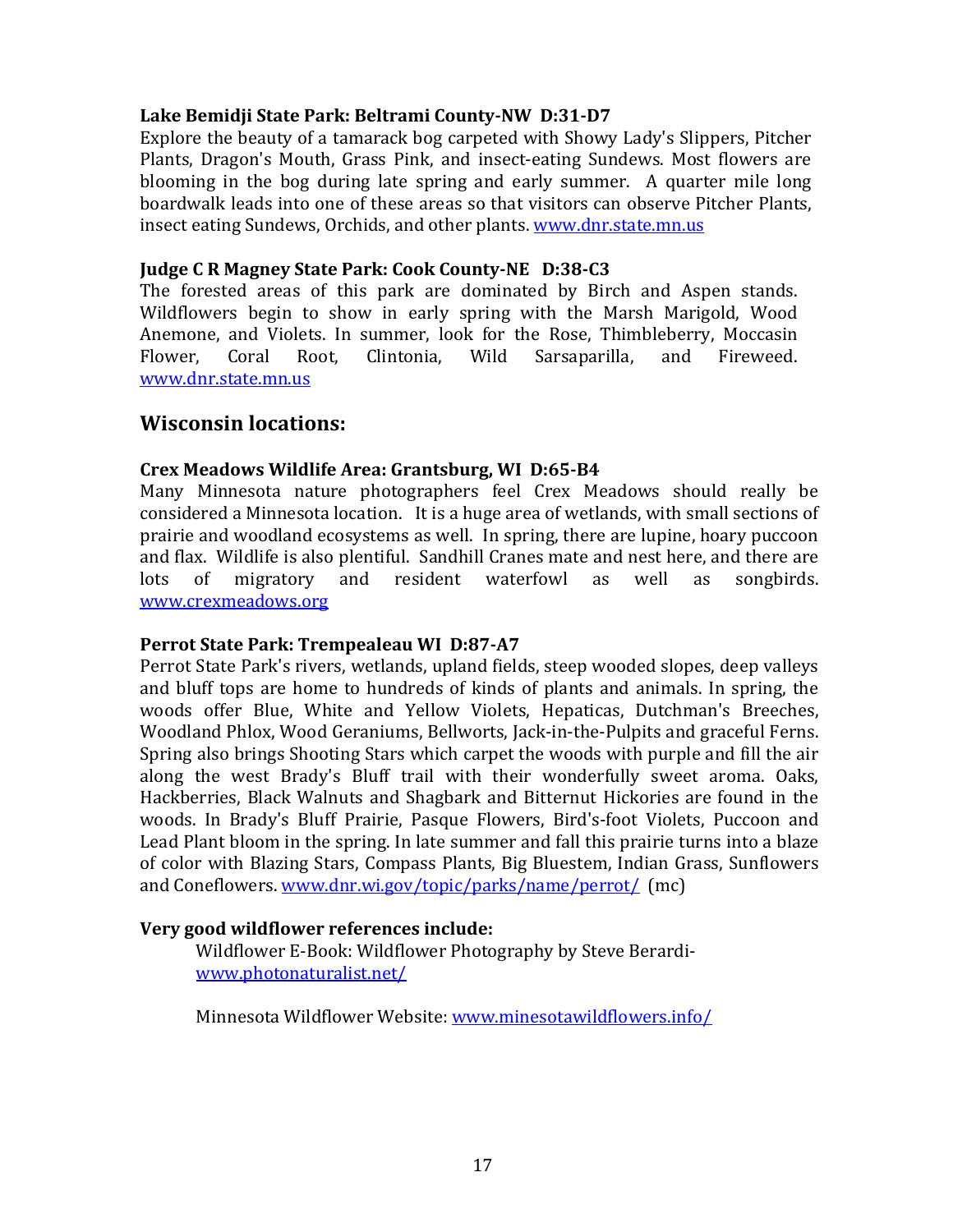**Lake Bemidji State Park: Beltrami County-NW D:31-D7**

Explore the beauty of a tamarack bog carpeted with Showy Lady's Slippers, Pitcher Plants, Dragon's Mouth, Grass Pink, and insect-eating Sundews. Most flowers are blooming in the bog during late spring and early summer. A quarter mile long boardwalk leads into one of these areas so that visitors can observe Pitcher Plants, insect eating Sundews, Orchids, and other plants. www.dnr.state.mn.us

**Judge C R Magney State Park: Cook County-NE D:38-C3**

The forested areas of this park are dominated by Birch and Aspen stands. Wildflowers begin to show in early spring with the Marsh Marigold, Wood Anemone, and Violets. In summer, look for the Rose, Thimbleberry, Moccasin Flower, Coral Root, Clintonia, Wild Sarsaparilla, and Fireweed. www.dnr.state.mn.us

## Wisconsin locations:

**Crex Meadows Wildlife Area: Grantsburg, WI D:65-B4**

Many Minnesota nature photographers feel Crex Meadows should really be considered a Minnesota location. It is a huge area of wetlands, with small sections of prairie and woodland ecosystems as well. In spring, there are lupine, hoary puccoon and flax. Wildlife is also plentiful. Sandhill Cranes mate and nest here, and there are lots of migratory and resident waterfowl as well as songbirds. www.crexmeadows.org

**Perrot State Park: Trempealeau WI D:87-A7**

Perrot State Park's rivers, wetlands, upland fields, steep wooded slopes, deep valleys and bluff tops are home to hundreds of kinds of plants and animals. In spring, the woods offer Blue, White and Yellow Violets, Hepaticas, Dutchman's Breeches, Woodland Phlox, Wood Geraniums, Bellworts, Jack-in-the-Pulpits and graceful Ferns. Spring also brings Shooting Stars which carpet the woods with purple and fill the air along the west Brady's Bluff trail with their wonderfully sweet aroma. Oaks, Hackberries, Black Walnuts and Shagbark and Bitternut Hickories are found in the woods. In Brady's Bluff Prairie, Pasque Flowers, Bird's-foot Violets, Puccoon and Lead Plant bloom in the spring. In late summer and fall this prairie turns into a blaze of color with Blazing Stars, Compass Plants, Big Bluestem, Indian Grass, Sunflowers and Coneflowers. www.dnr.wi.gov/topic/parks/name/perrot/ (mc)

**Very good wildflower references include:**

Wildflower E-Book: Wildflower Photography by Steve Berardi- www.photonaturalist.net/

Minnesota Wildflower Website: www.minesotawildflowers.info/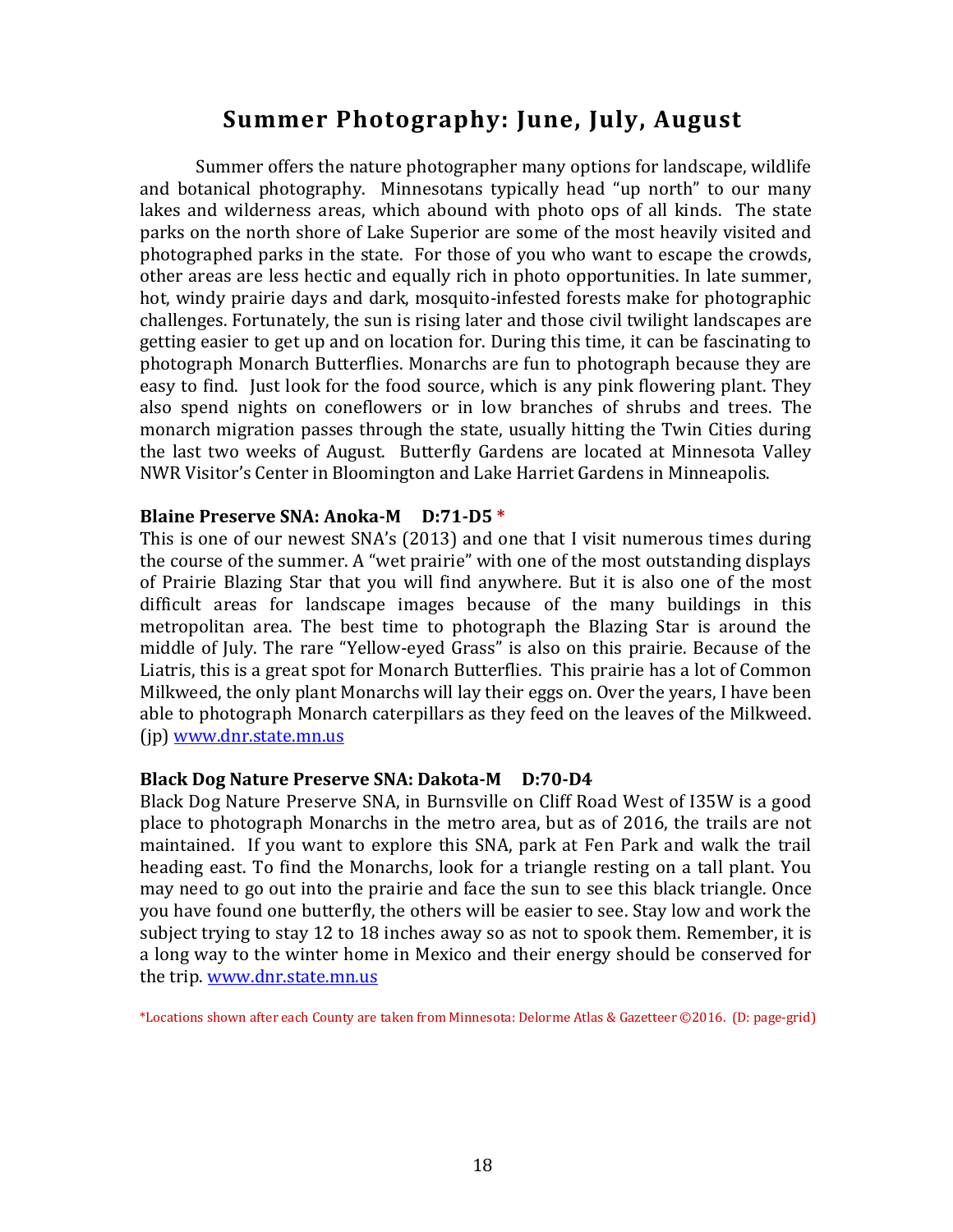# Summer Photography: June, July, August

Summer offers the nature photographer many options for landscape, wildlife and botanical photography. Minnesotans typically head "up north" to our many lakes and wilderness areas, which abound with photo ops of all kinds. The state parks on the north shore of Lake Superior are some of the most heavily visited and photographed parks in the state. For those of you who want to escape the crowds, other areas are less hectic and equally rich in photo opportunities. In late summer, hot, windy prairie days and dark, mosquito-infested forests make for photographic challenges. Fortunately, the sun is rising later and those civil twilight landscapes are getting easier to get up and on location for. During this time, it can be fascinating to photograph Monarch Butterflies. Monarchs are fun to photograph because they are easy to find. Just look for the food source, which is any pink flowering plant. They also spend nights on coneflowers or in low branches of shrubs and trees. The monarch migration passes through the state, usually hitting the Twin Cities during the last two weeks of August. Butterfly Gardens are located at Minnesota Valley NWR Visitor's Center in Bloomington and Lake Harriet Gardens in Minneapolis.

**Blaine Preserve SNA: Anoka-M D:71-D5 ***

This is one of our newest SNA's (2013) and one that I visit numerous times during the course of the summer. A "wet prairie" with one of the most outstanding displays of Prairie Blazing Star that you will find anywhere. But it is also one of the most difficult areas for landscape images because of the many buildings in this metropolitan area. The best time to photograph the Blazing Star is around the middle of July. The rare "Yellow-eyed Grass" is also on this prairie. Because of the Liatris, this is a great spot for Monarch Butterflies. This prairie has a lot of Common Milkweed, the only plant Monarchs will lay their eggs on. Over the years, I have been able to photograph Monarch caterpillars as they feed on the leaves of the Milkweed. (jp) www.dnr.state.mn.us

**Black Dog Nature Preserve SNA: Dakota-M D:70-D4**

Black Dog Nature Preserve SNA, in Burnsville on Cliff Road West of I35W is a good place to photograph Monarchs in the metro area, but as of 2016, the trails are not maintained. If you want to explore this SNA, park at Fen Park and walk the trail heading east. To find the Monarchs, look for a triangle resting on a tall plant. You may need to go out into the prairie and face the sun to see this black triangle. Once you have found one butterfly, the others will be easier to see. Stay low and work the subject trying to stay 12 to 18 inches away so as not to spook them. Remember, it is a long way to the winter home in Mexico and their energy should be conserved for the trip. www.dnr.state.mn.us

*Locations shown after each County are taken from Minnesota: Delorme Atlas & Gazetteer ©2016. (D: page-grid)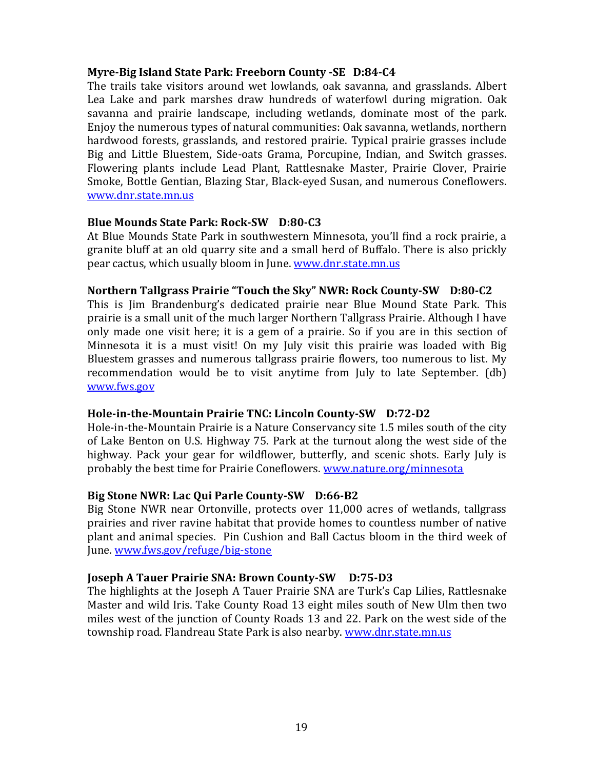**Myre-Big Island State Park: Freeborn County -SE D:84-C4**

The trails take visitors around wet lowlands, oak savanna, and grasslands. Albert Lea Lake and park marshes draw hundreds of waterfowl during migration. Oak savanna and prairie landscape, including wetlands, dominate most of the park. Enjoy the numerous types of natural communities: Oak savanna, wetlands, northern hardwood forests, grasslands, and restored prairie. Typical prairie grasses include Big and Little Bluestem, Side-oats Grama, Porcupine, Indian, and Switch grasses. Flowering plants include Lead Plant, Rattlesnake Master, Prairie Clover, Prairie Smoke, Bottle Gentian, Blazing Star, Black-eyed Susan, and numerous Coneflowers. www.dnr.state.mn.us

**Blue Mounds State Park: Rock-SW D:80-C3**

At Blue Mounds State Park in southwestern Minnesota, you'll find a rock prairie, a granite bluff at an old quarry site and a small herd of Buffalo. There is also prickly pear cactus, which usually bloom in June. www.dnr.state.mn.us

**Northern Tallgrass Prairie "Touch the Sky" NWR: Rock County-SW D:80-C2**

This is Jim Brandenburg's dedicated prairie near Blue Mound State Park. This prairie is a small unit of the much larger Northern Tallgrass Prairie. Although I have only made one visit here; it is a gem of a prairie. So if you are in this section of Minnesota it is a must visit! On my July visit this prairie was loaded with Big Bluestem grasses and numerous tallgrass prairie flowers, too numerous to list. My recommendation would be to visit anytime from July to late September. (db) www.fws.gov

**Hole-in-the-Mountain Prairie TNC: Lincoln County-SW D:72-D2**

Hole-in-the-Mountain Prairie is a Nature Conservancy site 1.5 miles south of the city of Lake Benton on U.S. Highway 75. Park at the turnout along the west side of the highway. Pack your gear for wildflower, butterfly, and scenic shots. Early July is probably the best time for Prairie Coneflowers. www.nature.org/minnesota

**Big Stone NWR: Lac Qui Parle County-SW D:66-B2**

Big Stone NWR near Ortonville, protects over 11,000 acres of wetlands, tallgrass prairies and river ravine habitat that provide homes to countless number of native plant and animal species. Pin Cushion and Ball Cactus bloom in the third week of June. www.fws.gov/refuge/big-stone

**Joseph A Tauer Prairie SNA: Brown County-SW D:75-D3**

The highlights at the Joseph A Tauer Prairie SNA are Turk's Cap Lilies, Rattlesnake Master and wild Iris. Take County Road 13 eight miles south of New Ulm then two miles west of the junction of County Roads 13 and 22. Park on the west side of the township road. Flandreau State Park is also nearby. www.dnr.state.mn.us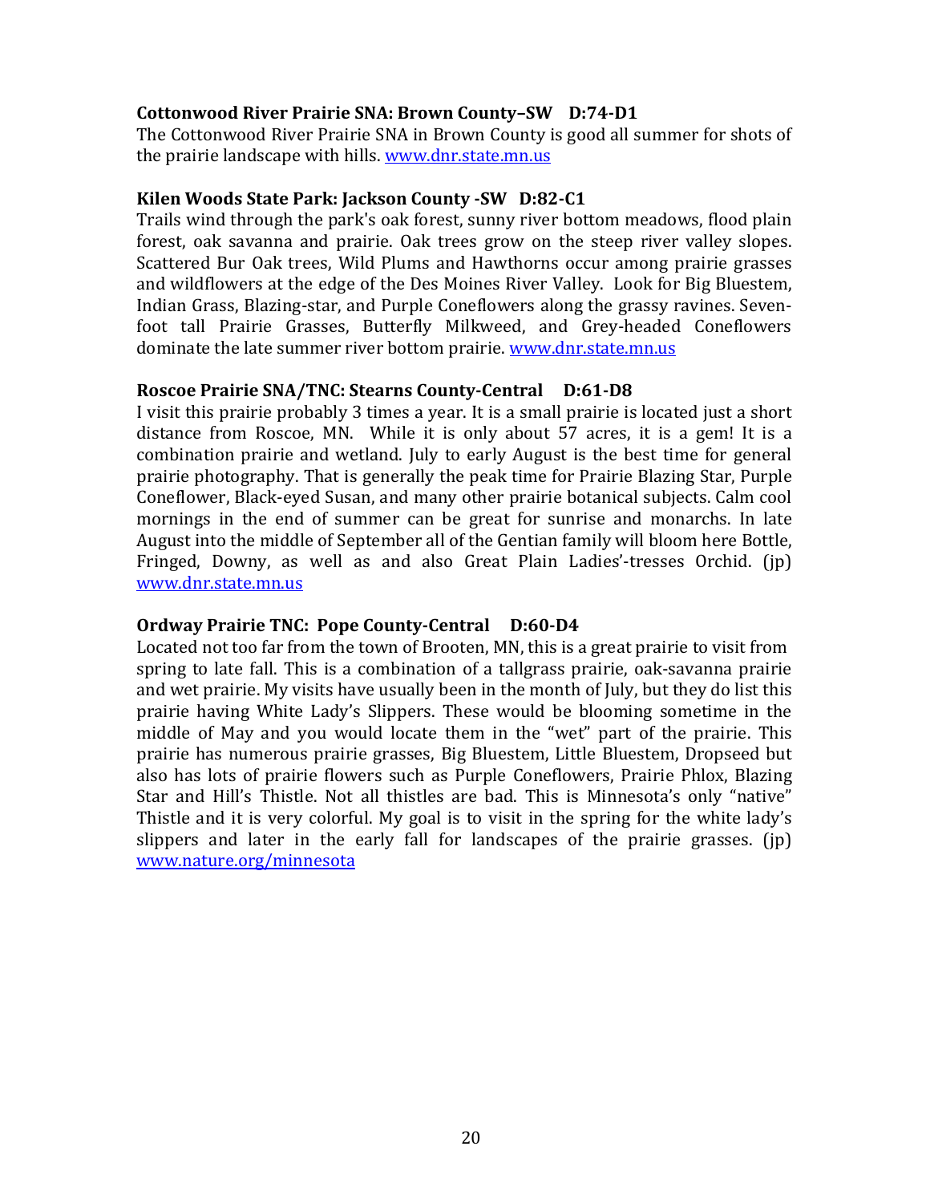**Cottonwood River Prairie SNA: Brown County–SW D:74-D1**

The Cottonwood River Prairie SNA in Brown County is good all summer for shots of the prairie landscape with hills. www.dnr.state.mn.us

**Kilen Woods State Park: Jackson County -SW D:82-C1**

Trails wind through the park's oak forest, sunny river bottom meadows, flood plain forest, oak savanna and prairie. Oak trees grow on the steep river valley slopes. Scattered Bur Oak trees, Wild Plums and Hawthorns occur among prairie grasses and wildflowers at the edge of the Des Moines River Valley. Look for Big Bluestem, Indian Grass, Blazing-star, and Purple Coneflowers along the grassy ravines. Seven-foot tall Prairie Grasses, Butterfly Milkweed, and Grey-headed Coneflowers dominate the late summer river bottom prairie. www.dnr.state.mn.us

**Roscoe Prairie SNA/TNC: Stearns County-Central D:61-D8**

I visit this prairie probably 3 times a year. It is a small prairie is located just a short distance from Roscoe, MN. While it is only about 57 acres, it is a gem! It is a combination prairie and wetland. July to early August is the best time for general prairie photography. That is generally the peak time for Prairie Blazing Star, Purple Coneflower, Black-eyed Susan, and many other prairie botanical subjects. Calm cool mornings in the end of summer can be great for sunrise and monarchs. In late August into the middle of September all of the Gentian family will bloom here Bottle, Fringed, Downy, as well as and also Great Plain Ladies'-tresses Orchid. (jp) www.dnr.state.mn.us

**Ordway Prairie TNC: Pope County-Central D:60-D4**

Located not too far from the town of Brooten, MN, this is a great prairie to visit from spring to late fall. This is a combination of a tallgrass prairie, oak-savanna prairie and wet prairie. My visits have usually been in the month of July, but they do list this prairie having White Lady's Slippers. These would be blooming sometime in the middle of May and you would locate them in the "wet" part of the prairie. This prairie has numerous prairie grasses, Big Bluestem, Little Bluestem, Dropseed but also has lots of prairie flowers such as Purple Coneflowers, Prairie Phlox, Blazing Star and Hill's Thistle. Not all thistles are bad. This is Minnesota's only "native" Thistle and it is very colorful. My goal is to visit in the spring for the white lady's slippers and later in the early fall for landscapes of the prairie grasses. (jp) www.nature.org/minnesota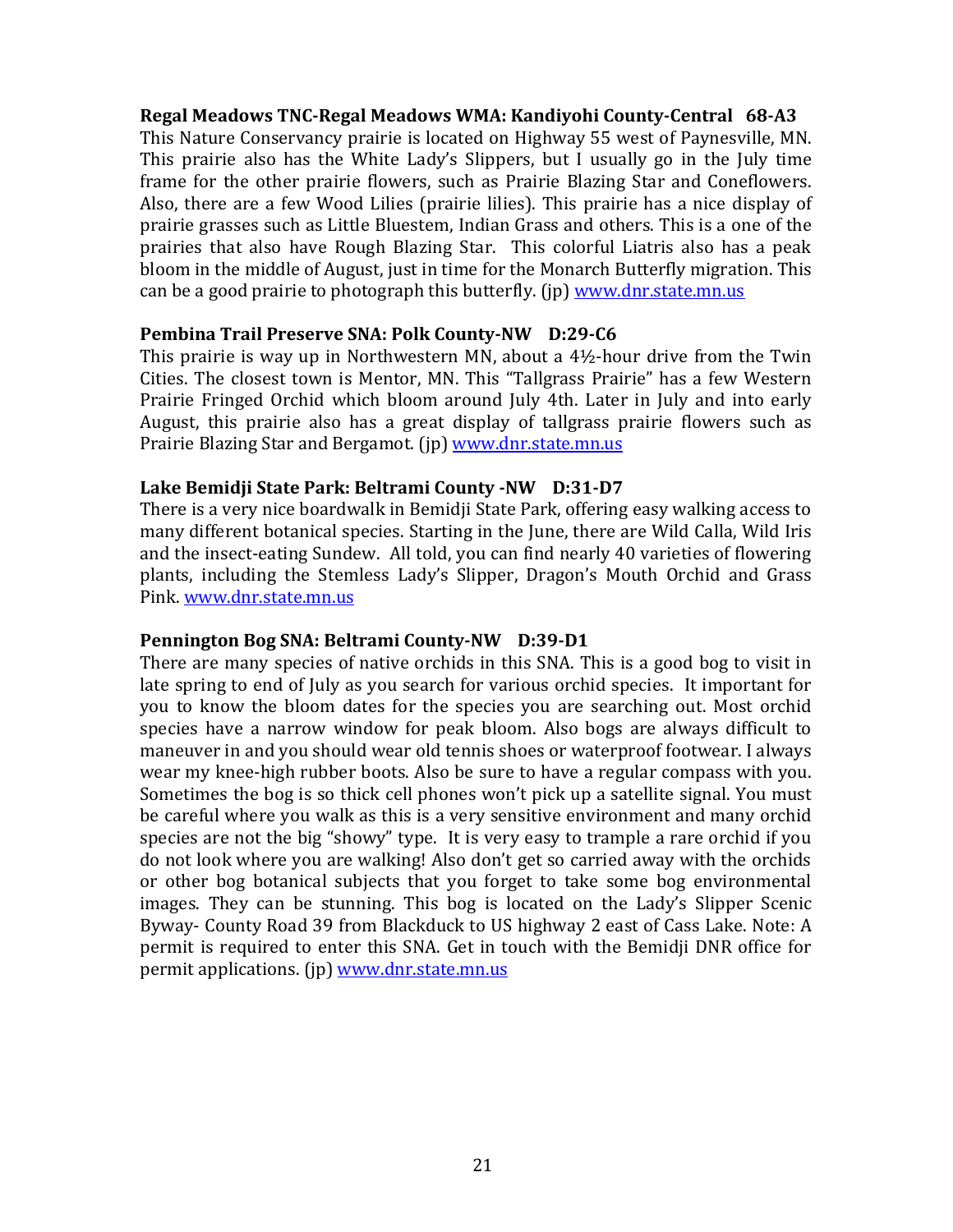**Regal Meadows TNC-Regal Meadows WMA: Kandiyohi County-Central 68-A3**
This Nature Conservancy prairie is located on Highway 55 west of Paynesville, MN. This prairie also has the White Lady's Slippers, but I usually go in the July time frame for the other prairie flowers, such as Prairie Blazing Star and Coneflowers. Also, there are a few Wood Lilies (prairie lilies). This prairie has a nice display of prairie grasses such as Little Bluestem, Indian Grass and others. This is a one of the prairies that also have Rough Blazing Star. This colorful Liatris also has a peak bloom in the middle of August, just in time for the Monarch Butterfly migration. This can be a good prairie to photograph this butterfly. (jp) www.dnr.state.mn.us

**Pembina Trail Preserve SNA: Polk County-NW D:29-C6**
This prairie is way up in Northwestern MN, about a 4½-hour drive from the Twin Cities. The closest town is Mentor, MN. This "Tallgrass Prairie" has a few Western Prairie Fringed Orchid which bloom around July 4th. Later in July and into early August, this prairie also has a great display of tallgrass prairie flowers such as Prairie Blazing Star and Bergamot. (jp) www.dnr.state.mn.us

**Lake Bemidji State Park: Beltrami County -NW D:31-D7**
There is a very nice boardwalk in Bemidji State Park, offering easy walking access to many different botanical species. Starting in the June, there are Wild Calla, Wild Iris and the insect-eating Sundew. All told, you can find nearly 40 varieties of flowering plants, including the Stemless Lady's Slipper, Dragon's Mouth Orchid and Grass Pink. www.dnr.state.mn.us

**Pennington Bog SNA: Beltrami County-NW D:39-D1**
There are many species of native orchids in this SNA. This is a good bog to visit in late spring to end of July as you search for various orchid species. It important for you to know the bloom dates for the species you are searching out. Most orchid species have a narrow window for peak bloom. Also bogs are always difficult to maneuver in and you should wear old tennis shoes or waterproof footwear. I always wear my knee-high rubber boots. Also be sure to have a regular compass with you. Sometimes the bog is so thick cell phones won't pick up a satellite signal. You must be careful where you walk as this is a very sensitive environment and many orchid species are not the big "showy" type. It is very easy to trample a rare orchid if you do not look where you are walking! Also don't get so carried away with the orchids or other bog botanical subjects that you forget to take some bog environmental images. They can be stunning. This bog is located on the Lady's Slipper Scenic Byway- County Road 39 from Blackduck to US highway 2 east of Cass Lake. Note: A permit is required to enter this SNA. Get in touch with the Bemidji DNR office for permit applications. (jp) www.dnr.state.mn.us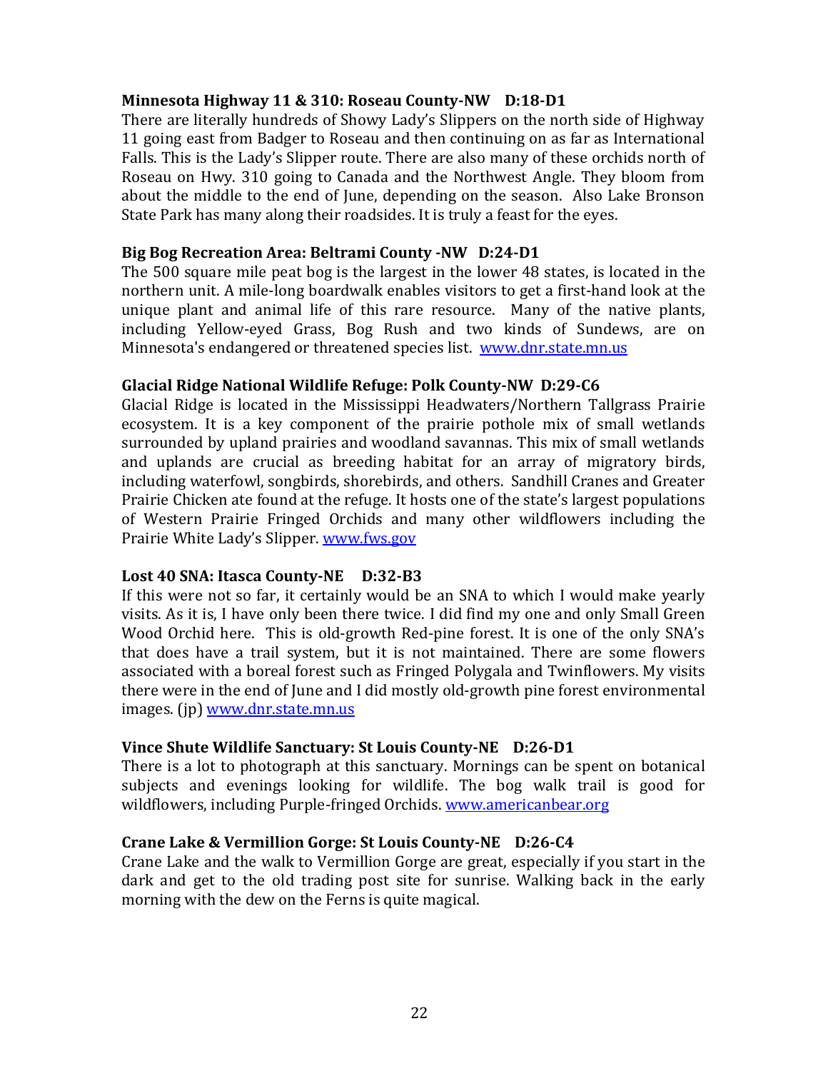**Minnesota Highway 11 & 310: Roseau County-NW D:18-D1**

There are literally hundreds of Showy Lady's Slippers on the north side of Highway 11 going east from Badger to Roseau and then continuing on as far as International Falls. This is the Lady's Slipper route. There are also many of these orchids north of Roseau on Hwy. 310 going to Canada and the Northwest Angle. They bloom from about the middle to the end of June, depending on the season. Also Lake Bronson State Park has many along their roadsides. It is truly a feast for the eyes.

**Big Bog Recreation Area: Beltrami County -NW D:24-D1**

The 500 square mile peat bog is the largest in the lower 48 states, is located in the northern unit. A mile-long boardwalk enables visitors to get a first-hand look at the unique plant and animal life of this rare resource. Many of the native plants, including Yellow-eyed Grass, Bog Rush and two kinds of Sundews, are on Minnesota's endangered or threatened species list. [www.dnr.state.mn.us](http://www.dnr.state.mn.us)

**Glacial Ridge National Wildlife Refuge: Polk County-NW D:29-C6**

Glacial Ridge is located in the Mississippi Headwaters/Northern Tallgrass Prairie ecosystem. It is a key component of the prairie pothole mix of small wetlands surrounded by upland prairies and woodland savannas. This mix of small wetlands and uplands are crucial as breeding habitat for an array of migratory birds, including waterfowl, songbirds, shorebirds, and others. Sandhill Cranes and Greater Prairie Chicken ate found at the refuge. It hosts one of the state's largest populations of Western Prairie Fringed Orchids and many other wildflowers including the Prairie White Lady's Slipper. [www.fws.gov](http://www.fws.gov)

**Lost 40 SNA: Itasca County-NE D:32-B3**

If this were not so far, it certainly would be an SNA to which I would make yearly visits. As it is, I have only been there twice. I did find my one and only Small Green Wood Orchid here. This is old-growth Red-pine forest. It is one of the only SNA's that does have a trail system, but it is not maintained. There are some flowers associated with a boreal forest such as Fringed Polygala and Twinflowers. My visits there were in the end of June and I did mostly old-growth pine forest environmental images. (jp) [www.dnr.state.mn.us](http://www.dnr.state.mn.us)

**Vince Shute Wildlife Sanctuary: St Louis County-NE D:26-D1**

There is a lot to photograph at this sanctuary. Mornings can be spent on botanical subjects and evenings looking for wildlife. The bog walk trail is good for wildflowers, including Purple-fringed Orchids. [www.americanbear.org](http://www.americanbear.org)

**Crane Lake & Vermillion Gorge: St Louis County-NE D:26-C4**

Crane Lake and the walk to Vermillion Gorge are great, especially if you start in the dark and get to the old trading post site for sunrise. Walking back in the early morning with the dew on the Ferns is quite magical.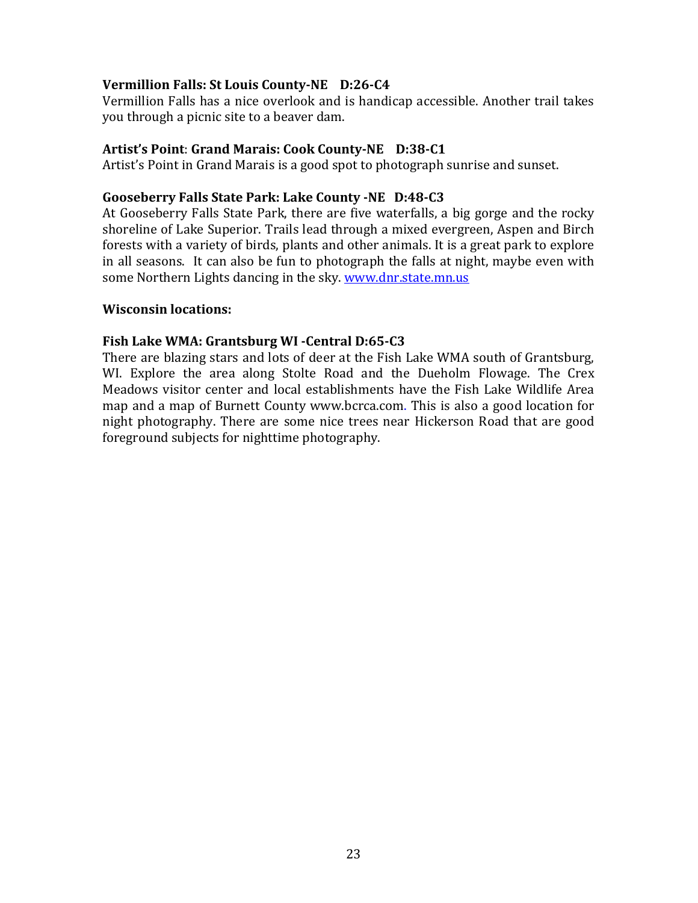**Vermillion Falls: St Louis County-NE    D:26-C4**

Vermillion Falls has a nice overlook and is handicap accessible. Another trail takes you through a picnic site to a beaver dam.

**Artist's Point**: **Grand Marais: Cook County-NE    D:38-C1**

Artist's Point in Grand Marais is a good spot to photograph sunrise and sunset.

**Gooseberry Falls State Park: Lake County -NE   D:48-C3**

At Gooseberry Falls State Park, there are five waterfalls, a big gorge and the rocky shoreline of Lake Superior. Trails lead through a mixed evergreen, Aspen and Birch forests with a variety of birds, plants and other animals. It is a great park to explore in all seasons.  It can also be fun to photograph the falls at night, maybe even with some Northern Lights dancing in the sky. [www.dnr.state.mn.us](http://www.dnr.state.mn.us)

**Wisconsin locations:**

**Fish Lake WMA: Grantsburg WI -Central D:65-C3**

There are blazing stars and lots of deer at the Fish Lake WMA south of Grantsburg, WI. Explore the area along Stolte Road and the Dueholm Flowage. The Crex Meadows visitor center and local establishments have the Fish Lake Wildlife Area map and a map of Burnett County www.bcrca.com. This is also a good location for night photography. There are some nice trees near Hickerson Road that are good foreground subjects for nighttime photography.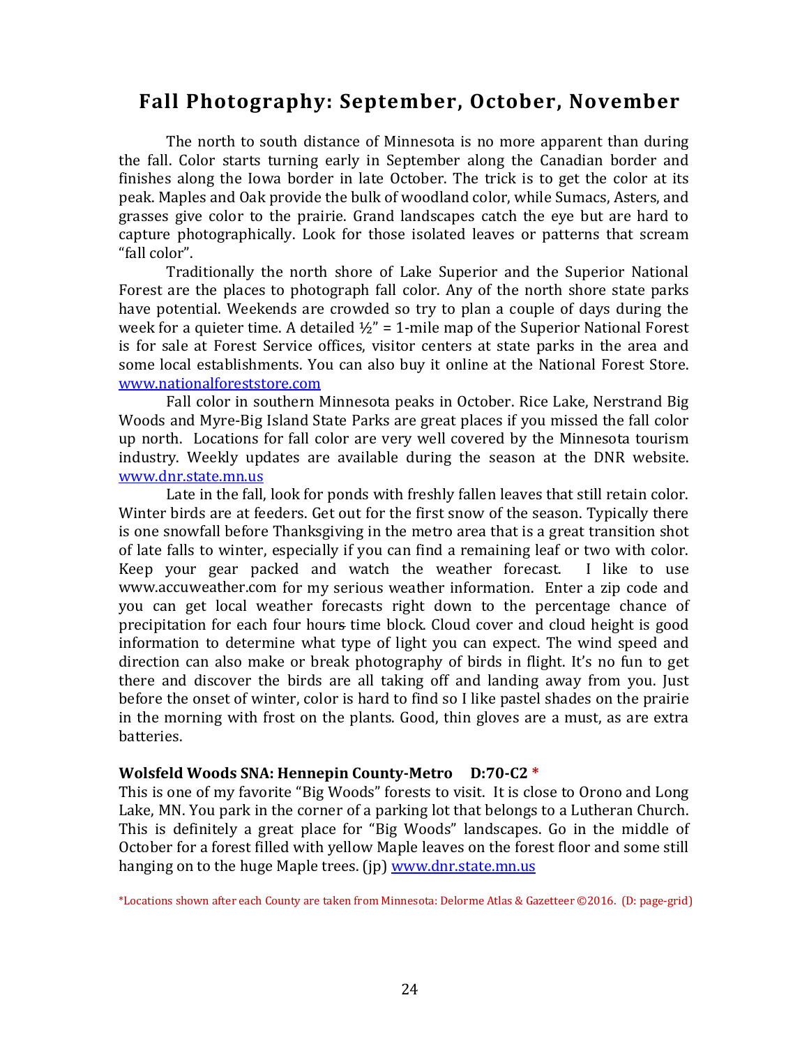# Fall Photography: September, October, November

The north to south distance of Minnesota is no more apparent than during the fall. Color starts turning early in September along the Canadian border and finishes along the Iowa border in late October. The trick is to get the color at its peak. Maples and Oak provide the bulk of woodland color, while Sumacs, Asters, and grasses give color to the prairie. Grand landscapes catch the eye but are hard to capture photographically. Look for those isolated leaves or patterns that scream "fall color".

Traditionally the north shore of Lake Superior and the Superior National Forest are the places to photograph fall color. Any of the north shore state parks have potential. Weekends are crowded so try to plan a couple of days during the week for a quieter time. A detailed ½" = 1-mile map of the Superior National Forest is for sale at Forest Service offices, visitor centers at state parks in the area and some local establishments. You can also buy it online at the National Forest Store. www.nationalforeststore.com

Fall color in southern Minnesota peaks in October. Rice Lake, Nerstrand Big Woods and Myre-Big Island State Parks are great places if you missed the fall color up north. Locations for fall color are very well covered by the Minnesota tourism industry. Weekly updates are available during the season at the DNR website. www.dnr.state.mn.us

Late in the fall, look for ponds with freshly fallen leaves that still retain color. Winter birds are at feeders. Get out for the first snow of the season. Typically there is one snowfall before Thanksgiving in the metro area that is a great transition shot of late falls to winter, especially if you can find a remaining leaf or two with color. Keep your gear packed and watch the weather forecast. I like to use www.accuweather.com for my serious weather information. Enter a zip code and you can get local weather forecasts right down to the percentage chance of precipitation for each four hours time block. Cloud cover and cloud height is good information to determine what type of light you can expect. The wind speed and direction can also make or break photography of birds in flight. It's no fun to get there and discover the birds are all taking off and landing away from you. Just before the onset of winter, color is hard to find so I like pastel shades on the prairie in the morning with frost on the plants. Good, thin gloves are a must, as are extra batteries.

**Wolsfeld Woods SNA: Hennepin County-Metro D:70-C2 \***

This is one of my favorite "Big Woods" forests to visit. It is close to Orono and Long Lake, MN. You park in the corner of a parking lot that belongs to a Lutheran Church. This is definitely a great place for "Big Woods" landscapes. Go in the middle of October for a forest filled with yellow Maple leaves on the forest floor and some still hanging on to the huge Maple trees. (jp) www.dnr.state.mn.us

*Locations shown after each County are taken from Minnesota: Delorme Atlas & Gazetteer ©2016. (D: page-grid)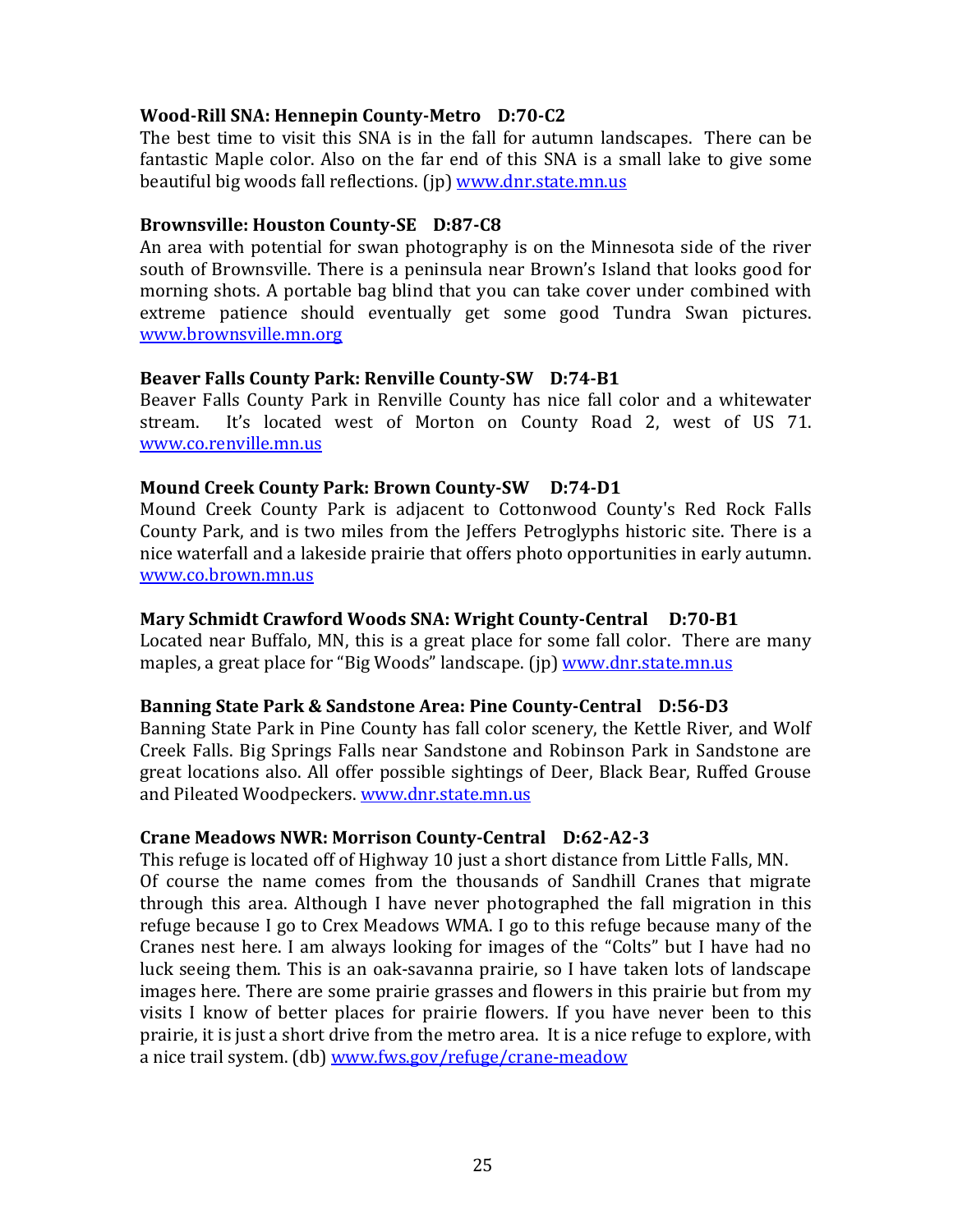**Wood-Rill SNA: Hennepin County-Metro    D:70-C2**

The best time to visit this SNA is in the fall for autumn landscapes. There can be fantastic Maple color. Also on the far end of this SNA is a small lake to give some beautiful big woods fall reflections. (jp) www.dnr.state.mn.us

**Brownsville: Houston County-SE    D:87-C8**

An area with potential for swan photography is on the Minnesota side of the river south of Brownsville. There is a peninsula near Brown's Island that looks good for morning shots. A portable bag blind that you can take cover under combined with extreme patience should eventually get some good Tundra Swan pictures. www.brownsville.mn.org

**Beaver Falls County Park: Renville County-SW    D:74-B1**

Beaver Falls County Park in Renville County has nice fall color and a whitewater stream. It's located west of Morton on County Road 2, west of US 71. www.co.renville.mn.us

**Mound Creek County Park: Brown County-SW    D:74-D1**

Mound Creek County Park is adjacent to Cottonwood County's Red Rock Falls County Park, and is two miles from the Jeffers Petroglyphs historic site. There is a nice waterfall and a lakeside prairie that offers photo opportunities in early autumn. www.co.brown.mn.us

**Mary Schmidt Crawford Woods SNA: Wright County-Central    D:70-B1**

Located near Buffalo, MN, this is a great place for some fall color. There are many maples, a great place for "Big Woods" landscape. (jp) www.dnr.state.mn.us

**Banning State Park & Sandstone Area: Pine County-Central    D:56-D3**

Banning State Park in Pine County has fall color scenery, the Kettle River, and Wolf Creek Falls. Big Springs Falls near Sandstone and Robinson Park in Sandstone are great locations also. All offer possible sightings of Deer, Black Bear, Ruffed Grouse and Pileated Woodpeckers. www.dnr.state.mn.us

**Crane Meadows NWR: Morrison County-Central    D:62-A2-3**

This refuge is located off of Highway 10 just a short distance from Little Falls, MN. Of course the name comes from the thousands of Sandhill Cranes that migrate through this area. Although I have never photographed the fall migration in this refuge because I go to Crex Meadows WMA. I go to this refuge because many of the Cranes nest here. I am always looking for images of the "Colts" but I have had no luck seeing them. This is an oak-savanna prairie, so I have taken lots of landscape images here. There are some prairie grasses and flowers in this prairie but from my visits I know of better places for prairie flowers. If you have never been to this prairie, it is just a short drive from the metro area. It is a nice refuge to explore, with a nice trail system. (db) www.fws.gov/refuge/crane-meadow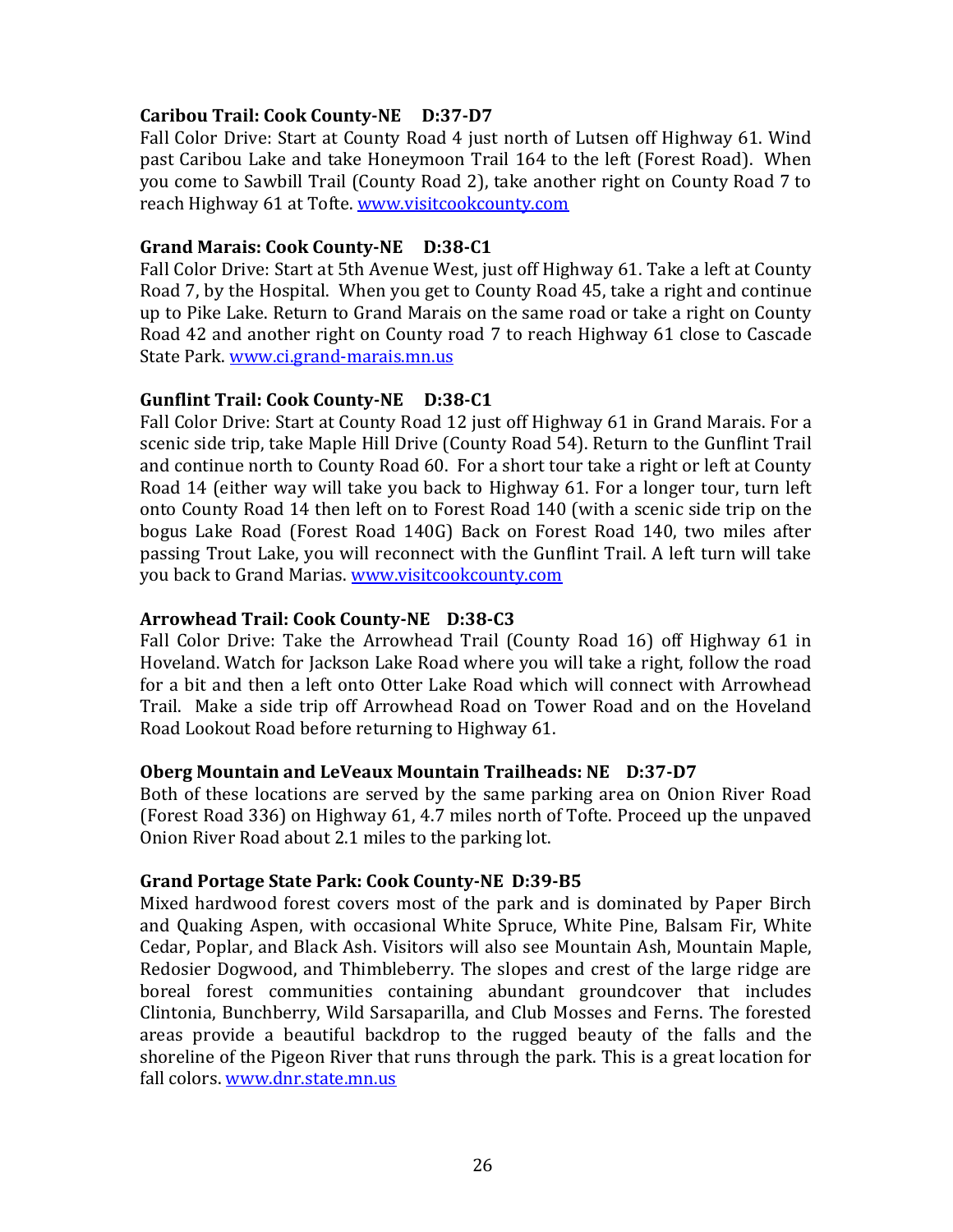**Caribou Trail: Cook County-NE D:37-D7**

Fall Color Drive: Start at County Road 4 just north of Lutsen off Highway 61. Wind past Caribou Lake and take Honeymoon Trail 164 to the left (Forest Road). When you come to Sawbill Trail (County Road 2), take another right on County Road 7 to reach Highway 61 at Tofte. www.visitcookcounty.com

**Grand Marais: Cook County-NE D:38-C1**

Fall Color Drive: Start at 5th Avenue West, just off Highway 61. Take a left at County Road 7, by the Hospital. When you get to County Road 45, take a right and continue up to Pike Lake. Return to Grand Marais on the same road or take a right on County Road 42 and another right on County road 7 to reach Highway 61 close to Cascade State Park. www.ci.grand-marais.mn.us

**Gunflint Trail: Cook County-NE D:38-C1**

Fall Color Drive: Start at County Road 12 just off Highway 61 in Grand Marais. For a scenic side trip, take Maple Hill Drive (County Road 54). Return to the Gunflint Trail and continue north to County Road 60. For a short tour take a right or left at County Road 14 (either way will take you back to Highway 61. For a longer tour, turn left onto County Road 14 then left on to Forest Road 140 (with a scenic side trip on the bogus Lake Road (Forest Road 140G) Back on Forest Road 140, two miles after passing Trout Lake, you will reconnect with the Gunflint Trail. A left turn will take you back to Grand Marias. www.visitcookcounty.com

**Arrowhead Trail: Cook County-NE D:38-C3**

Fall Color Drive: Take the Arrowhead Trail (County Road 16) off Highway 61 in Hoveland. Watch for Jackson Lake Road where you will take a right, follow the road for a bit and then a left onto Otter Lake Road which will connect with Arrowhead Trail. Make a side trip off Arrowhead Road on Tower Road and on the Hoveland Road Lookout Road before returning to Highway 61.

**Oberg Mountain and LeVeaux Mountain Trailheads: NE D:37-D7**

Both of these locations are served by the same parking area on Onion River Road (Forest Road 336) on Highway 61, 4.7 miles north of Tofte. Proceed up the unpaved Onion River Road about 2.1 miles to the parking lot.

**Grand Portage State Park: Cook County-NE D:39-B5**

Mixed hardwood forest covers most of the park and is dominated by Paper Birch and Quaking Aspen, with occasional White Spruce, Balsam Fir, White Cedar, Poplar, and Black Ash. Visitors will also see Mountain Ash, Mountain Maple, Redosier Dogwood, and Thimbleberry. The slopes and crest of the large ridge are boreal forest communities containing abundant groundcover that includes Clintonia, Bunchberry, Wild Sarsaparilla, and Club Mosses and Ferns. The forested areas provide a beautiful backdrop to the rugged beauty of the falls and the shoreline of the Pigeon River that runs through the park. This is a great location for fall colors. www.dnr.state.mn.us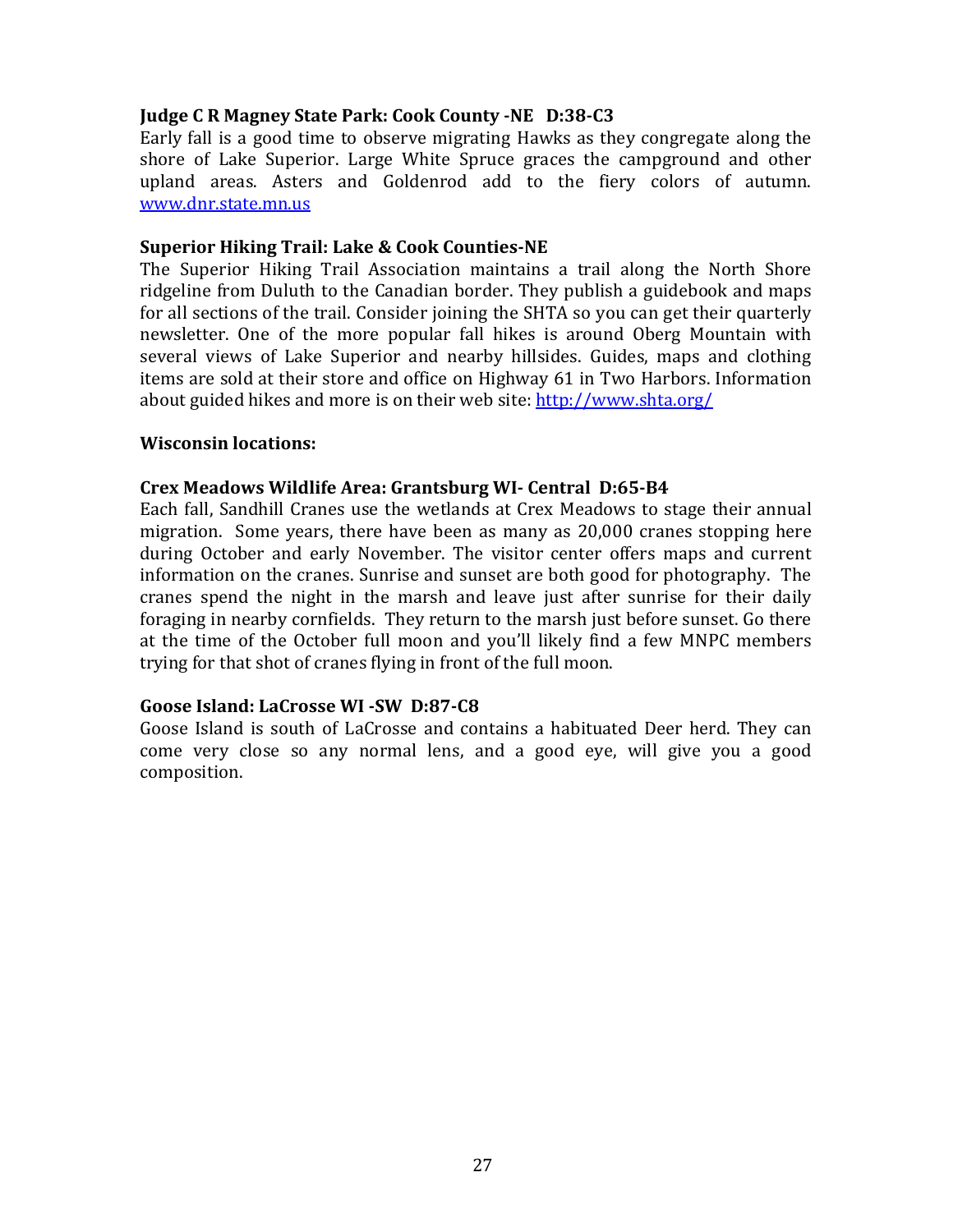**Judge C R Magney State Park: Cook County -NE D:38-C3**

Early fall is a good time to observe migrating Hawks as they congregate along the shore of Lake Superior. Large White Spruce graces the campground and other upland areas. Asters and Goldenrod add to the fiery colors of autumn. [www.dnr.state.mn.us](www.dnr.state.mn.us)

**Superior Hiking Trail: Lake & Cook Counties-NE**

The Superior Hiking Trail Association maintains a trail along the North Shore ridgeline from Duluth to the Canadian border. They publish a guidebook and maps for all sections of the trail. Consider joining the SHTA so you can get their quarterly newsletter. One of the more popular fall hikes is around Oberg Mountain with several views of Lake Superior and nearby hillsides. Guides, maps and clothing items are sold at their store and office on Highway 61 in Two Harbors. Information about guided hikes and more is on their web site: [http://www.shta.org/](http://www.shta.org/)

**Wisconsin locations:**

**Crex Meadows Wildlife Area: Grantsburg WI- Central D:65-B4**

Each fall, Sandhill Cranes use the wetlands at Crex Meadows to stage their annual migration. Some years, there have been as many as 20,000 cranes stopping here during October and early November. The visitor center offers maps and current information on the cranes. Sunrise and sunset are both good for photography. The cranes spend the night in the marsh and leave just after sunrise for their daily foraging in nearby cornfields. They return to the marsh just before sunset. Go there at the time of the October full moon and you'll likely find a few MNPC members trying for that shot of cranes flying in front of the full moon.

**Goose Island: LaCrosse WI -SW D:87-C8**

Goose Island is south of LaCrosse and contains a habituated Deer herd. They can come very close so any normal lens, and a good eye, will give you a good composition.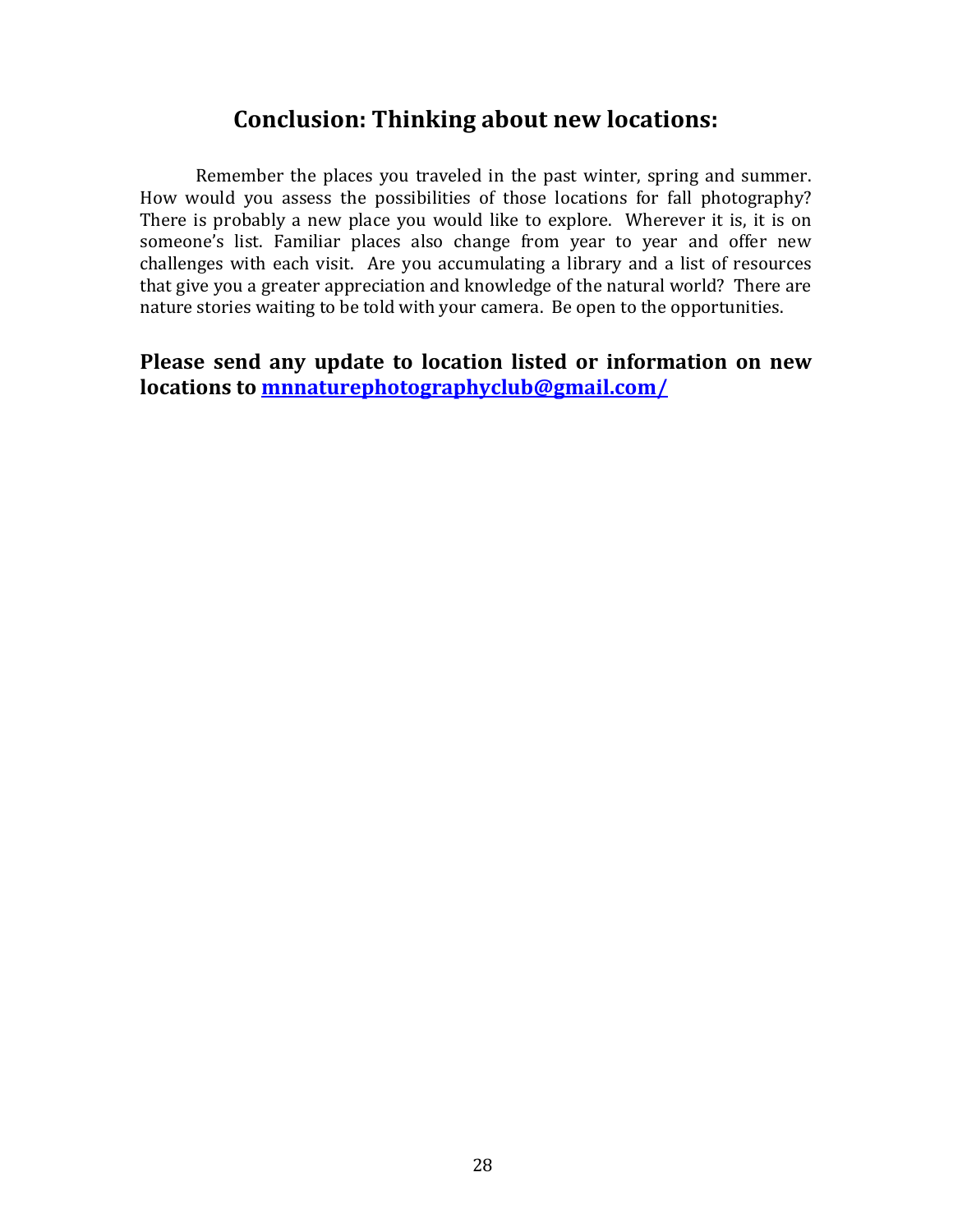## Conclusion: Thinking about new locations:

Remember the places you traveled in the past winter, spring and summer. How would you assess the possibilities of those locations for fall photography? There is probably a new place you would like to explore. Wherever it is, it is on someone's list. Familiar places also change from year to year and offer new challenges with each visit. Are you accumulating a library and a list of resources that give you a greater appreciation and knowledge of the natural world? There are nature stories waiting to be told with your camera. Be open to the opportunities.

**Please send any update to location listed or information on new locations to [mnnaturephotographyclub@gmail.com/](mailto:mnnaturephotographyclub@gmail.com)**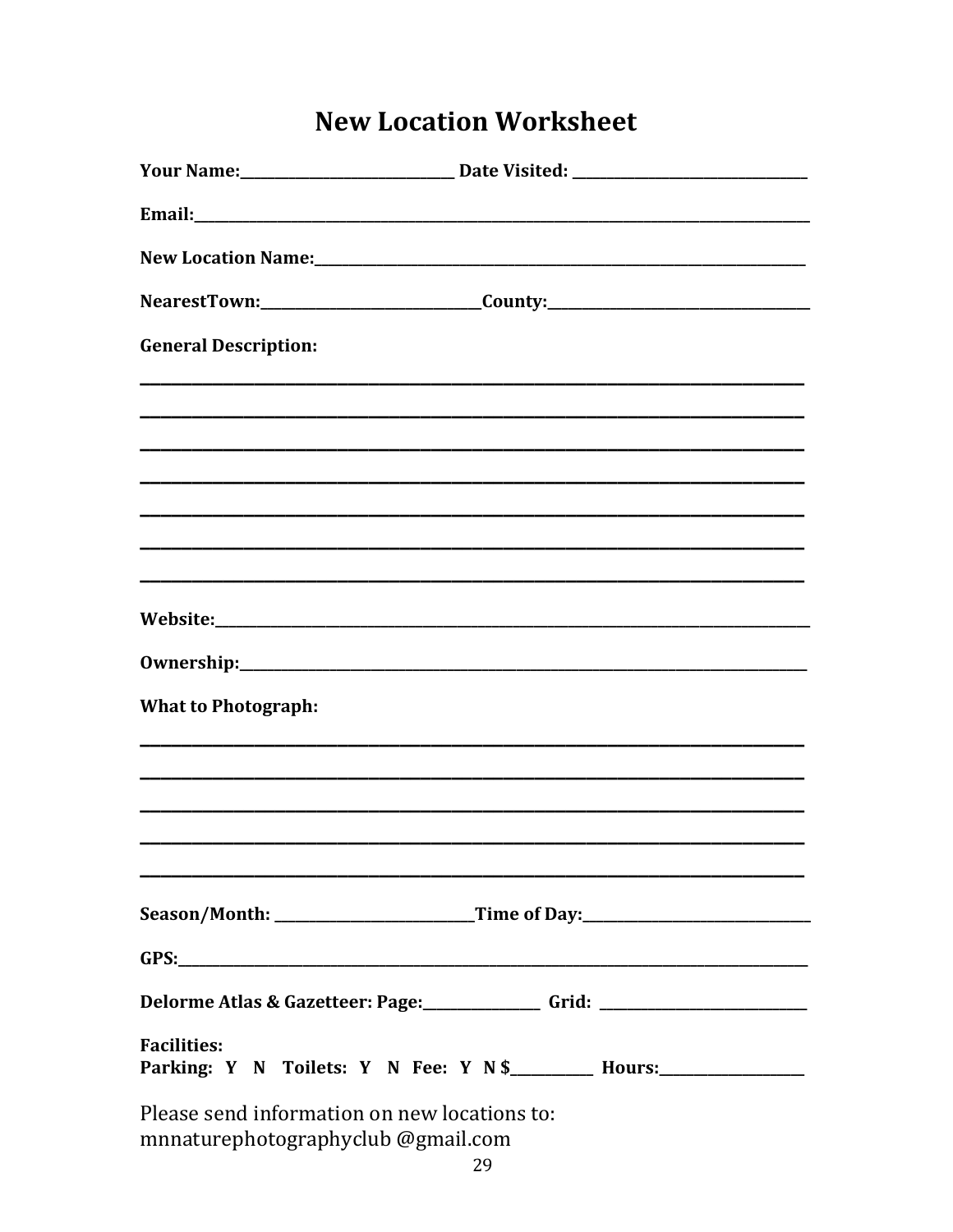# New Location Worksheet

**Your Name:**______________________________ **Date Visited:** _________________________________

**Email:**___________________________________________________________________________________________

**New Location Name:**_______________________________________________________________________

**NearestTown:**______________________________**County:**____________________________________

**General Description:**

______________________________________________________________________________________________

______________________________________________________________________________________________

______________________________________________________________________________________________

______________________________________________________________________________________________

______________________________________________________________________________________________

______________________________________________________________________________________________

______________________________________________________________________________________________

**Website:**_________________________________________________________________________________________

**Ownership:**______________________________________________________________________________________

**What to Photograph:**

______________________________________________________________________________________________

______________________________________________________________________________________________

______________________________________________________________________________________________

______________________________________________________________________________________________

______________________________________________________________________________________________

**Season/Month:** ___________________________**Time of Day:**_______________________________

**GPS:**_____________________________________________________________________________________________

**Delorme Atlas & Gazetteer: Page:**________________ **Grid:** _____________________________

**Facilities:**
**Parking: Y N Toilets: Y N Fee: Y N $**___________ **Hours:**____________________

Please send information on new locations to:
mnnaturephotographyclub @gmail.com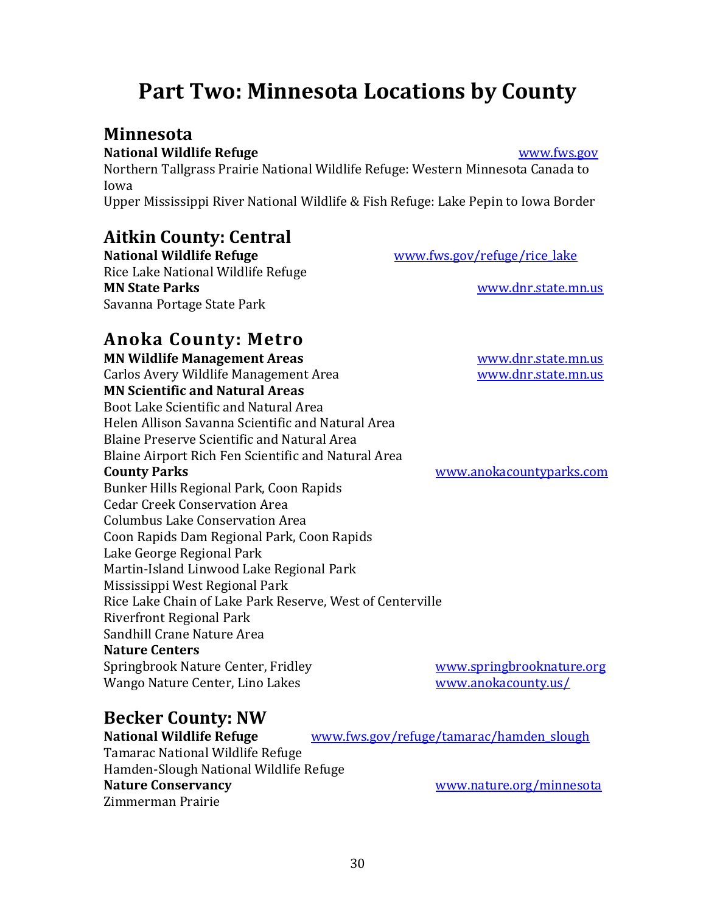# Part Two: Minnesota Locations by County

## Minnesota

**National Wildlife Refuge** www.fws.gov

Northern Tallgrass Prairie National Wildlife Refuge: Western Minnesota Canada to Iowa

Upper Mississippi River National Wildlife & Fish Refuge: Lake Pepin to Iowa Border

## Aitkin County: Central

**National Wildlife Refuge** www.fws.gov/refuge/rice_lake

Rice Lake National Wildlife Refuge

**MN State Parks** www.dnr.state.mn.us

Savanna Portage State Park

## Anoka County: Metro

**MN Wildlife Management Areas** www.dnr.state.mn.us

Carlos Avery Wildlife Management Area www.dnr.state.mn.us

**MN Scientific and Natural Areas**

Boot Lake Scientific and Natural Area

Helen Allison Savanna Scientific and Natural Area

Blaine Preserve Scientific and Natural Area

Blaine Airport Rich Fen Scientific and Natural Area

**County Parks** www.anokacountyparks.com

Bunker Hills Regional Park, Coon Rapids

Cedar Creek Conservation Area

Columbus Lake Conservation Area

Coon Rapids Dam Regional Park, Coon Rapids

Lake George Regional Park

Martin-Island Linwood Lake Regional Park

Mississippi West Regional Park

Rice Lake Chain of Lake Park Reserve, West of Centerville

Riverfront Regional Park

Sandhill Crane Nature Area

**Nature Centers**

Springbrook Nature Center, Fridley www.springbrooknature.org

Wango Nature Center, Lino Lakes www.anokacounty.us/

## Becker County: NW

**National Wildlife Refuge** www.fws.gov/refuge/tamarac/hamden_slough

Tamarac National Wildlife Refuge

Hamden-Slough National Wildlife Refuge

**Nature Conservancy** www.nature.org/minnesota

Zimmerman Prairie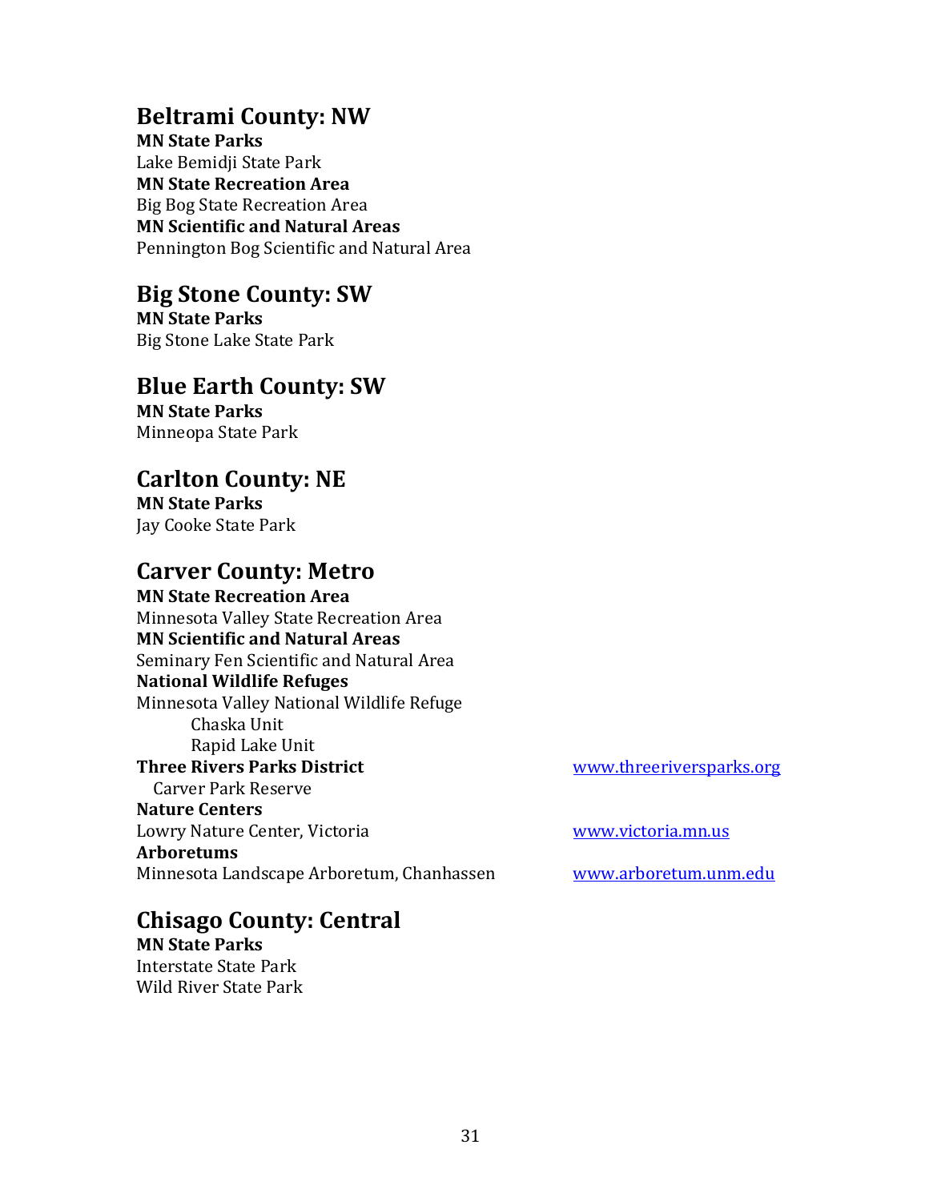## Beltrami County: NW

**MN State Parks**
Lake Bemidji State Park
**MN State Recreation Area**
Big Bog State Recreation Area
**MN Scientific and Natural Areas**
Pennington Bog Scientific and Natural Area

## Big Stone County: SW

**MN State Parks**
Big Stone Lake State Park

## Blue Earth County: SW

**MN State Parks**
Minneopa State Park

## Carlton County: NE

**MN State Parks**
Jay Cooke State Park

## Carver County: Metro

**MN State Recreation Area**
Minnesota Valley State Recreation Area
**MN Scientific and Natural Areas**
Seminary Fen Scientific and Natural Area
**National Wildlife Refuges**
Minnesota Valley National Wildlife Refuge
- Chaska Unit
- Rapid Lake Unit

**Three Rivers Parks District** — www.threeriversparks.org
Carver Park Reserve
**Nature Centers**
Lowry Nature Center, Victoria — www.victoria.mn.us
**Arboretums**
Minnesota Landscape Arboretum, Chanhassen — www.arboretum.unm.edu

## Chisago County: Central

**MN State Parks**
Interstate State Park
Wild River State Park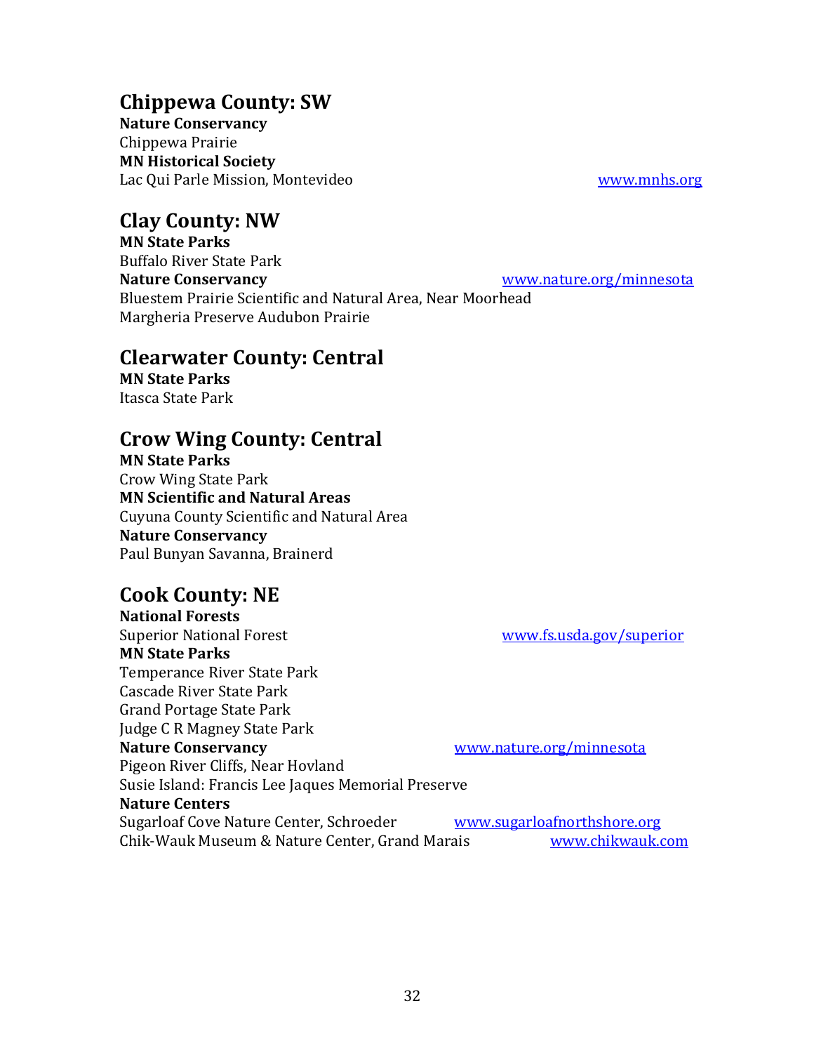## Chippewa County: SW

**Nature Conservancy**
Chippewa Prairie
**MN Historical Society**
Lac Qui Parle Mission, Montevideo www.mnhs.org

## Clay County: NW

**MN State Parks**
Buffalo River State Park
**Nature Conservancy** www.nature.org/minnesota
Bluestem Prairie Scientific and Natural Area, Near Moorhead
Margheria Preserve Audubon Prairie

## Clearwater County: Central

**MN State Parks**
Itasca State Park

## Crow Wing County: Central

**MN State Parks**
Crow Wing State Park
**MN Scientific and Natural Areas**
Cuyuna County Scientific and Natural Area
**Nature Conservancy**
Paul Bunyan Savanna, Brainerd

## Cook County: NE

**National Forests**
Superior National Forest www.fs.usda.gov/superior
**MN State Parks**
Temperance River State Park
Cascade River State Park
Grand Portage State Park
Judge C R Magney State Park
**Nature Conservancy** www.nature.org/minnesota
Pigeon River Cliffs, Near Hovland
Susie Island: Francis Lee Jaques Memorial Preserve
**Nature Centers**
Sugarloaf Cove Nature Center, Schroeder www.sugarloafnorthshore.org
Chik-Wauk Museum & Nature Center, Grand Marais www.chikwauk.com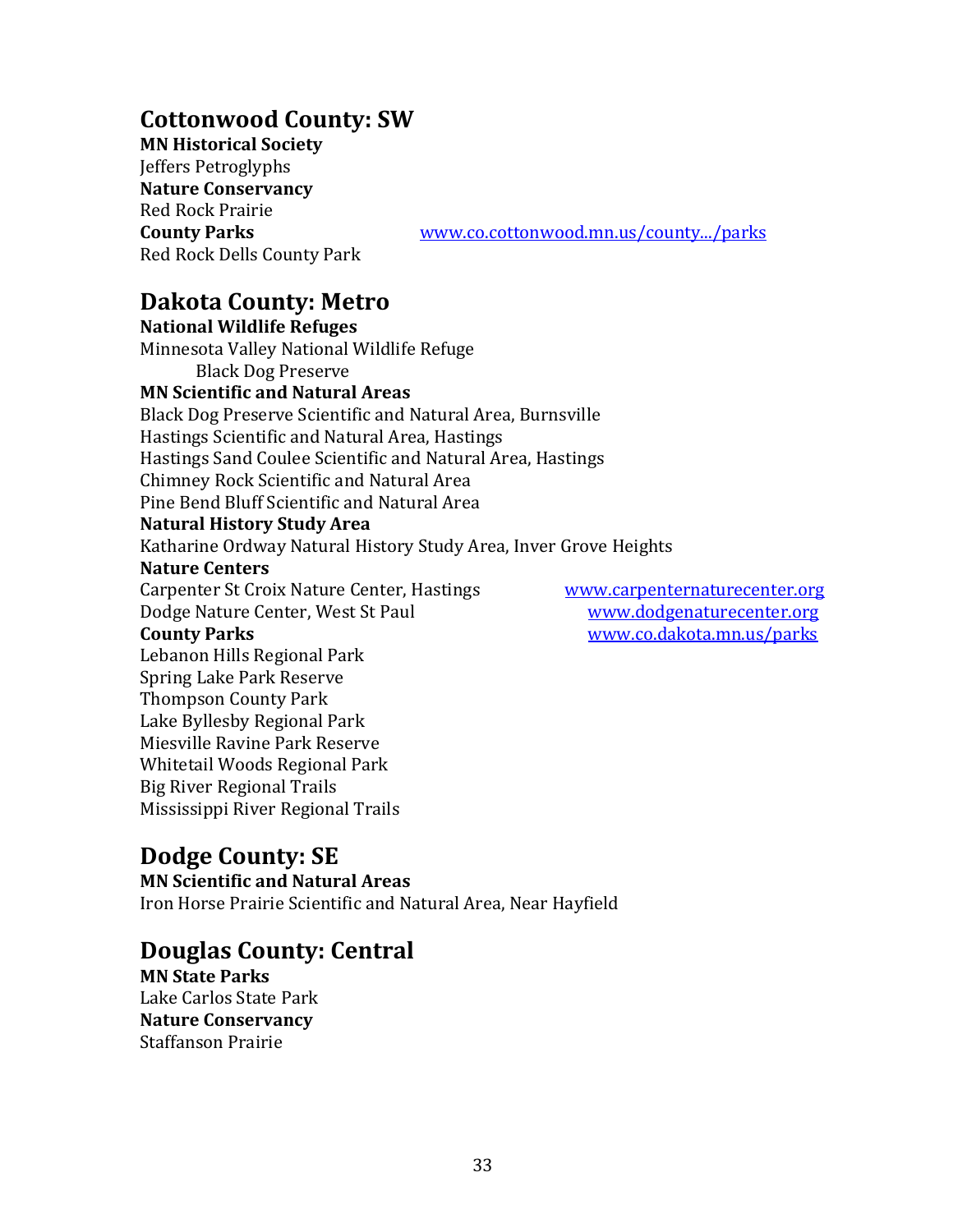## Cottonwood County: SW

**MN Historical Society**
Jeffers Petroglyphs
**Nature Conservancy**
Red Rock Prairie
**County Parks** www.co.cottonwood.mn.us/county.../parks
Red Rock Dells County Park

## Dakota County: Metro

**National Wildlife Refuges**
Minnesota Valley National Wildlife Refuge
    Black Dog Preserve
**MN Scientific and Natural Areas**
Black Dog Preserve Scientific and Natural Area, Burnsville
Hastings Scientific and Natural Area, Hastings
Hastings Sand Coulee Scientific and Natural Area, Hastings
Chimney Rock Scientific and Natural Area
Pine Bend Bluff Scientific and Natural Area
**Natural History Study Area**
Katharine Ordway Natural History Study Area, Inver Grove Heights
**Nature Centers**
Carpenter St Croix Nature Center, Hastings www.carpenternaturecenter.org
Dodge Nature Center, West St Paul www.dodgenaturecenter.org
**County Parks** www.co.dakota.mn.us/parks
Lebanon Hills Regional Park
Spring Lake Park Reserve
Thompson County Park
Lake Byllesby Regional Park
Miesville Ravine Park Reserve
Whitetail Woods Regional Park
Big River Regional Trails
Mississippi River Regional Trails

## Dodge County: SE

**MN Scientific and Natural Areas**
Iron Horse Prairie Scientific and Natural Area, Near Hayfield

## Douglas County: Central

**MN State Parks**
Lake Carlos State Park
**Nature Conservancy**
Staffanson Prairie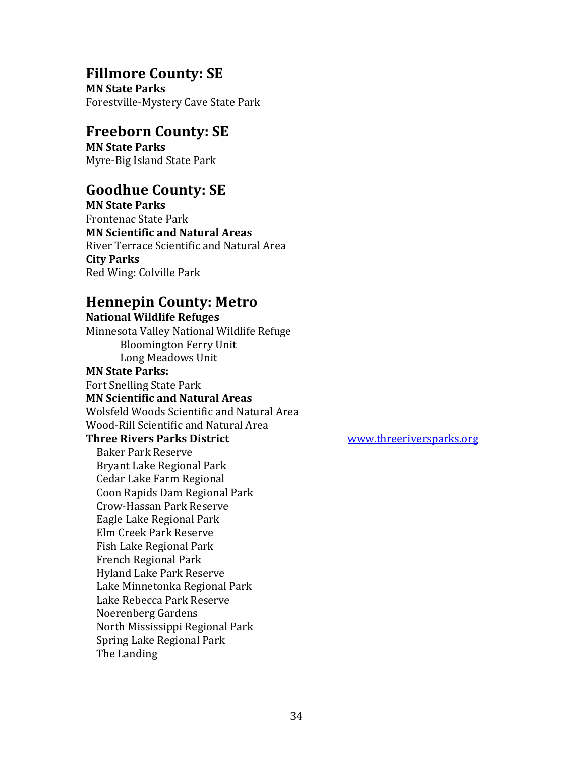## Fillmore County: SE

**MN State Parks**
Forestville-Mystery Cave State Park

## Freeborn County: SE

**MN State Parks**
Myre-Big Island State Park

## Goodhue County: SE

**MN State Parks**
Frontenac State Park
**MN Scientific and Natural Areas**
River Terrace Scientific and Natural Area
**City Parks**
Red Wing: Colville Park

## Hennepin County: Metro

**National Wildlife Refuges**
Minnesota Valley National Wildlife Refuge
- Bloomington Ferry Unit
- Long Meadows Unit

**MN State Parks:**
Fort Snelling State Park
**MN Scientific and Natural Areas**
Wolsfeld Woods Scientific and Natural Area
Wood-Rill Scientific and Natural Area
**Three Rivers Parks District** www.threeriversparks.org

- Baker Park Reserve
- Bryant Lake Regional Park
- Cedar Lake Farm Regional
- Coon Rapids Dam Regional Park
- Crow-Hassan Park Reserve
- Eagle Lake Regional Park
- Elm Creek Park Reserve
- Fish Lake Regional Park
- French Regional Park
- Hyland Lake Park Reserve
- Lake Minnetonka Regional Park
- Lake Rebecca Park Reserve
- Noerenberg Gardens
- North Mississippi Regional Park
- Spring Lake Regional Park
- The Landing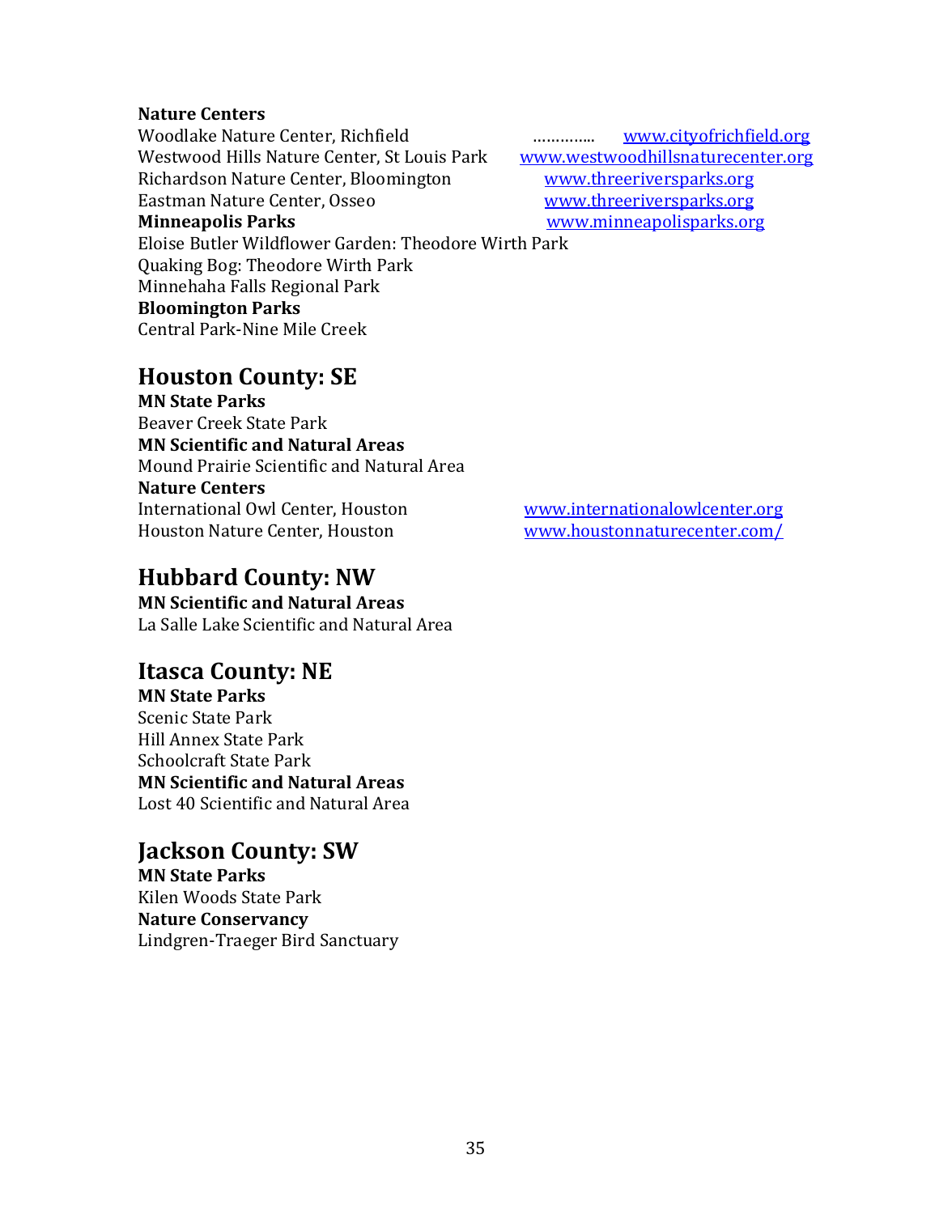**Nature Centers**
Woodlake Nature Center, Richfield ………….. www.cityofrichfield.org
Westwood Hills Nature Center, St Louis Park www.westwoodhillsnaturecenter.org
Richardson Nature Center, Bloomington www.threeriversparks.org
Eastman Nature Center, Osseo www.threeriversparks.org
**Minneapolis Parks** www.minneapolisparks.org
Eloise Butler Wildflower Garden: Theodore Wirth Park
Quaking Bog: Theodore Wirth Park
Minnehaha Falls Regional Park
**Bloomington Parks**
Central Park-Nine Mile Creek

## Houston County: SE

**MN State Parks**
Beaver Creek State Park
**MN Scientific and Natural Areas**
Mound Prairie Scientific and Natural Area
**Nature Centers**
International Owl Center, Houston www.internationalowlcenter.org
Houston Nature Center, Houston www.houstonnaturecenter.com/

## Hubbard County: NW

**MN Scientific and Natural Areas**
La Salle Lake Scientific and Natural Area

## Itasca County: NE

**MN State Parks**
Scenic State Park
Hill Annex State Park
Schoolcraft State Park
**MN Scientific and Natural Areas**
Lost 40 Scientific and Natural Area

## Jackson County: SW

**MN State Parks**
Kilen Woods State Park
**Nature Conservancy**
Lindgren-Traeger Bird Sanctuary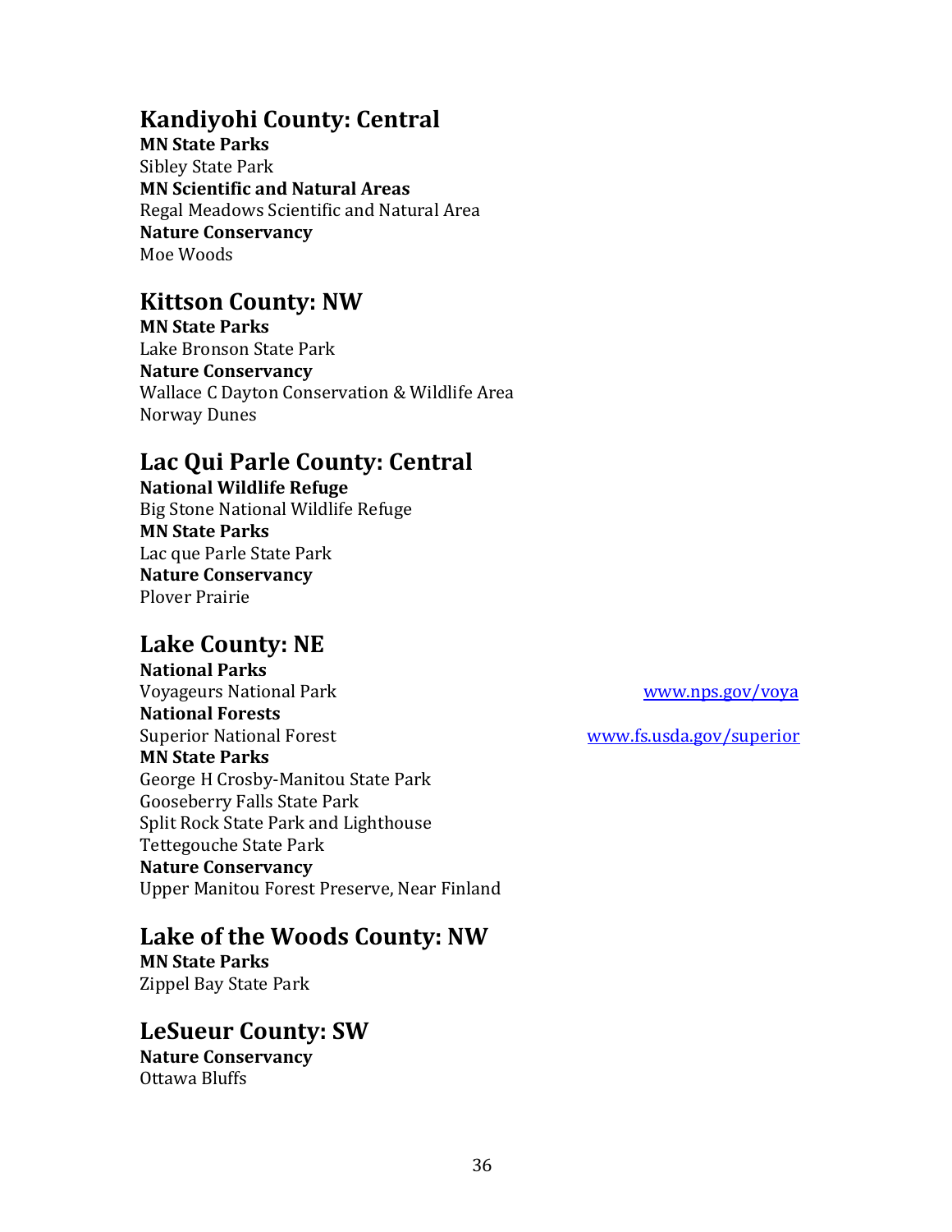## Kandiyohi County: Central

**MN State Parks**
Sibley State Park
**MN Scientific and Natural Areas**
Regal Meadows Scientific and Natural Area
**Nature Conservancy**
Moe Woods

## Kittson County: NW

**MN State Parks**
Lake Bronson State Park
**Nature Conservancy**
Wallace C Dayton Conservation & Wildlife Area
Norway Dunes

## Lac Qui Parle County: Central

**National Wildlife Refuge**
Big Stone National Wildlife Refuge
**MN State Parks**
Lac que Parle State Park
**Nature Conservancy**
Plover Prairie

## Lake County: NE

**National Parks**
Voyageurs National Park www.nps.gov/voya
**National Forests**
Superior National Forest www.fs.usda.gov/superior
**MN State Parks**
George H Crosby-Manitou State Park
Gooseberry Falls State Park
Split Rock State Park and Lighthouse
Tettegouche State Park
**Nature Conservancy**
Upper Manitou Forest Preserve, Near Finland

## Lake of the Woods County: NW

**MN State Parks**
Zippel Bay State Park

## LeSueur County: SW

**Nature Conservancy**
Ottawa Bluffs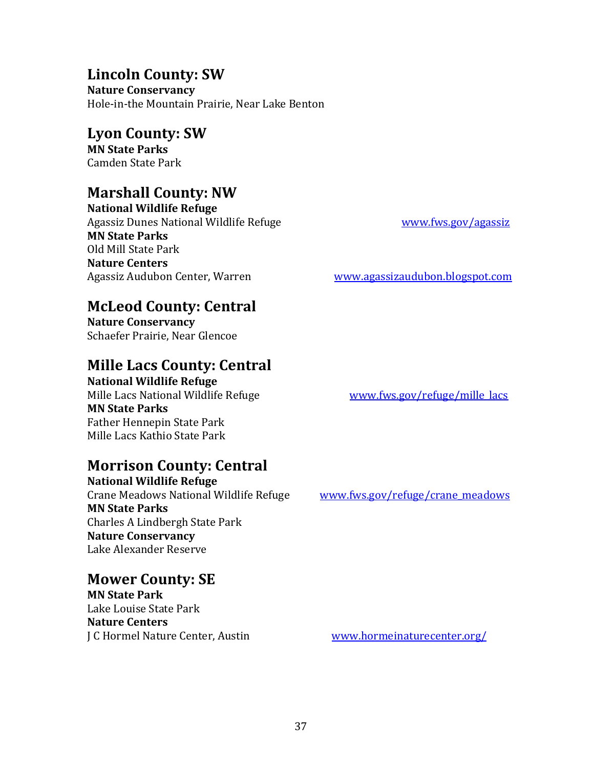## Lincoln County: SW

**Nature Conservancy**
Hole-in-the Mountain Prairie, Near Lake Benton

## Lyon County: SW

**MN State Parks**
Camden State Park

## Marshall County: NW

**National Wildlife Refuge**
Agassiz Dunes National Wildlife Refuge www.fws.gov/agassiz
**MN State Parks**
Old Mill State Park
**Nature Centers**
Agassiz Audubon Center, Warren www.agassizaudubon.blogspot.com

## McLeod County: Central

**Nature Conservancy**
Schaefer Prairie, Near Glencoe

## Mille Lacs County: Central

**National Wildlife Refuge**
Mille Lacs National Wildlife Refuge www.fws.gov/refuge/mille_lacs
**MN State Parks**
Father Hennepin State Park
Mille Lacs Kathio State Park

## Morrison County: Central

**National Wildlife Refuge**
Crane Meadows National Wildlife Refuge www.fws.gov/refuge/crane_meadows
**MN State Parks**
Charles A Lindbergh State Park
**Nature Conservancy**
Lake Alexander Reserve

## Mower County: SE

**MN State Park**
Lake Louise State Park
**Nature Centers**
J C Hormel Nature Center, Austin www.hormeinaturecenter.org/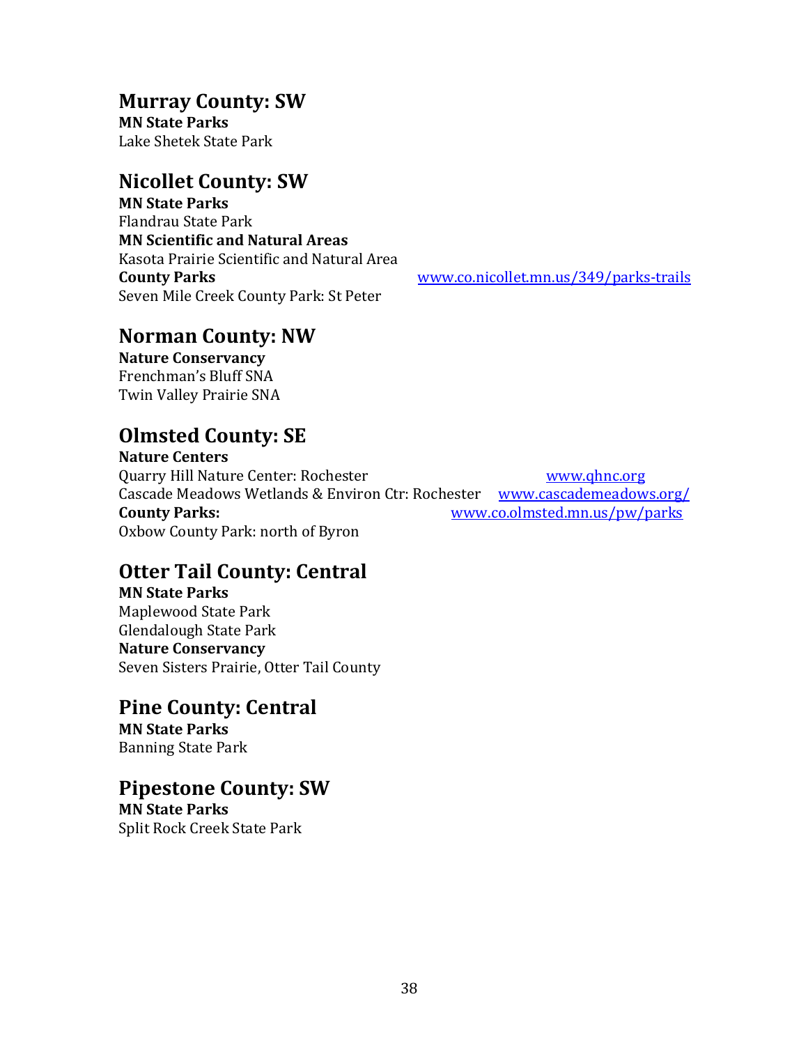## Murray County: SW

**MN State Parks**
Lake Shetek State Park

## Nicollet County: SW

**MN State Parks**
Flandrau State Park
**MN Scientific and Natural Areas**
Kasota Prairie Scientific and Natural Area
**County Parks** www.co.nicollet.mn.us/349/parks-trails
Seven Mile Creek County Park: St Peter

## Norman County: NW

**Nature Conservancy**
Frenchman's Bluff SNA
Twin Valley Prairie SNA

## Olmsted County: SE

**Nature Centers**
Quarry Hill Nature Center: Rochester www.qhnc.org
Cascade Meadows Wetlands & Environ Ctr: Rochester www.cascademeadows.org/
**County Parks:** www.co.olmsted.mn.us/pw/parks
Oxbow County Park: north of Byron

## Otter Tail County: Central

**MN State Parks**
Maplewood State Park
Glendalough State Park
**Nature Conservancy**
Seven Sisters Prairie, Otter Tail County

## Pine County: Central

**MN State Parks**
Banning State Park

## Pipestone County: SW

**MN State Parks**
Split Rock Creek State Park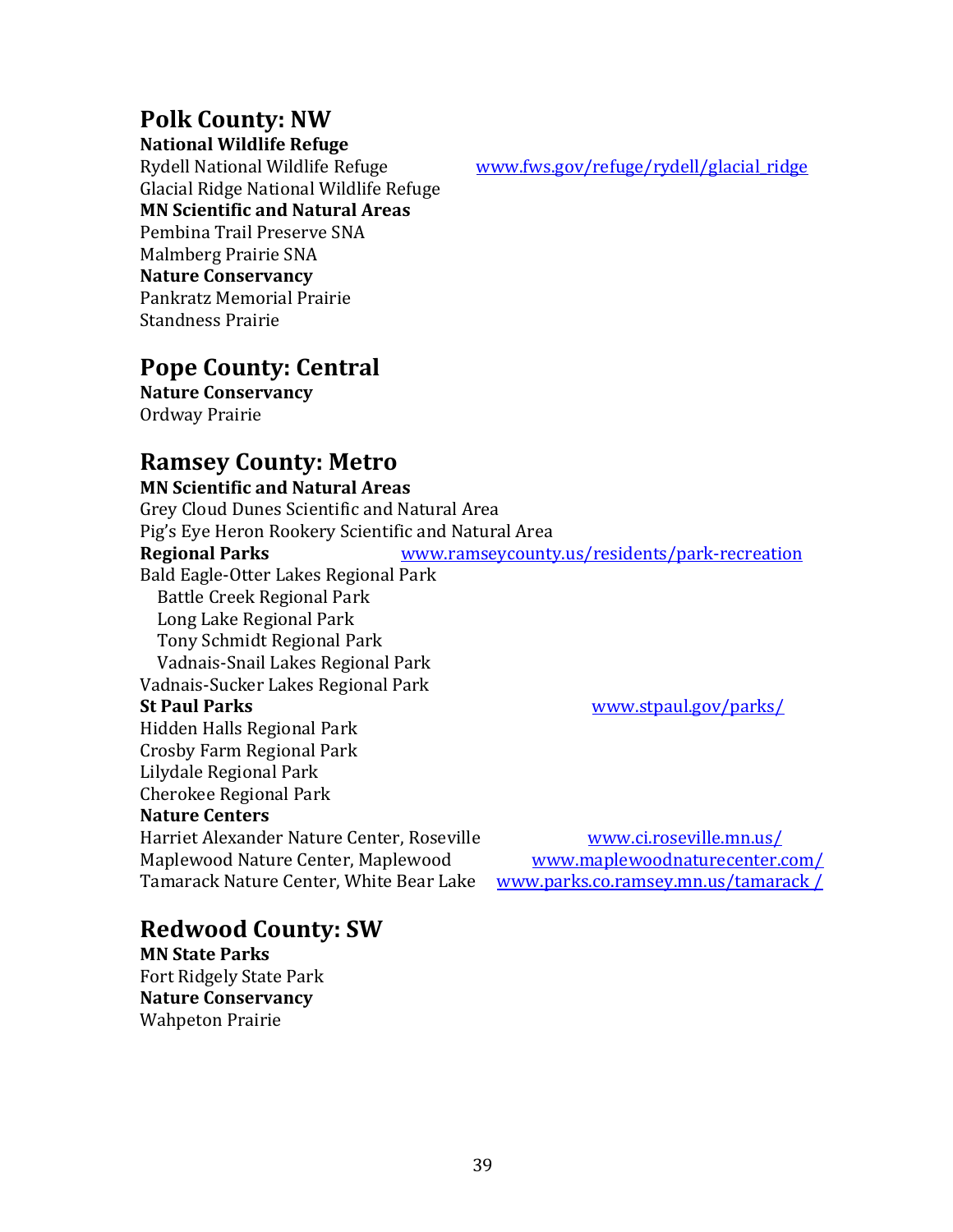## Polk County: NW

**National Wildlife Refuge**

Rydell National Wildlife Refuge www.fws.gov/refuge/rydell/glacial_ridge
Glacial Ridge National Wildlife Refuge

**MN Scientific and Natural Areas**

Pembina Trail Preserve SNA
Malmberg Prairie SNA

**Nature Conservancy**

Pankratz Memorial Prairie
Standness Prairie

## Pope County: Central

**Nature Conservancy**

Ordway Prairie

## Ramsey County: Metro

**MN Scientific and Natural Areas**

Grey Cloud Dunes Scientific and Natural Area
Pig's Eye Heron Rookery Scientific and Natural Area

**Regional Parks** www.ramseycounty.us/residents/park-recreation

Bald Eagle-Otter Lakes Regional Park
Battle Creek Regional Park
Long Lake Regional Park
Tony Schmidt Regional Park
Vadnais-Snail Lakes Regional Park
Vadnais-Sucker Lakes Regional Park

**St Paul Parks** www.stpaul.gov/parks/

Hidden Halls Regional Park
Crosby Farm Regional Park
Lilydale Regional Park
Cherokee Regional Park

**Nature Centers**

Harriet Alexander Nature Center, Roseville www.ci.roseville.mn.us/
Maplewood Nature Center, Maplewood www.maplewoodnaturecenter.com/
Tamarack Nature Center, White Bear Lake www.parks.co.ramsey.mn.us/tamarack /

## Redwood County: SW

**MN State Parks**

Fort Ridgely State Park

**Nature Conservancy**

Wahpeton Prairie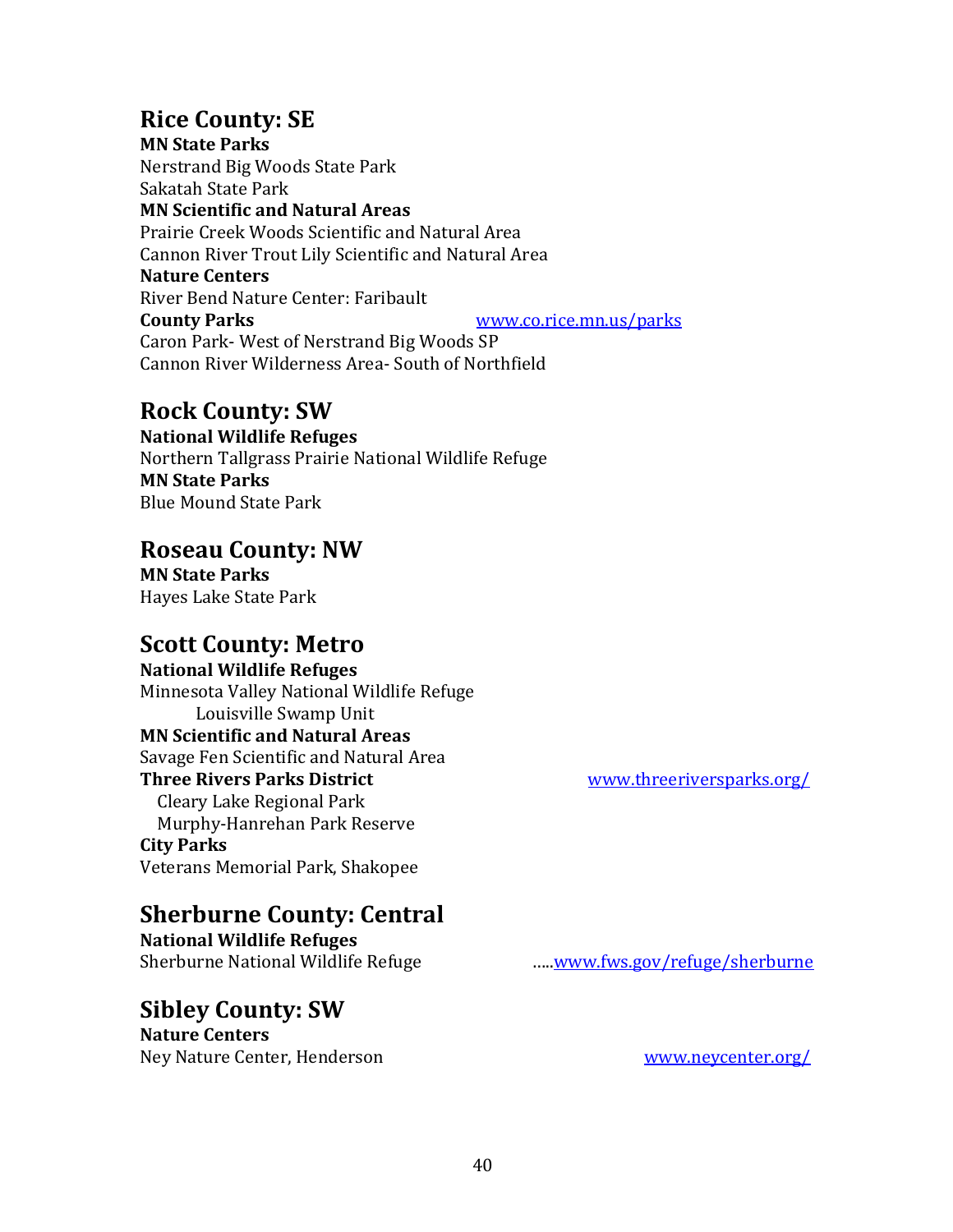## Rice County: SE

**MN State Parks**
Nerstrand Big Woods State Park
Sakatah State Park

**MN Scientific and Natural Areas**
Prairie Creek Woods Scientific and Natural Area
Cannon River Trout Lily Scientific and Natural Area

**Nature Centers**
River Bend Nature Center: Faribault

**County Parks** www.co.rice.mn.us/parks
Caron Park- West of Nerstrand Big Woods SP
Cannon River Wilderness Area- South of Northfield

## Rock County: SW

**National Wildlife Refuges**
Northern Tallgrass Prairie National Wildlife Refuge

**MN State Parks**
Blue Mound State Park

## Roseau County: NW

**MN State Parks**
Hayes Lake State Park

## Scott County: Metro

**National Wildlife Refuges**
Minnesota Valley National Wildlife Refuge
- Louisville Swamp Unit

**MN Scientific and Natural Areas**
Savage Fen Scientific and Natural Area

**Three Rivers Parks District** www.threeriversparks.org/
- Cleary Lake Regional Park
- Murphy-Hanrehan Park Reserve

**City Parks**
Veterans Memorial Park, Shakopee

## Sherburne County: Central

**National Wildlife Refuges**
Sherburne National Wildlife Refuge .....www.fws.gov/refuge/sherburne

## Sibley County: SW

**Nature Centers**
Ney Nature Center, Henderson www.neycenter.org/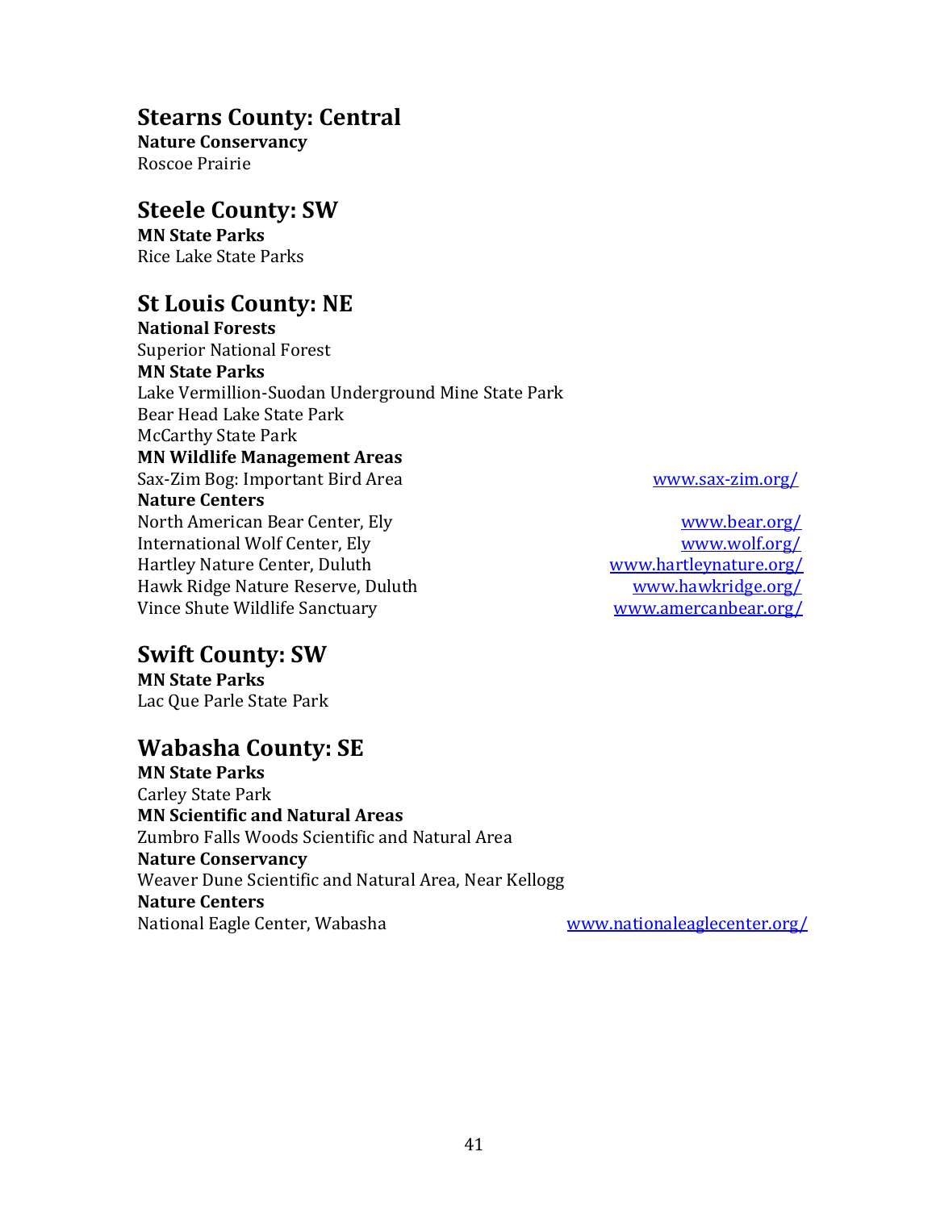## Stearns County: Central

**Nature Conservancy**
Roscoe Prairie

## Steele County: SW

**MN State Parks**
Rice Lake State Parks

## St Louis County: NE

**National Forests**
Superior National Forest
**MN State Parks**
Lake Vermillion-Suodan Underground Mine State Park
Bear Head Lake State Park
McCarthy State Park
**MN Wildlife Management Areas**
Sax-Zim Bog: Important Bird Area www.sax-zim.org/
**Nature Centers**
North American Bear Center, Ely www.bear.org/
International Wolf Center, Ely www.wolf.org/
Hartley Nature Center, Duluth www.hartleynature.org/
Hawk Ridge Nature Reserve, Duluth www.hawkridge.org/
Vince Shute Wildlife Sanctuary www.amercanbear.org/

## Swift County: SW

**MN State Parks**
Lac Que Parle State Park

## Wabasha County: SE

**MN State Parks**
Carley State Park
**MN Scientific and Natural Areas**
Zumbro Falls Woods Scientific and Natural Area
**Nature Conservancy**
Weaver Dune Scientific and Natural Area, Near Kellogg
**Nature Centers**
National Eagle Center, Wabasha www.nationaleaglecenter.org/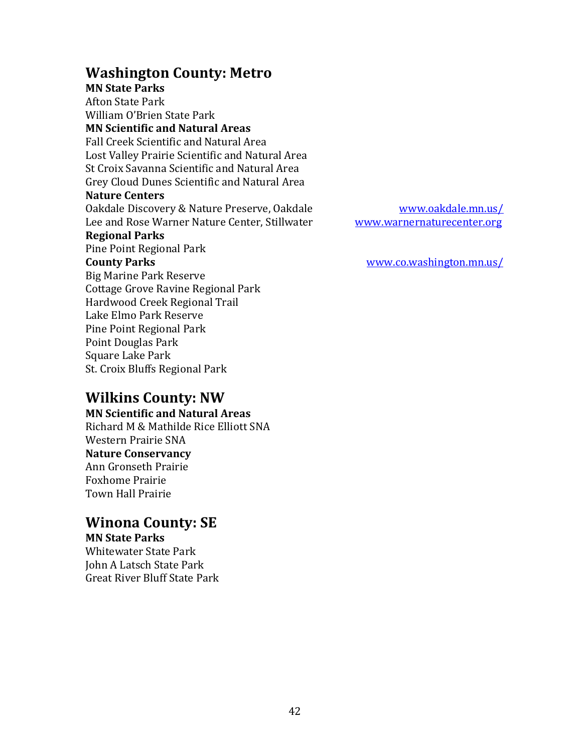## Washington County: Metro

**MN State Parks**

Afton State Park
William O'Brien State Park

**MN Scientific and Natural Areas**

Fall Creek Scientific and Natural Area
Lost Valley Prairie Scientific and Natural Area
St Croix Savanna Scientific and Natural Area
Grey Cloud Dunes Scientific and Natural Area

**Nature Centers**

Oakdale Discovery & Nature Preserve, Oakdale — www.oakdale.mn.us/
Lee and Rose Warner Nature Center, Stillwater — www.warnernaturecenter.org

**Regional Parks**

Pine Point Regional Park

**County Parks** — www.co.washington.mn.us/

Big Marine Park Reserve
Cottage Grove Ravine Regional Park
Hardwood Creek Regional Trail
Lake Elmo Park Reserve
Pine Point Regional Park
Point Douglas Park
Square Lake Park
St. Croix Bluffs Regional Park

## Wilkins County: NW

**MN Scientific and Natural Areas**

Richard M & Mathilde Rice Elliott SNA
Western Prairie SNA

**Nature Conservancy**

Ann Gronseth Prairie
Foxhome Prairie
Town Hall Prairie

## Winona County: SE

**MN State Parks**

Whitewater State Park
John A Latsch State Park
Great River Bluff State Park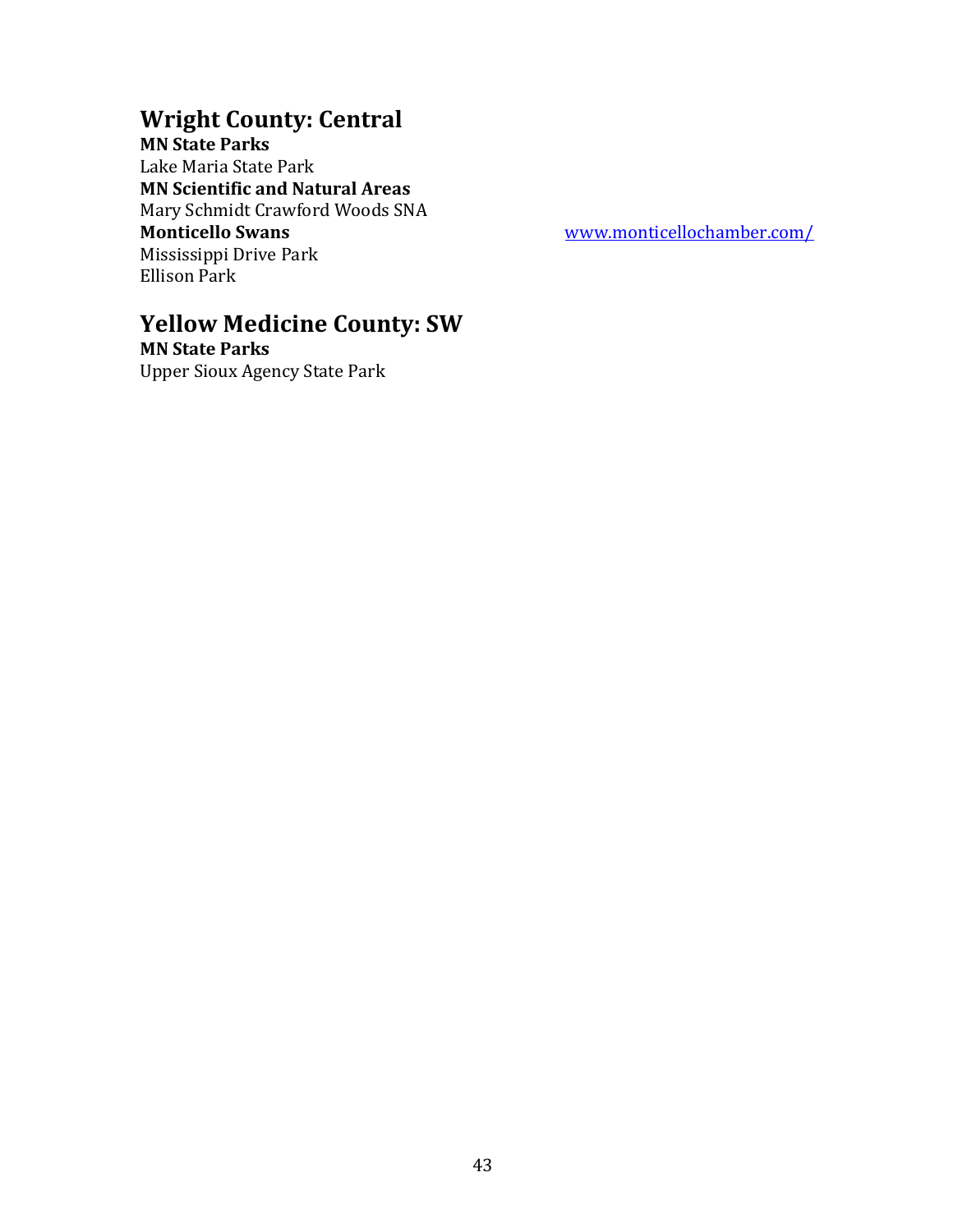## Wright County: Central

**MN State Parks**
Lake Maria State Park
**MN Scientific and Natural Areas**
Mary Schmidt Crawford Woods SNA
**Monticello Swans** www.monticellochamber.com/
Mississippi Drive Park
Ellison Park

## Yellow Medicine County: SW

**MN State Parks**
Upper Sioux Agency State Park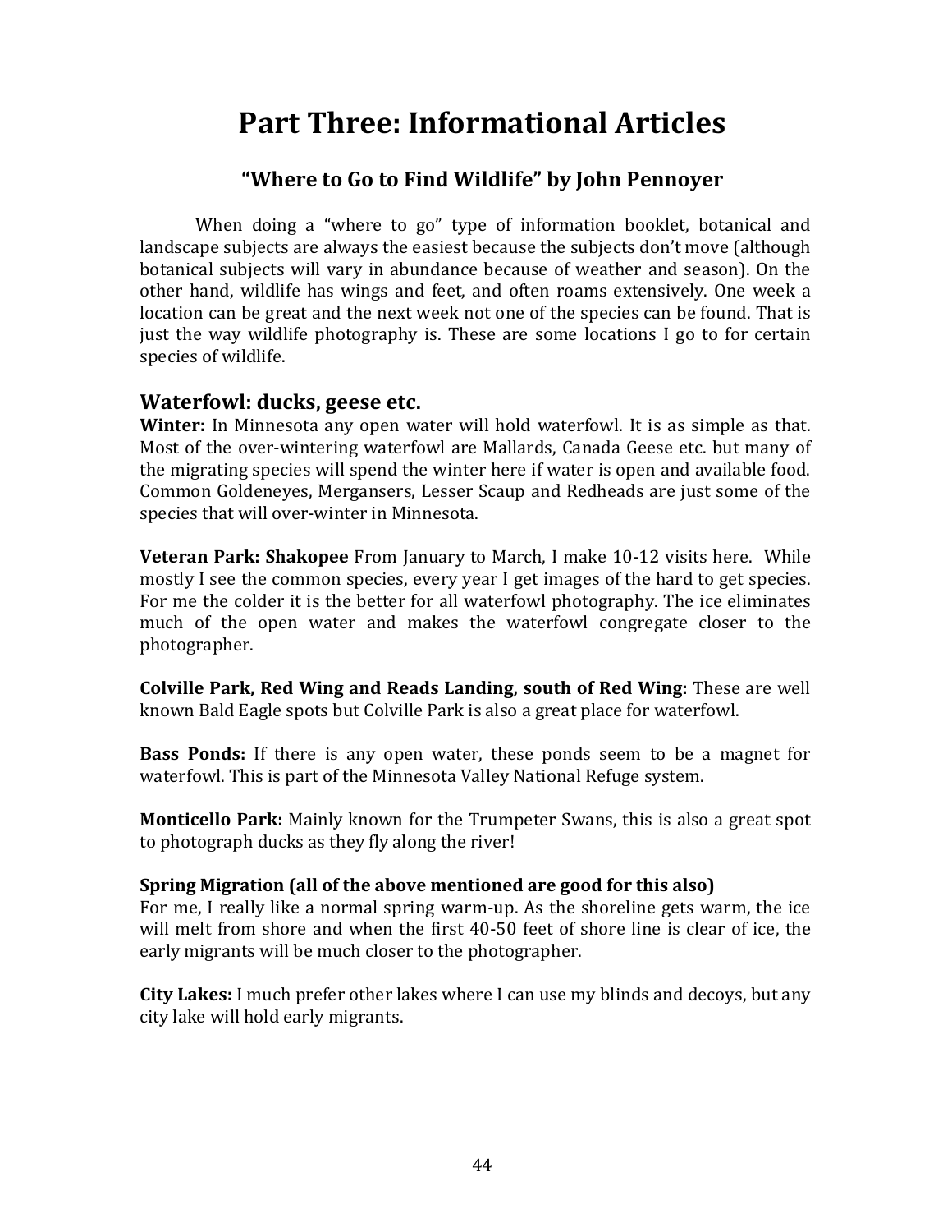# Part Three: Informational Articles

## "Where to Go to Find Wildlife" by John Pennoyer

When doing a "where to go" type of information booklet, botanical and landscape subjects are always the easiest because the subjects don't move (although botanical subjects will vary in abundance because of weather and season). On the other hand, wildlife has wings and feet, and often roams extensively. One week a location can be great and the next week not one of the species can be found. That is just the way wildlife photography is. These are some locations I go to for certain species of wildlife.

### Waterfowl: ducks, geese etc.

**Winter:** In Minnesota any open water will hold waterfowl. It is as simple as that. Most of the over-wintering waterfowl are Mallards, Canada Geese etc. but many of the migrating species will spend the winter here if water is open and available food. Common Goldeneyes, Mergansers, Lesser Scaup and Redheads are just some of the species that will over-winter in Minnesota.

**Veteran Park: Shakopee** From January to March, I make 10-12 visits here. While mostly I see the common species, every year I get images of the hard to get species. For me the colder it is the better for all waterfowl photography. The ice eliminates much of the open water and makes the waterfowl congregate closer to the photographer.

**Colville Park, Red Wing and Reads Landing, south of Red Wing:** These are well known Bald Eagle spots but Colville Park is also a great place for waterfowl.

**Bass Ponds:** If there is any open water, these ponds seem to be a magnet for waterfowl. This is part of the Minnesota Valley National Refuge system.

**Monticello Park:** Mainly known for the Trumpeter Swans, this is also a great spot to photograph ducks as they fly along the river!

**Spring Migration (all of the above mentioned are good for this also)**
For me, I really like a normal spring warm-up. As the shoreline gets warm, the ice will melt from shore and when the first 40-50 feet of shore line is clear of ice, the early migrants will be much closer to the photographer.

**City Lakes:** I much prefer other lakes where I can use my blinds and decoys, but any city lake will hold early migrants.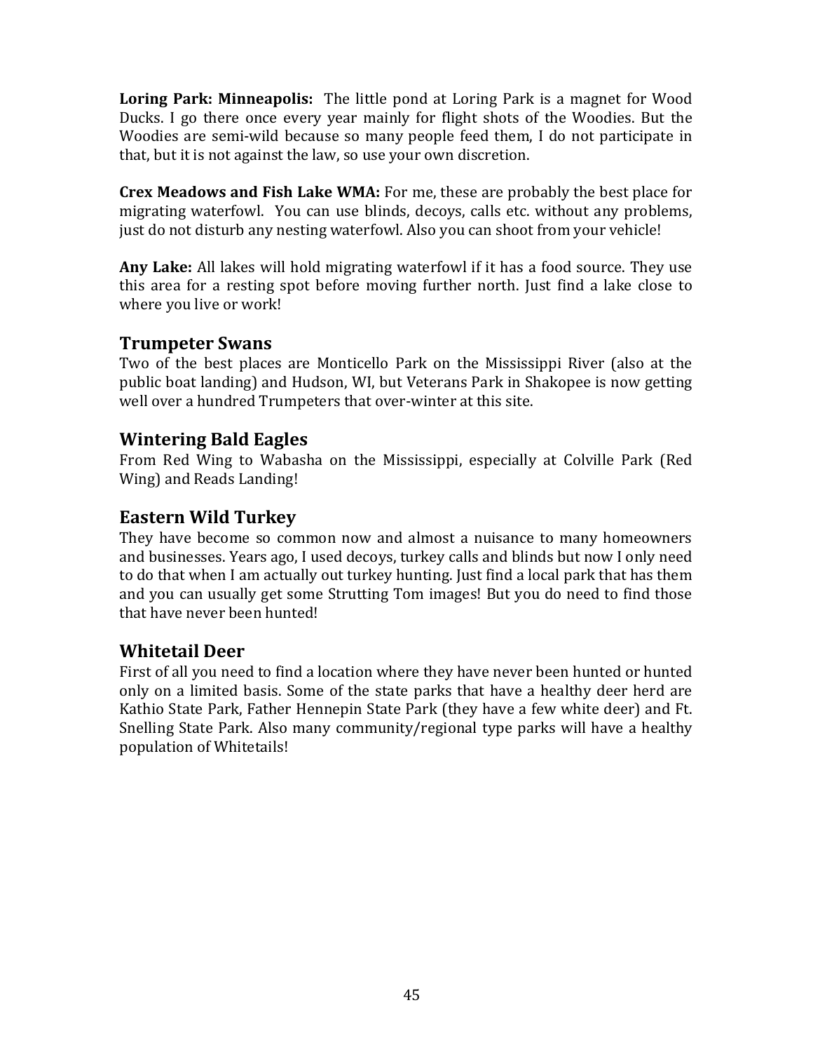**Loring Park: Minneapolis:** The little pond at Loring Park is a magnet for Wood Ducks. I go there once every year mainly for flight shots of the Woodies. But the Woodies are semi-wild because so many people feed them, I do not participate in that, but it is not against the law, so use your own discretion.

**Crex Meadows and Fish Lake WMA:** For me, these are probably the best place for migrating waterfowl. You can use blinds, decoys, calls etc. without any problems, just do not disturb any nesting waterfowl. Also you can shoot from your vehicle!

**Any Lake:** All lakes will hold migrating waterfowl if it has a food source. They use this area for a resting spot before moving further north. Just find a lake close to where you live or work!

## Trumpeter Swans

Two of the best places are Monticello Park on the Mississippi River (also at the public boat landing) and Hudson, WI, but Veterans Park in Shakopee is now getting well over a hundred Trumpeters that over-winter at this site.

## Wintering Bald Eagles

From Red Wing to Wabasha on the Mississippi, especially at Colville Park (Red Wing) and Reads Landing!

## Eastern Wild Turkey

They have become so common now and almost a nuisance to many homeowners and businesses. Years ago, I used decoys, turkey calls and blinds but now I only need to do that when I am actually out turkey hunting. Just find a local park that has them and you can usually get some Strutting Tom images! But you do need to find those that have never been hunted!

## Whitetail Deer

First of all you need to find a location where they have never been hunted or hunted only on a limited basis. Some of the state parks that have a healthy deer herd are Kathio State Park, Father Hennepin State Park (they have a few white deer) and Ft. Snelling State Park. Also many community/regional type parks will have a healthy population of Whitetails!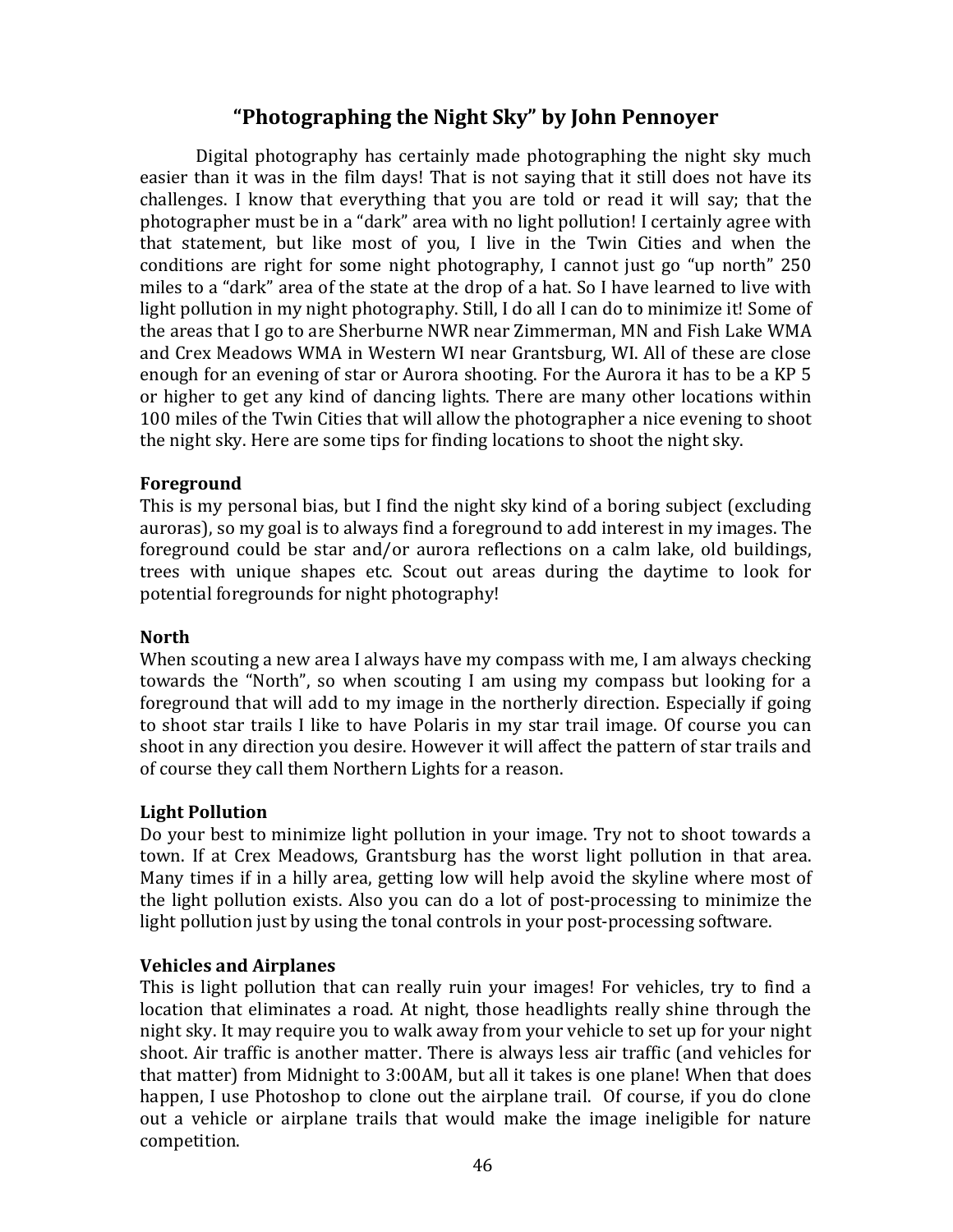# “Photographing the Night Sky” by John Pennoyer

Digital photography has certainly made photographing the night sky much easier than it was in the film days! That is not saying that it still does not have its challenges. I know that everything that you are told or read it will say; that the photographer must be in a “dark” area with no light pollution! I certainly agree with that statement, but like most of you, I live in the Twin Cities and when the conditions are right for some night photography, I cannot just go “up north” 250 miles to a “dark” area of the state at the drop of a hat. So I have learned to live with light pollution in my night photography. Still, I do all I can do to minimize it! Some of the areas that I go to are Sherburne NWR near Zimmerman, MN and Fish Lake WMA and Crex Meadows WMA in Western WI near Grantsburg, WI. All of these are close enough for an evening of star or Aurora shooting. For the Aurora it has to be a KP 5 or higher to get any kind of dancing lights. There are many other locations within 100 miles of the Twin Cities that will allow the photographer a nice evening to shoot the night sky. Here are some tips for finding locations to shoot the night sky.

**Foreground**

This is my personal bias, but I find the night sky kind of a boring subject (excluding auroras), so my goal is to always find a foreground to add interest in my images. The foreground could be star and/or aurora reflections on a calm lake, old buildings, trees with unique shapes etc. Scout out areas during the daytime to look for potential foregrounds for night photography!

**North**

When scouting a new area I always have my compass with me, I am always checking towards the “North”, so when scouting I am using my compass but looking for a foreground that will add to my image in the northerly direction. Especially if going to shoot star trails I like to have Polaris in my star trail image. Of course you can shoot in any direction you desire. However it will affect the pattern of star trails and of course they call them Northern Lights for a reason.

**Light Pollution**

Do your best to minimize light pollution in your image. Try not to shoot towards a town. If at Crex Meadows, Grantsburg has the worst light pollution in that area. Many times if in a hilly area, getting low will help avoid the skyline where most of the light pollution exists. Also you can do a lot of post-processing to minimize the light pollution just by using the tonal controls in your post-processing software.

**Vehicles and Airplanes**

This is light pollution that can really ruin your images! For vehicles, try to find a location that eliminates a road. At night, those headlights really shine through the night sky. It may require you to walk away from your vehicle to set up for your night shoot. Air traffic is another matter. There is always less air traffic (and vehicles for that matter) from Midnight to 3:00AM, but all it takes is one plane! When that does happen, I use Photoshop to clone out the airplane trail. Of course, if you do clone out a vehicle or airplane trails that would make the image ineligible for nature competition.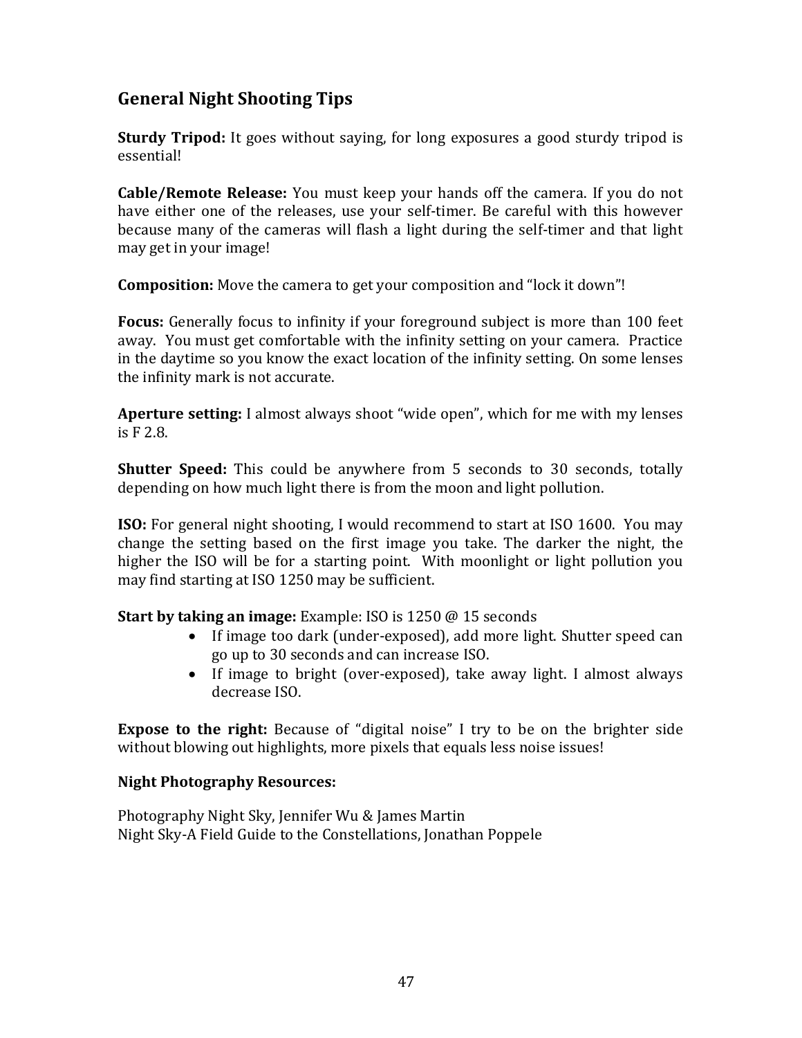## General Night Shooting Tips

**Sturdy Tripod:** It goes without saying, for long exposures a good sturdy tripod is essential!

**Cable/Remote Release:** You must keep your hands off the camera. If you do not have either one of the releases, use your self-timer. Be careful with this however because many of the cameras will flash a light during the self-timer and that light may get in your image!

**Composition:** Move the camera to get your composition and "lock it down"!

**Focus:** Generally focus to infinity if your foreground subject is more than 100 feet away. You must get comfortable with the infinity setting on your camera. Practice in the daytime so you know the exact location of the infinity setting. On some lenses the infinity mark is not accurate.

**Aperture setting:** I almost always shoot "wide open", which for me with my lenses is F 2.8.

**Shutter Speed:** This could be anywhere from 5 seconds to 30 seconds, totally depending on how much light there is from the moon and light pollution.

**ISO:** For general night shooting, I would recommend to start at ISO 1600. You may change the setting based on the first image you take. The darker the night, the higher the ISO will be for a starting point. With moonlight or light pollution you may find starting at ISO 1250 may be sufficient.

**Start by taking an image:** Example: ISO is 1250 @ 15 seconds

- If image too dark (under-exposed), add more light. Shutter speed can go up to 30 seconds and can increase ISO.
- If image to bright (over-exposed), take away light. I almost always decrease ISO.

**Expose to the right:** Because of "digital noise" I try to be on the brighter side without blowing out highlights, more pixels that equals less noise issues!

**Night Photography Resources:**

Photography Night Sky, Jennifer Wu & James Martin
Night Sky-A Field Guide to the Constellations, Jonathan Poppele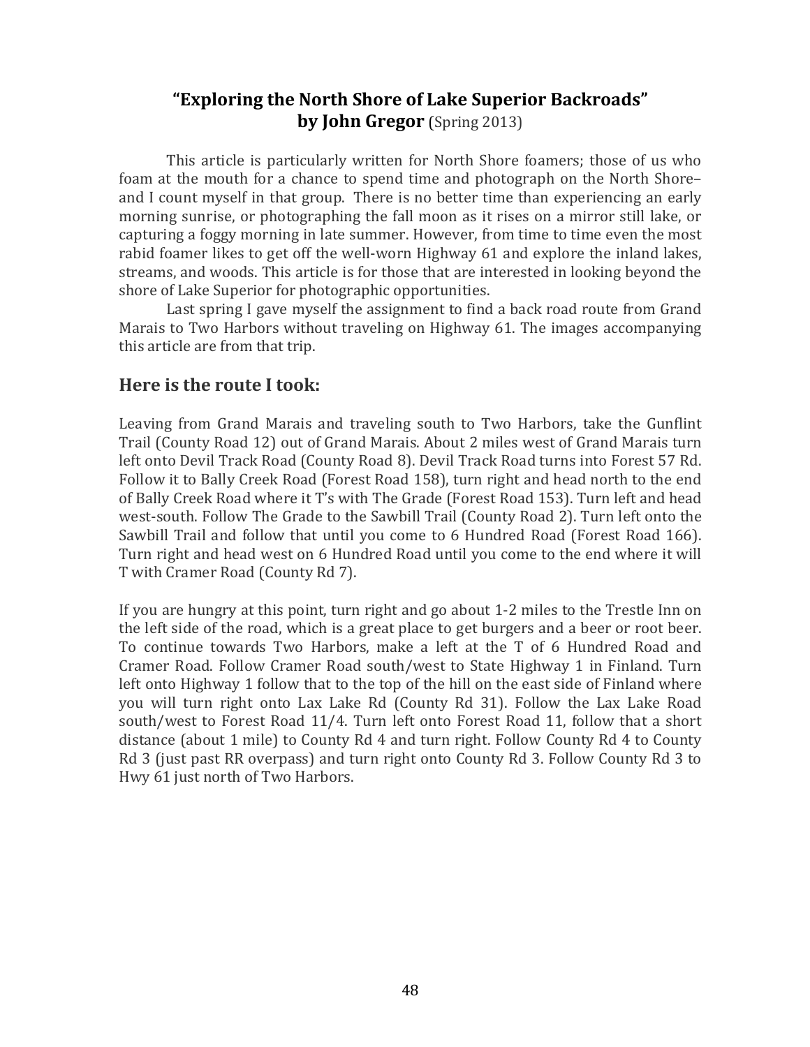# "Exploring the North Shore of Lake Superior Backroads" by John Gregor (Spring 2013)

This article is particularly written for North Shore foamers; those of us who foam at the mouth for a chance to spend time and photograph on the North Shore– and I count myself in that group. There is no better time than experiencing an early morning sunrise, or photographing the fall moon as it rises on a mirror still lake, or capturing a foggy morning in late summer. However, from time to time even the most rabid foamer likes to get off the well-worn Highway 61 and explore the inland lakes, streams, and woods. This article is for those that are interested in looking beyond the shore of Lake Superior for photographic opportunities.

Last spring I gave myself the assignment to find a back road route from Grand Marais to Two Harbors without traveling on Highway 61. The images accompanying this article are from that trip.

## Here is the route I took:

Leaving from Grand Marais and traveling south to Two Harbors, take the Gunflint Trail (County Road 12) out of Grand Marais. About 2 miles west of Grand Marais turn left onto Devil Track Road (County Road 8). Devil Track Road turns into Forest 57 Rd. Follow it to Bally Creek Road (Forest Road 158), turn right and head north to the end of Bally Creek Road where it T's with The Grade (Forest Road 153). Turn left and head west-south. Follow The Grade to the Sawbill Trail (County Road 2). Turn left onto the Sawbill Trail and follow that until you come to 6 Hundred Road (Forest Road 166). Turn right and head west on 6 Hundred Road until you come to the end where it will T with Cramer Road (County Rd 7).

If you are hungry at this point, turn right and go about 1-2 miles to the Trestle Inn on the left side of the road, which is a great place to get burgers and a beer or root beer. To continue towards Two Harbors, make a left at the T of 6 Hundred Road and Cramer Road. Follow Cramer Road south/west to State Highway 1 in Finland. Turn left onto Highway 1 follow that to the top of the hill on the east side of Finland where you will turn right onto Lax Lake Rd (County Rd 31). Follow the Lax Lake Road south/west to Forest Road 11/4. Turn left onto Forest Road 11, follow that a short distance (about 1 mile) to County Rd 4 and turn right. Follow County Rd 4 to County Rd 3 (just past RR overpass) and turn right onto County Rd 3. Follow County Rd 3 to Hwy 61 just north of Two Harbors.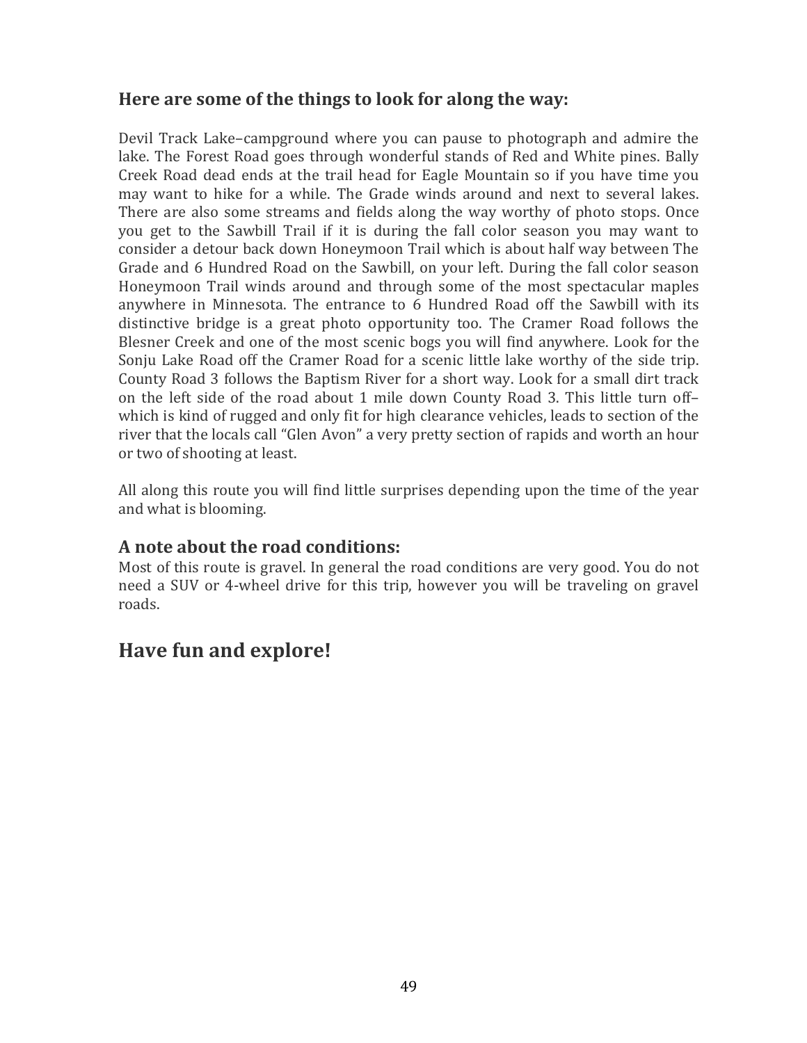## Here are some of the things to look for along the way:

Devil Track Lake–campground where you can pause to photograph and admire the lake. The Forest Road goes through wonderful stands of Red and White pines. Bally Creek Road dead ends at the trail head for Eagle Mountain so if you have time you may want to hike for a while. The Grade winds around and next to several lakes. There are also some streams and fields along the way worthy of photo stops. Once you get to the Sawbill Trail if it is during the fall color season you may want to consider a detour back down Honeymoon Trail which is about half way between The Grade and 6 Hundred Road on the Sawbill, on your left. During the fall color season Honeymoon Trail winds around and through some of the most spectacular maples anywhere in Minnesota. The entrance to 6 Hundred Road off the Sawbill with its distinctive bridge is a great photo opportunity too. The Cramer Road follows the Blesner Creek and one of the most scenic bogs you will find anywhere. Look for the Sonju Lake Road off the Cramer Road for a scenic little lake worthy of the side trip. County Road 3 follows the Baptism River for a short way. Look for a small dirt track on the left side of the road about 1 mile down County Road 3. This little turn off–which is kind of rugged and only fit for high clearance vehicles, leads to section of the river that the locals call "Glen Avon" a very pretty section of rapids and worth an hour or two of shooting at least.

All along this route you will find little surprises depending upon the time of the year and what is blooming.

### A note about the road conditions:

Most of this route is gravel. In general the road conditions are very good. You do not need a SUV or 4-wheel drive for this trip, however you will be traveling on gravel roads.

## Have fun and explore!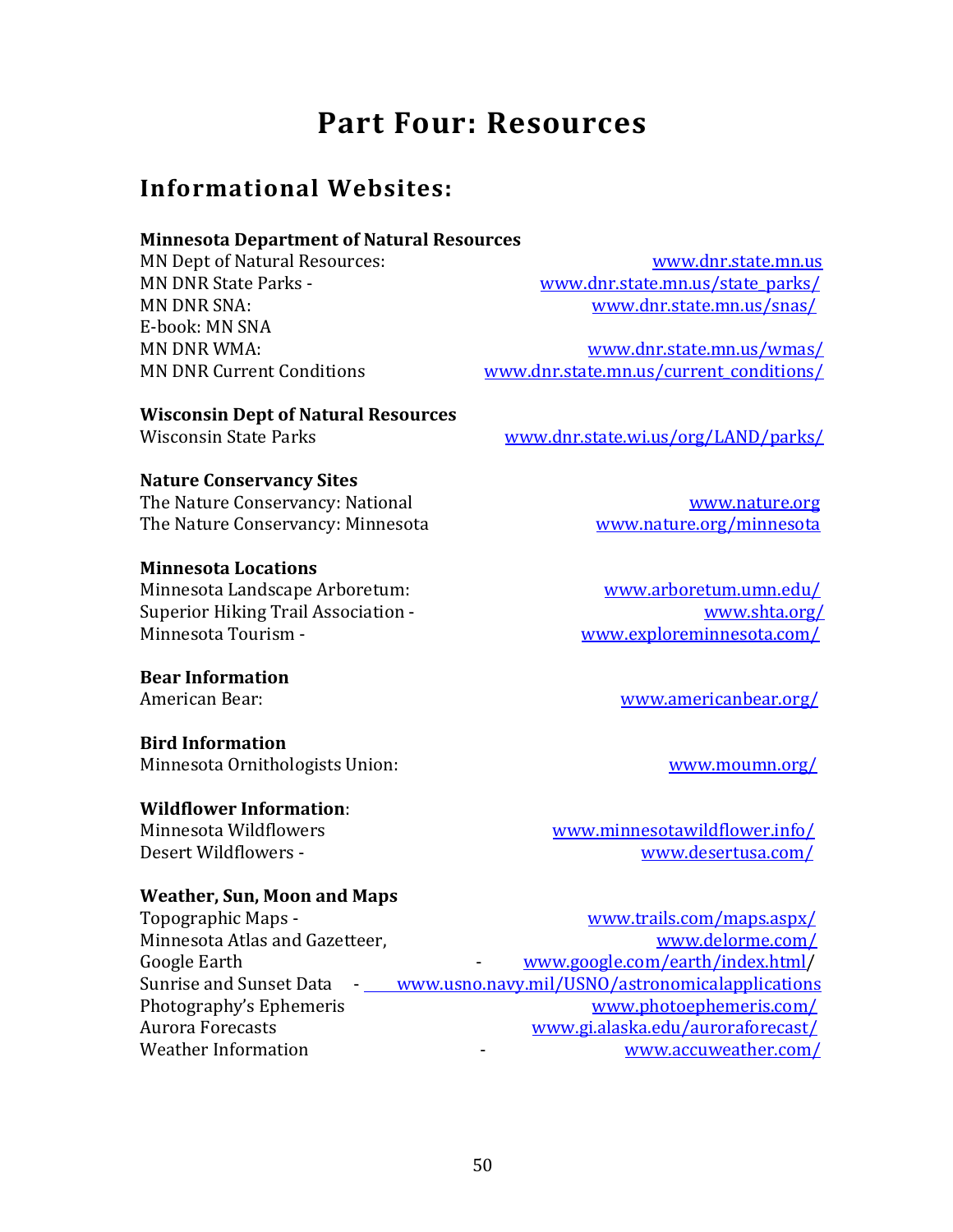# Part Four: Resources

## Informational Websites:

**Minnesota Department of Natural Resources**

MN Dept of Natural Resources: www.dnr.state.mn.us
MN DNR State Parks - www.dnr.state.mn.us/state_parks/
MN DNR SNA: www.dnr.state.mn.us/snas/
E-book: MN SNA
MN DNR WMA: www.dnr.state.mn.us/wmas/
MN DNR Current Conditions www.dnr.state.mn.us/current_conditions/

**Wisconsin Dept of Natural Resources**

Wisconsin State Parks www.dnr.state.wi.us/org/LAND/parks/

**Nature Conservancy Sites**

The Nature Conservancy: National www.nature.org
The Nature Conservancy: Minnesota www.nature.org/minnesota

**Minnesota Locations**

Minnesota Landscape Arboretum: www.arboretum.umn.edu/
Superior Hiking Trail Association - www.shta.org/
Minnesota Tourism - www.exploreminnesota.com/

**Bear Information**

American Bear: www.americanbear.org/

**Bird Information**

Minnesota Ornithologists Union: www.moumn.org/

**Wildflower Information**:

Minnesota Wildflowers www.minnesotawildflower.info/
Desert Wildflowers - www.desertusa.com/

**Weather, Sun, Moon and Maps**

Topographic Maps - www.trails.com/maps.aspx/
Minnesota Atlas and Gazetteer, www.delorme.com/
Google Earth - www.google.com/earth/index.html/
Sunrise and Sunset Data - www.usno.navy.mil/USNO/astronomicalapplications
Photography's Ephemeris www.photoephemeris.com/
Aurora Forecasts www.gi.alaska.edu/auroraforecast/
Weather Information - www.accuweather.com/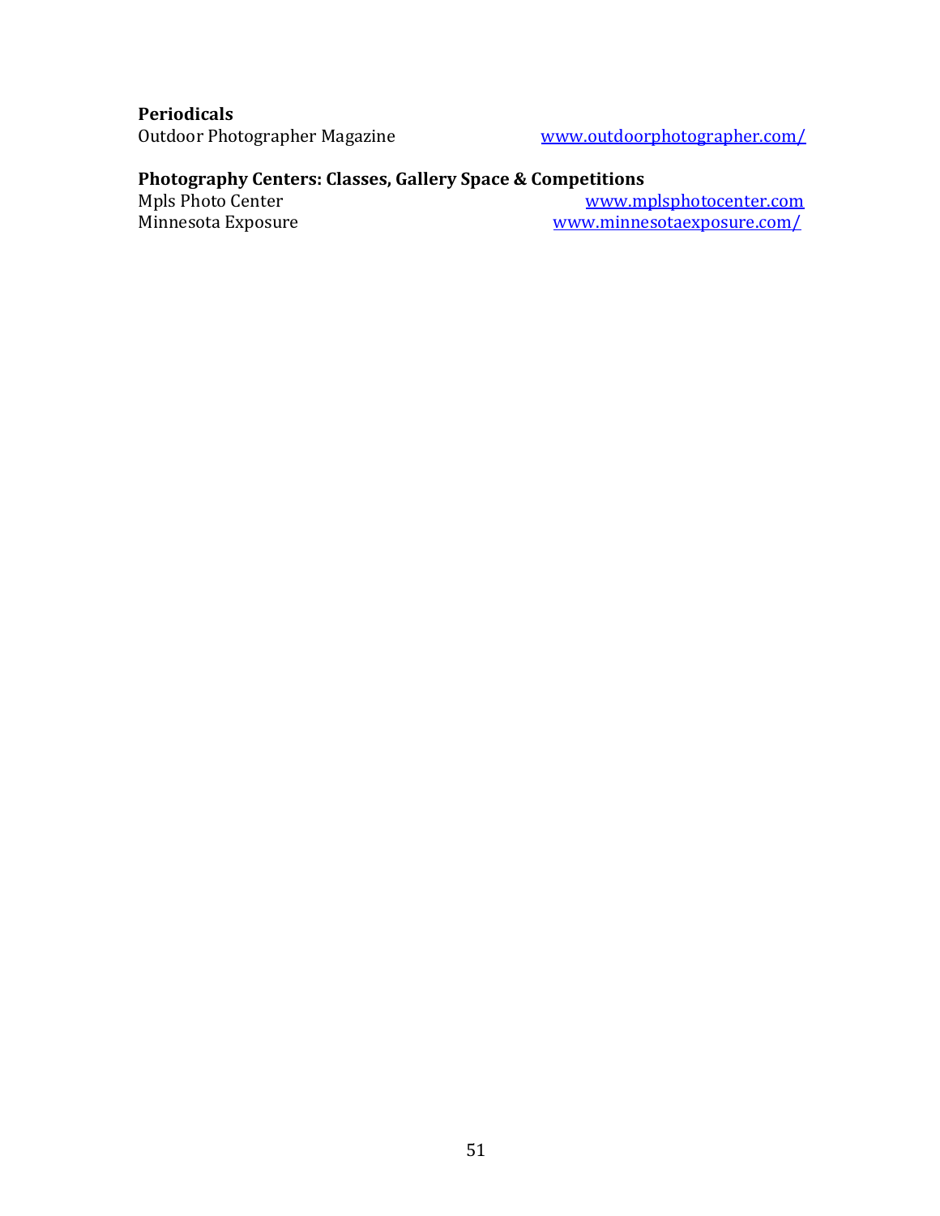**Periodicals**

Outdoor Photographer Magazine www.outdoorphotographer.com/

**Photography Centers: Classes, Gallery Space & Competitions**

Mpls Photo Center www.mplsphotocenter.com

Minnesota Exposure www.minnesotaexposure.com/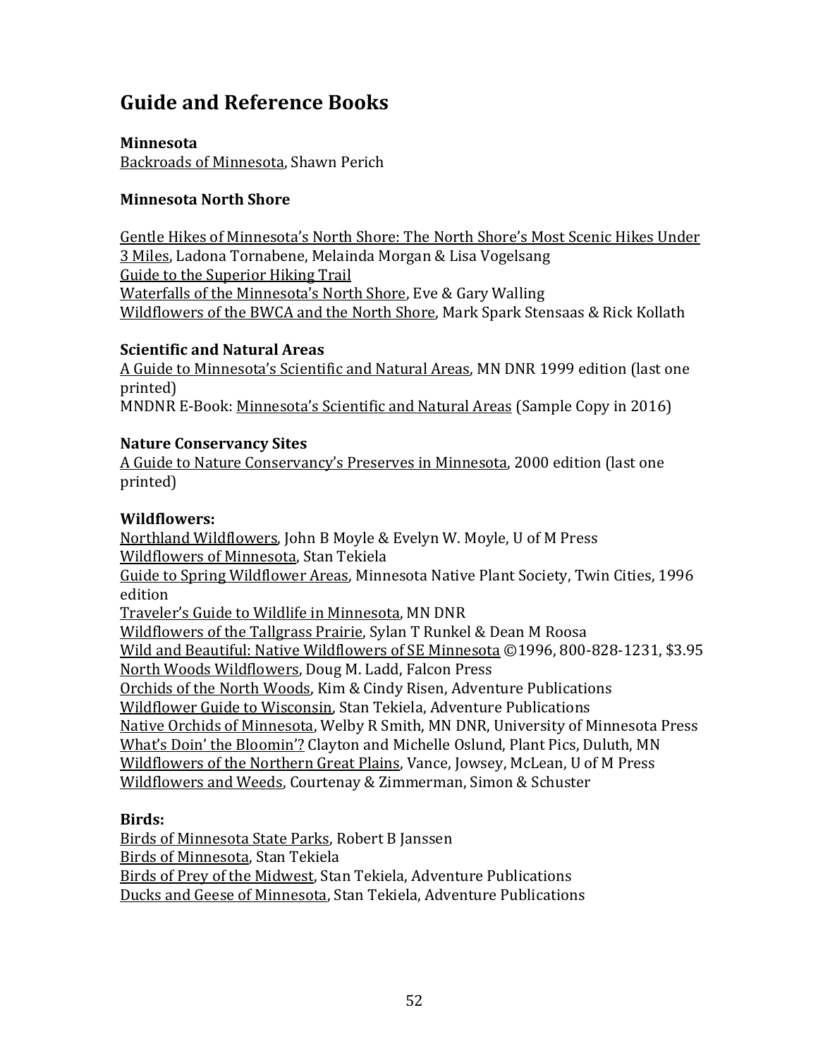## Guide and Reference Books

**Minnesota**
Backroads of Minnesota, Shawn Perich

**Minnesota North Shore**

Gentle Hikes of Minnesota's North Shore: The North Shore's Most Scenic Hikes Under 3 Miles, Ladona Tornabene, Melainda Morgan & Lisa Vogelsang
Guide to the Superior Hiking Trail
Waterfalls of the Minnesota's North Shore, Eve & Gary Walling
Wildflowers of the BWCA and the North Shore, Mark Spark Stensaas & Rick Kollath

**Scientific and Natural Areas**
A Guide to Minnesota's Scientific and Natural Areas, MN DNR 1999 edition (last one printed)
MNDNR E-Book: Minnesota's Scientific and Natural Areas (Sample Copy in 2016)

**Nature Conservancy Sites**
A Guide to Nature Conservancy's Preserves in Minnesota, 2000 edition (last one printed)

**Wildflowers:**
Northland Wildflowers, John B Moyle & Evelyn W. Moyle, U of M Press
Wildflowers of Minnesota, Stan Tekiela
Guide to Spring Wildflower Areas, Minnesota Native Plant Society, Twin Cities, 1996 edition
Traveler's Guide to Wildlife in Minnesota, MN DNR
Wildflowers of the Tallgrass Prairie, Sylan T Runkel & Dean M Roosa
Wild and Beautiful: Native Wildflowers of SE Minnesota ©1996, 800-828-1231, $3.95
North Woods Wildflowers, Doug M. Ladd, Falcon Press
Orchids of the North Woods, Kim & Cindy Risen, Adventure Publications
Wildflower Guide to Wisconsin, Stan Tekiela, Adventure Publications
Native Orchids of Minnesota, Welby R Smith, MN DNR, University of Minnesota Press
What's Doin' the Bloomin'? Clayton and Michelle Oslund, Plant Pics, Duluth, MN
Wildflowers of the Northern Great Plains, Vance, Jowsey, McLean, U of M Press
Wildflowers and Weeds, Courtenay & Zimmerman, Simon & Schuster

**Birds:**
Birds of Minnesota State Parks, Robert B Janssen
Birds of Minnesota, Stan Tekiela
Birds of Prey of the Midwest, Stan Tekiela, Adventure Publications
Ducks and Geese of Minnesota, Stan Tekiela, Adventure Publications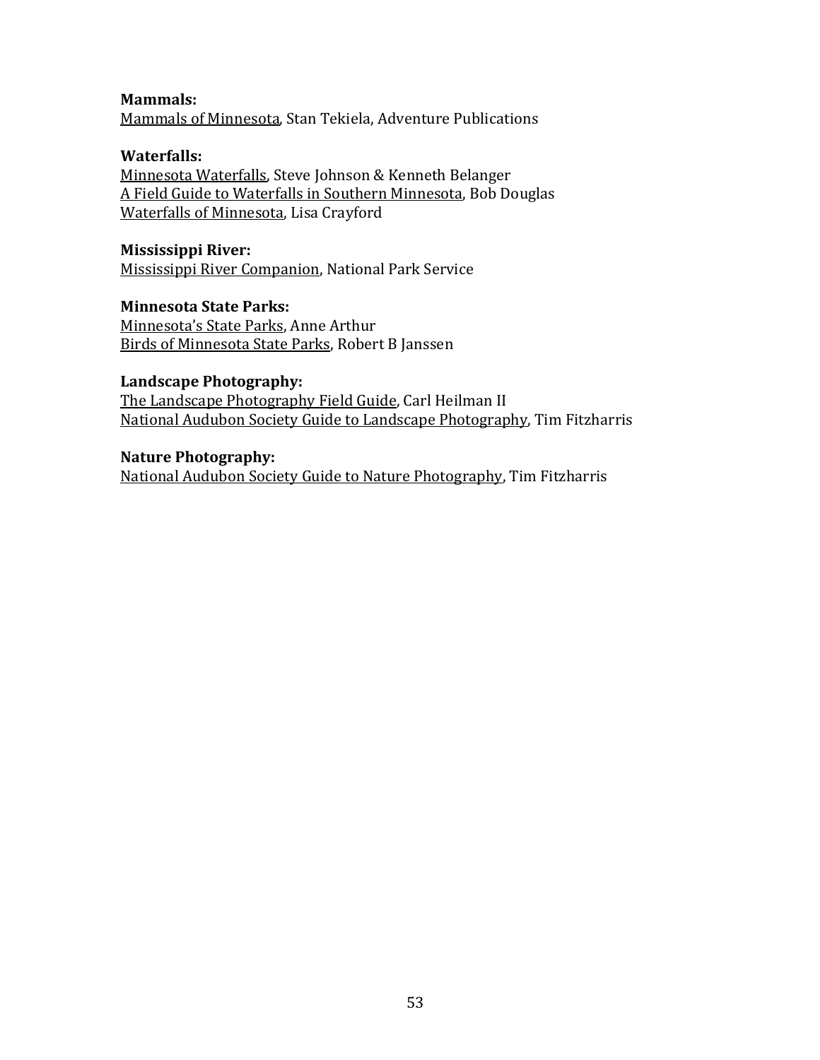**Mammals:**
Mammals of Minnesota, Stan Tekiela, Adventure Publications

**Waterfalls:**
Minnesota Waterfalls, Steve Johnson & Kenneth Belanger
A Field Guide to Waterfalls in Southern Minnesota, Bob Douglas
Waterfalls of Minnesota, Lisa Crayford

**Mississippi River:**
Mississippi River Companion, National Park Service

**Minnesota State Parks:**
Minnesota's State Parks, Anne Arthur
Birds of Minnesota State Parks, Robert B Janssen

**Landscape Photography:**
The Landscape Photography Field Guide, Carl Heilman II
National Audubon Society Guide to Landscape Photography, Tim Fitzharris

**Nature Photography:**
National Audubon Society Guide to Nature Photography, Tim Fitzharris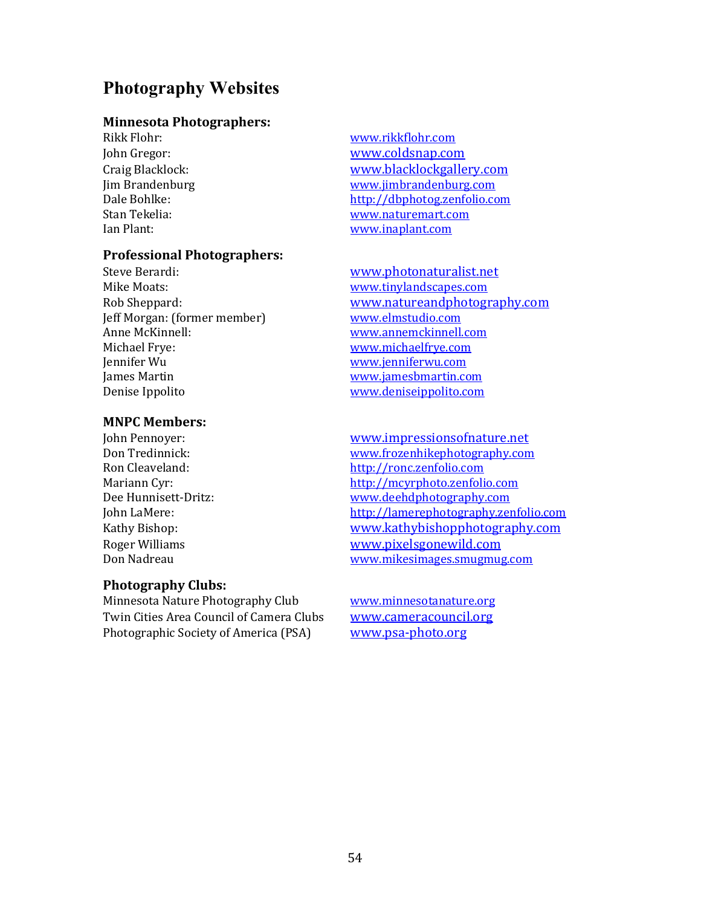# Photography Websites

### Minnesota Photographers:

| | |
|---|---|
| Rikk Flohr: | www.rikkflohr.com |
| John Gregor: | www.coldsnap.com |
| Craig Blacklock: | www.blacklockgallery.com |
| Jim Brandenburg | www.jimbrandenburg.com |
| Dale Bohlke: | http://dbphotog.zenfolio.com |
| Stan Tekelia: | www.naturemart.com |
| Ian Plant: | www.inaplant.com |

### Professional Photographers:

| | |
|---|---|
| Steve Berardi: | www.photonaturalist.net |
| Mike Moats: | www.tinylandscapes.com |
| Rob Sheppard: | www.natureandphotography.com |
| Jeff Morgan: (former member) | www.elmstudio.com |
| Anne McKinnell: | www.annemckinnell.com |
| Michael Frye: | www.michaelfrye.com |
| Jennifer Wu | www.jenniferwu.com |
| James Martin | www.jamesbmartin.com |
| Denise Ippolito | www.deniseippolito.com |

### MNPC Members:

| | |
|---|---|
| John Pennoyer: | www.impressionsofnature.net |
| Don Tredinnick: | www.frozenhikephotography.com |
| Ron Cleaveland: | http://ronc.zenfolio.com |
| Mariann Cyr: | http://mcyrphoto.zenfolio.com |
| Dee Hunnisett-Dritz: | www.deehdphotography.com |
| John LaMere: | http://lamerephotography.zenfolio.com |
| Kathy Bishop: | www.kathybishopphotography.com |
| Roger Williams | www.pixelsgonewild.com |
| Don Nadreau | www.mikesimages.smugmug.com |

### Photography Clubs:

| | |
|---|---|
| Minnesota Nature Photography Club | www.minnesotanature.org |
| Twin Cities Area Council of Camera Clubs | www.cameracouncil.org |
| Photographic Society of America (PSA) | www.psa-photo.org |